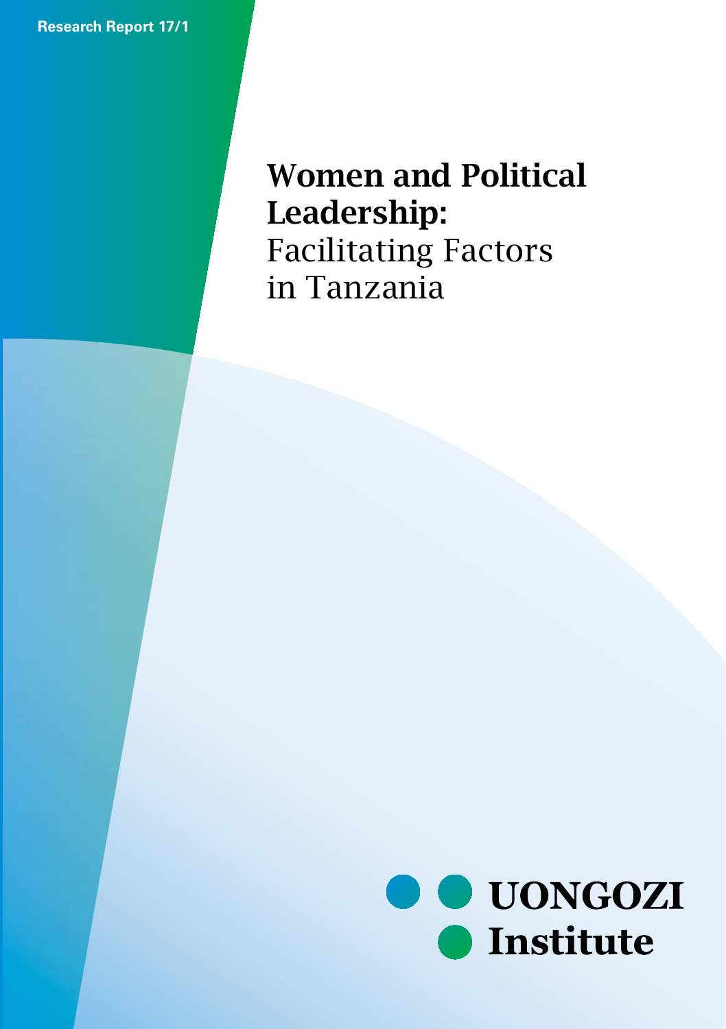Research Report 17/1

# Women and Political Leadership: Facilitating Factors in Tanzania

UONGOZI Institute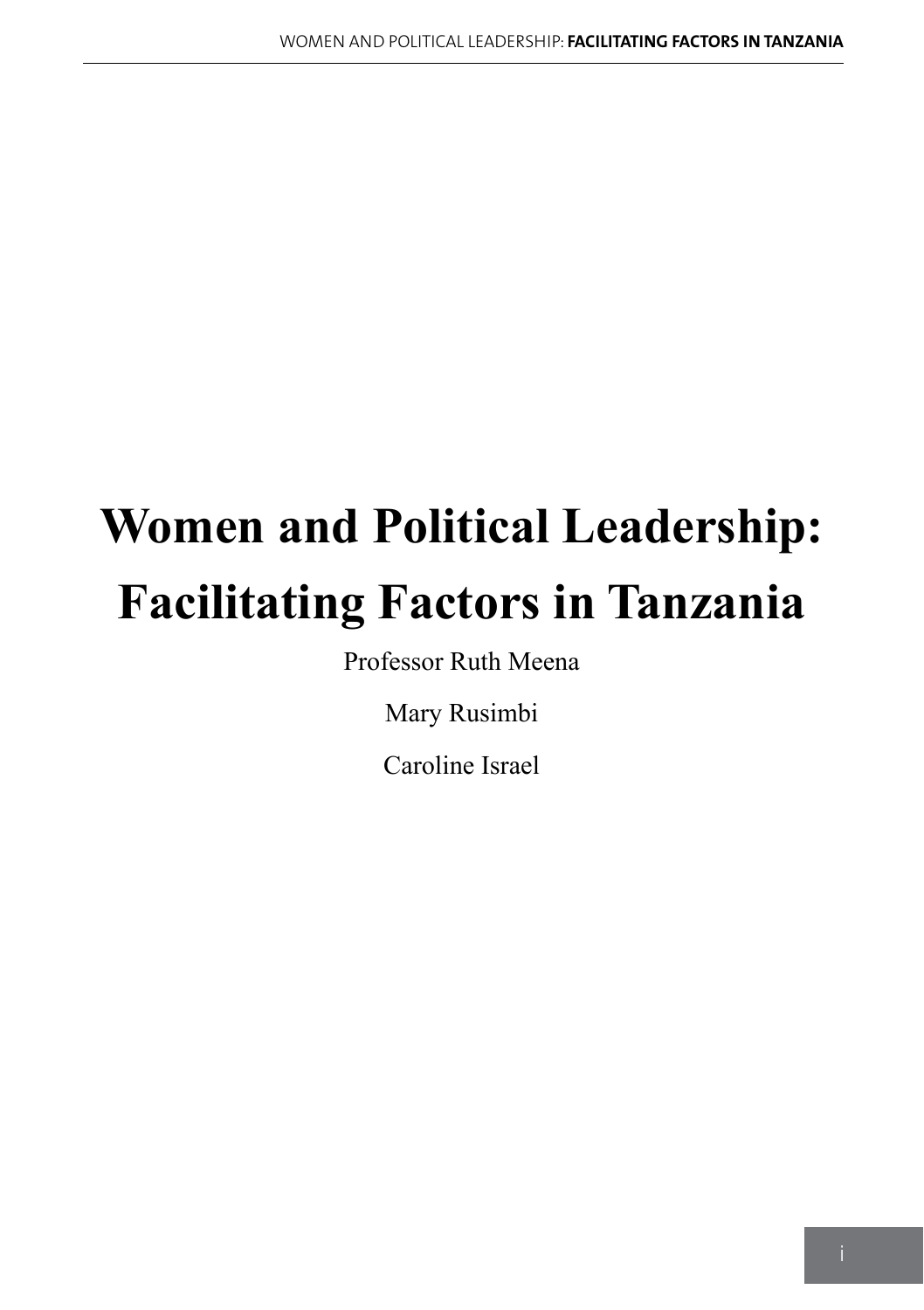# Women and Political Leadership: Facilitating Factors in Tanzania

Professor Ruth Meena

Mary Rusimbi

Caroline Israel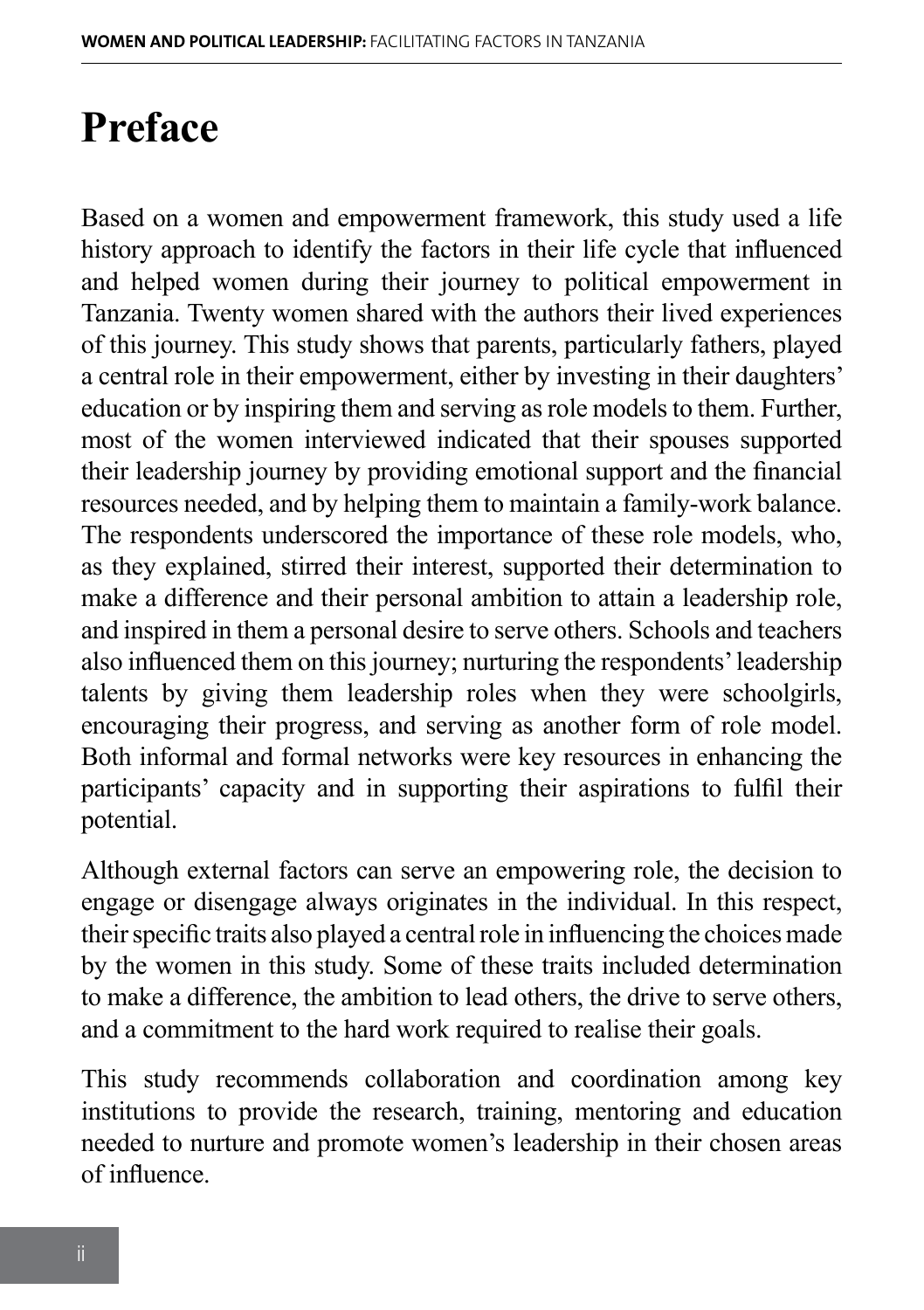# Preface

Based on a women and empowerment framework, this study used a life history approach to identify the factors in their life cycle that influenced and helped women during their journey to political empowerment in Tanzania. Twenty women shared with the authors their lived experiences of this journey. This study shows that parents, particularly fathers, played a central role in their empowerment, either by investing in their daughters' education or by inspiring them and serving as role models to them. Further, most of the women interviewed indicated that their spouses supported their leadership journey by providing emotional support and the financial resources needed, and by helping them to maintain a family-work balance. The respondents underscored the importance of these role models, who, as they explained, stirred their interest, supported their determination to make a difference and their personal ambition to attain a leadership role, and inspired in them a personal desire to serve others. Schools and teachers also influenced them on this journey; nurturing the respondents' leadership talents by giving them leadership roles when they were schoolgirls, encouraging their progress, and serving as another form of role model. Both informal and formal networks were key resources in enhancing the participants' capacity and in supporting their aspirations to fulfil their potential.

Although external factors can serve an empowering role, the decision to engage or disengage always originates in the individual. In this respect, their specific traits also played a central role in influencing the choices made by the women in this study. Some of these traits included determination to make a difference, the ambition to lead others, the drive to serve others, and a commitment to the hard work required to realise their goals.

This study recommends collaboration and coordination among key institutions to provide the research, training, mentoring and education needed to nurture and promote women's leadership in their chosen areas of influence.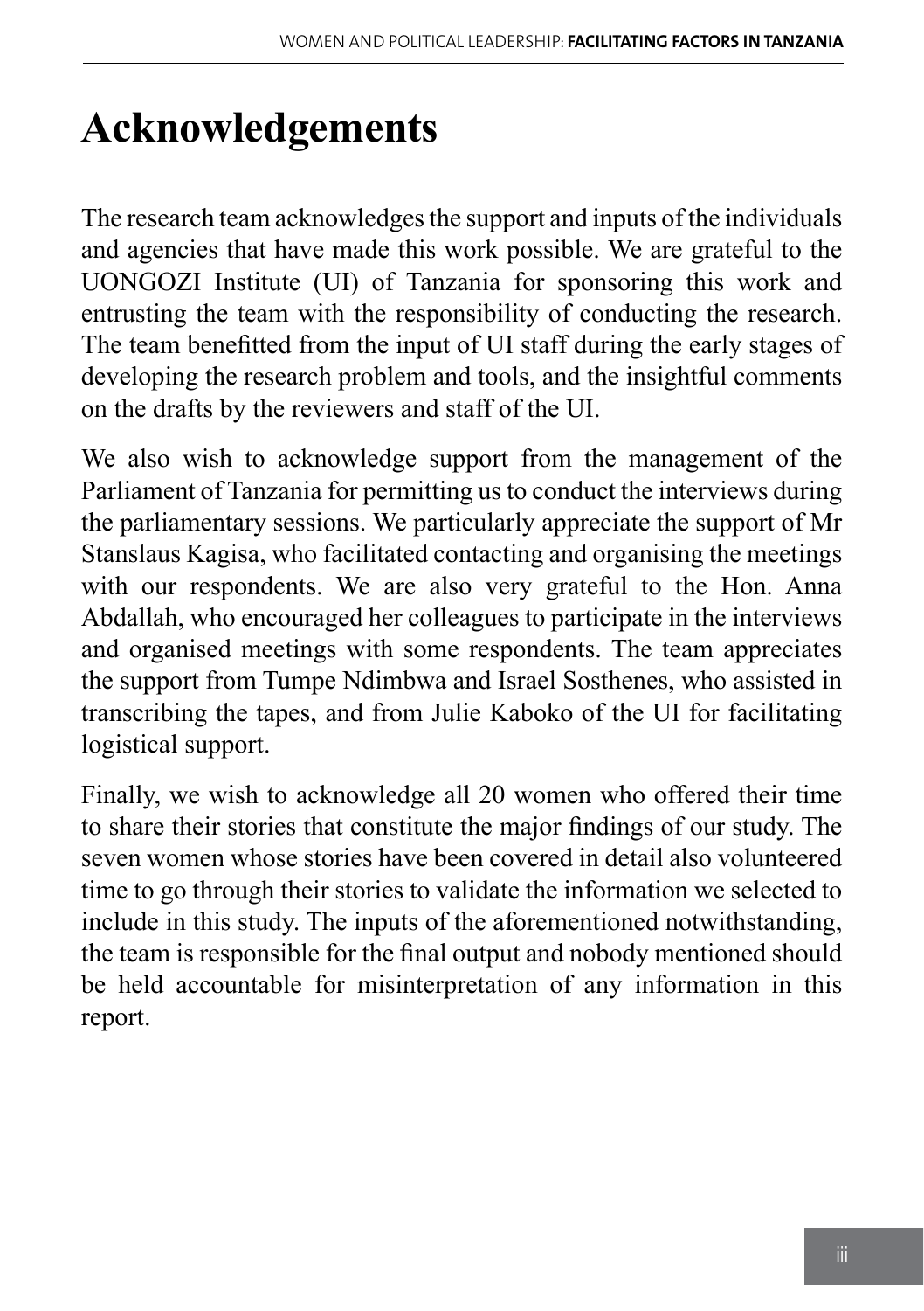# Acknowledgements

The research team acknowledges the support and inputs of the individuals and agencies that have made this work possible. We are grateful to the UONGOZI Institute (UI) of Tanzania for sponsoring this work and entrusting the team with the responsibility of conducting the research. The team benefitted from the input of UI staff during the early stages of developing the research problem and tools, and the insightful comments on the drafts by the reviewers and staff of the UI.

We also wish to acknowledge support from the management of the Parliament of Tanzania for permitting us to conduct the interviews during the parliamentary sessions. We particularly appreciate the support of Mr Stanslaus Kagisa, who facilitated contacting and organising the meetings with our respondents. We are also very grateful to the Hon. Anna Abdallah, who encouraged her colleagues to participate in the interviews and organised meetings with some respondents. The team appreciates the support from Tumpe Ndimbwa and Israel Sosthenes, who assisted in transcribing the tapes, and from Julie Kaboko of the UI for facilitating logistical support.

Finally, we wish to acknowledge all 20 women who offered their time to share their stories that constitute the major findings of our study. The seven women whose stories have been covered in detail also volunteered time to go through their stories to validate the information we selected to include in this study. The inputs of the aforementioned notwithstanding, the team is responsible for the final output and nobody mentioned should be held accountable for misinterpretation of any information in this report.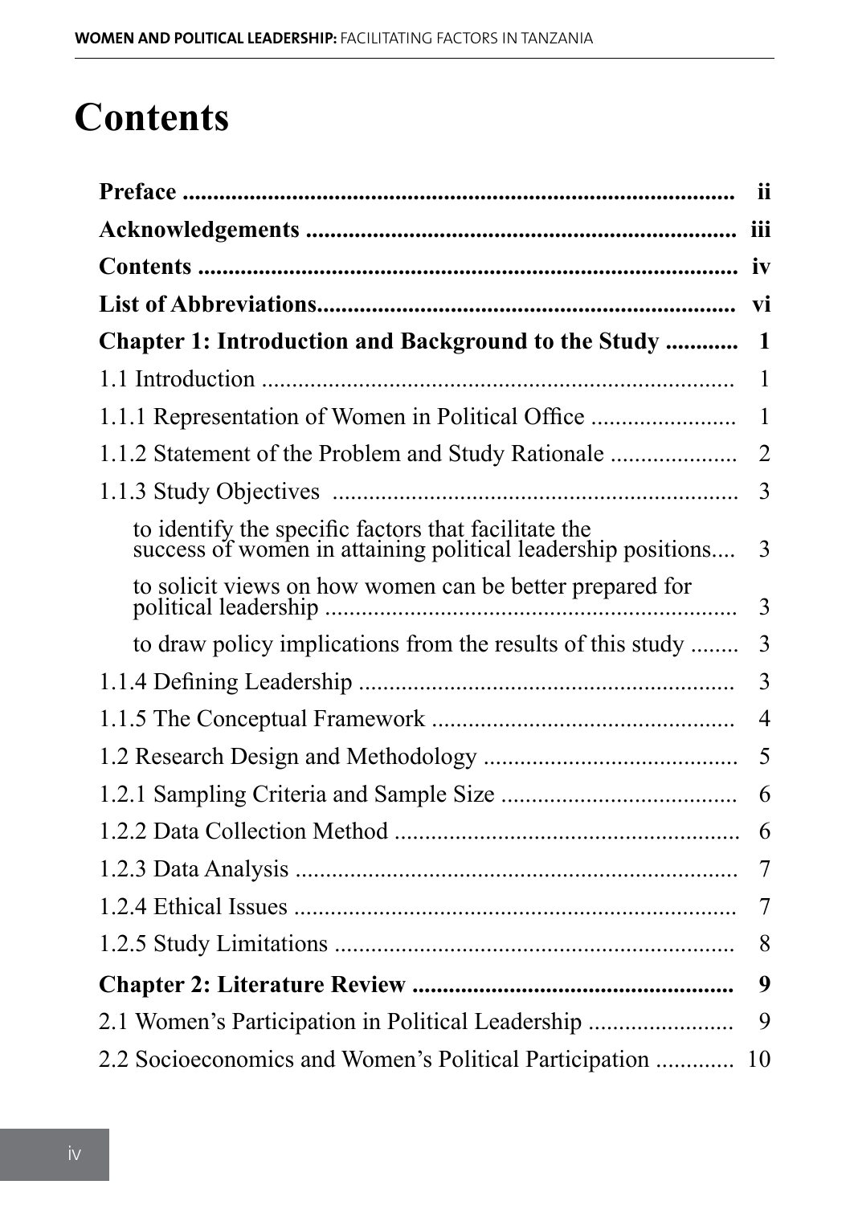# Contents

| | |
|---|---|
| **Preface** | **ii** |
| **Acknowledgements** | **iii** |
| **Contents** | **iv** |
| **List of Abbreviations** | **vi** |
| **Chapter 1: Introduction and Background to the Study** | **1** |
| 1.1 Introduction | 1 |
| 1.1.1 Representation of Women in Political Office | 1 |
| 1.1.2 Statement of the Problem and Study Rationale | 2 |
| 1.1.3 Study Objectives | 3 |
| to identify the specific factors that facilitate the success of women in attaining political leadership positions | 3 |
| to solicit views on how women can be better prepared for political leadership | 3 |
| to draw policy implications from the results of this study | 3 |
| 1.1.4 Defining Leadership | 3 |
| 1.1.5 The Conceptual Framework | 4 |
| 1.2 Research Design and Methodology | 5 |
| 1.2.1 Sampling Criteria and Sample Size | 6 |
| 1.2.2 Data Collection Method | 6 |
| 1.2.3 Data Analysis | 7 |
| 1.2.4 Ethical Issues | 7 |
| 1.2.5 Study Limitations | 8 |
| **Chapter 2: Literature Review** | **9** |
| 2.1 Women's Participation in Political Leadership | 9 |
| 2.2 Socioeconomics and Women's Political Participation | 10 |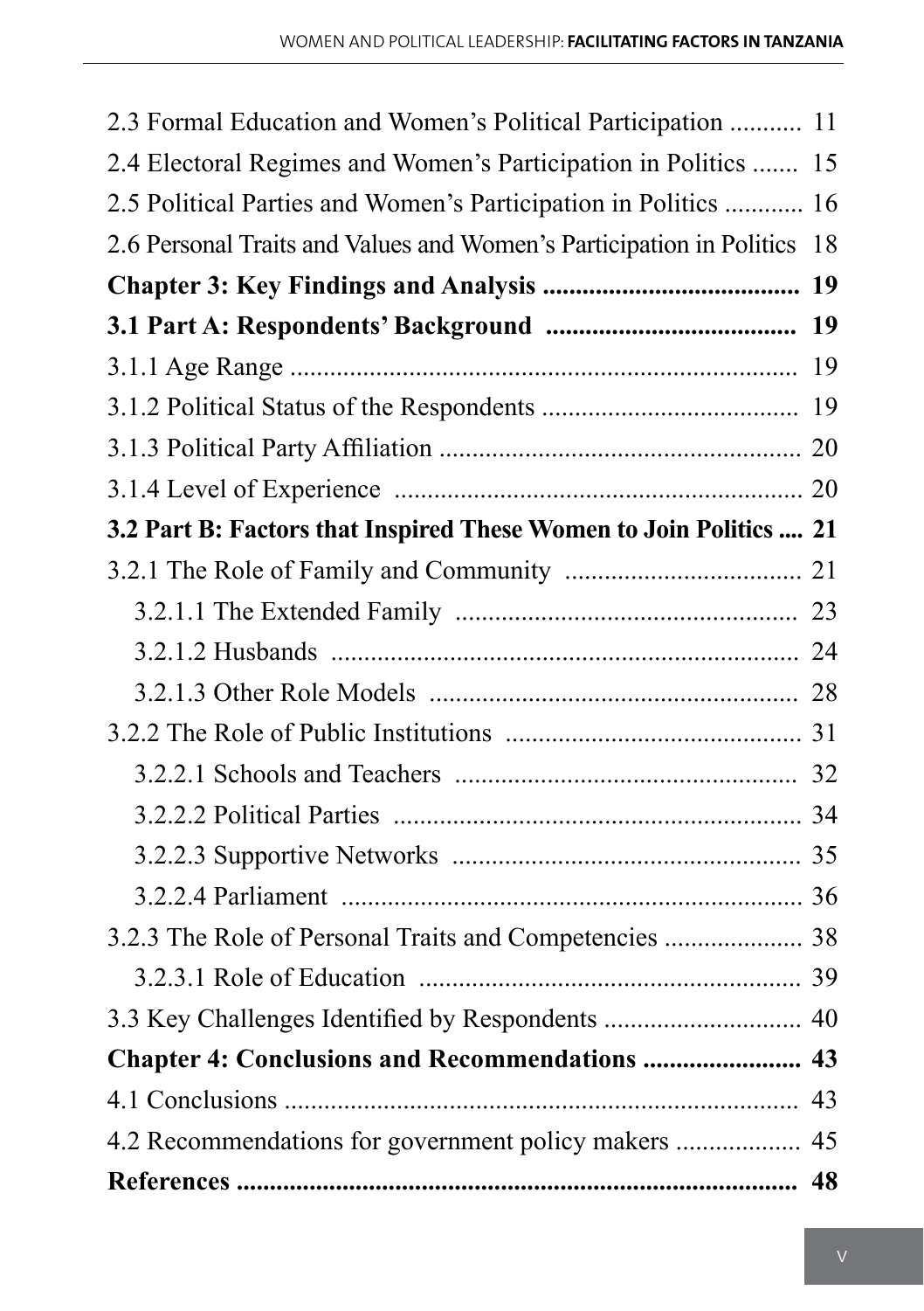2.3 Formal Education and Women's Political Participation ........... 11
2.4 Electoral Regimes and Women's Participation in Politics ....... 15
2.5 Political Parties and Women's Participation in Politics ............ 16
2.6 Personal Traits and Values and Women's Participation in Politics 18

**Chapter 3: Key Findings and Analysis ....................................... 19**

**3.1 Part A: Respondents' Background ...................................... 19**

3.1.1 Age Range ............................................................................ 19
3.1.2 Political Status of the Respondents ...................................... 19
3.1.3 Political Party Affiliation ...................................................... 20
3.1.4 Level of Experience ............................................................. 20

**3.2 Part B: Factors that Inspired These Women to Join Politics .... 21**

3.2.1 The Role of Family and Community .................................... 21
 3.2.1.1 The Extended Family .................................................... 23
 3.2.1.2 Husbands ....................................................................... 24
 3.2.1.3 Other Role Models ........................................................ 28
3.2.2 The Role of Public Institutions ............................................ 31
 3.2.2.1 Schools and Teachers .................................................... 32
 3.2.2.2 Political Parties .............................................................. 34
 3.2.2.3 Supportive Networks ..................................................... 35
 3.2.2.4 Parliament ...................................................................... 36
3.2.3 The Role of Personal Traits and Competencies ..................... 38
 3.2.3.1 Role of Education .......................................................... 39
3.3 Key Challenges Identified by Respondents ............................. 40

**Chapter 4: Conclusions and Recommendations ........................ 43**

4.1 Conclusions .............................................................................. 43
4.2 Recommendations for government policy makers .................. 45

**References ...................................................................................... 48**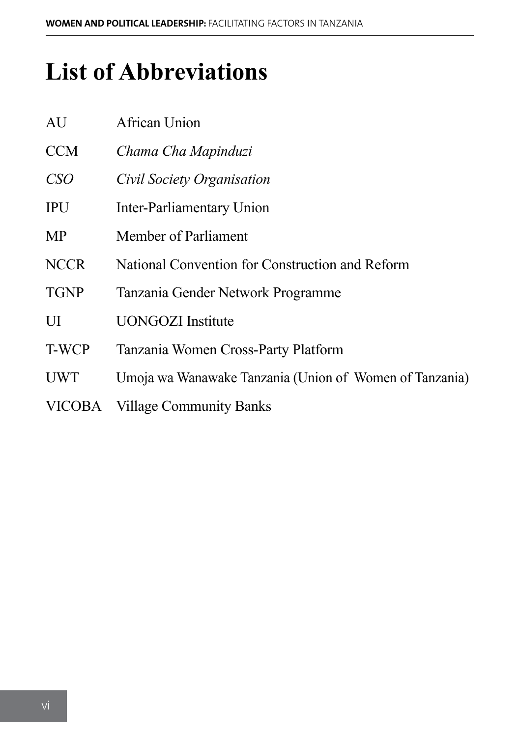# List of Abbreviations

| | |
|---|---|
| AU | African Union |
| CCM | *Chama Cha Mapinduzi* |
| *CSO* | *Civil Society Organisation* |
| IPU | Inter-Parliamentary Union |
| MP | Member of Parliament |
| NCCR | National Convention for Construction and Reform |
| TGNP | Tanzania Gender Network Programme |
| UI | UONGOZI Institute |
| T-WCP | Tanzania Women Cross-Party Platform |
| UWT | Umoja wa Wanawake Tanzania (Union of Women of Tanzania) |
| VICOBA | Village Community Banks |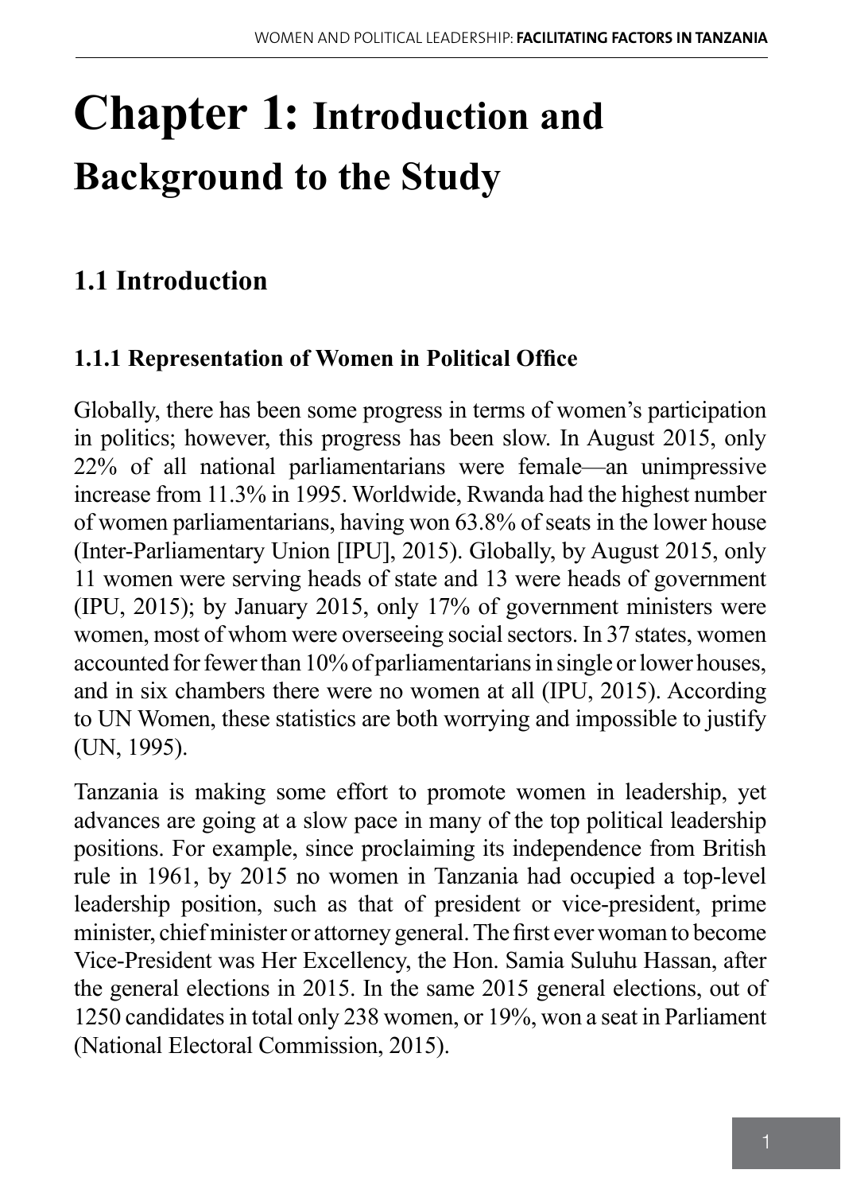# Chapter 1: Introduction and Background to the Study

## 1.1 Introduction

### 1.1.1 Representation of Women in Political Office

Globally, there has been some progress in terms of women's participation in politics; however, this progress has been slow. In August 2015, only 22% of all national parliamentarians were female—an unimpressive increase from 11.3% in 1995. Worldwide, Rwanda had the highest number of women parliamentarians, having won 63.8% of seats in the lower house (Inter-Parliamentary Union [IPU], 2015). Globally, by August 2015, only 11 women were serving heads of state and 13 were heads of government (IPU, 2015); by January 2015, only 17% of government ministers were women, most of whom were overseeing social sectors. In 37 states, women accounted for fewer than 10% of parliamentarians in single or lower houses, and in six chambers there were no women at all (IPU, 2015). According to UN Women, these statistics are both worrying and impossible to justify (UN, 1995).

Tanzania is making some effort to promote women in leadership, yet advances are going at a slow pace in many of the top political leadership positions. For example, since proclaiming its independence from British rule in 1961, by 2015 no women in Tanzania had occupied a top-level leadership position, such as that of president or vice-president, prime minister, chief minister or attorney general. The first ever woman to become Vice-President was Her Excellency, the Hon. Samia Suluhu Hassan, after the general elections in 2015. In the same 2015 general elections, out of 1250 candidates in total only 238 women, or 19%, won a seat in Parliament (National Electoral Commission, 2015).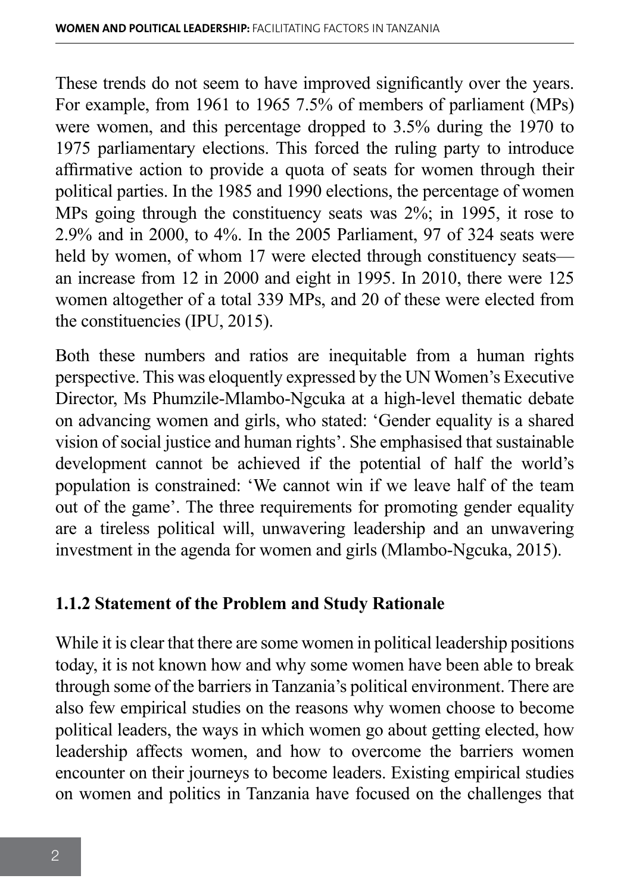These trends do not seem to have improved significantly over the years. For example, from 1961 to 1965 7.5% of members of parliament (MPs) were women, and this percentage dropped to 3.5% during the 1970 to 1975 parliamentary elections. This forced the ruling party to introduce affirmative action to provide a quota of seats for women through their political parties. In the 1985 and 1990 elections, the percentage of women MPs going through the constituency seats was 2%; in 1995, it rose to 2.9% and in 2000, to 4%. In the 2005 Parliament, 97 of 324 seats were held by women, of whom 17 were elected through constituency seats—an increase from 12 in 2000 and eight in 1995. In 2010, there were 125 women altogether of a total 339 MPs, and 20 of these were elected from the constituencies (IPU, 2015).

Both these numbers and ratios are inequitable from a human rights perspective. This was eloquently expressed by the UN Women's Executive Director, Ms Phumzile-Mlambo-Ngcuka at a high-level thematic debate on advancing women and girls, who stated: 'Gender equality is a shared vision of social justice and human rights'. She emphasised that sustainable development cannot be achieved if the potential of half the world's population is constrained: 'We cannot win if we leave half of the team out of the game'. The three requirements for promoting gender equality are a tireless political will, unwavering leadership and an unwavering investment in the agenda for women and girls (Mlambo-Ngcuka, 2015).

### 1.1.2 Statement of the Problem and Study Rationale

While it is clear that there are some women in political leadership positions today, it is not known how and why some women have been able to break through some of the barriers in Tanzania's political environment. There are also few empirical studies on the reasons why women choose to become political leaders, the ways in which women go about getting elected, how leadership affects women, and how to overcome the barriers women encounter on their journeys to become leaders. Existing empirical studies on women and politics in Tanzania have focused on the challenges that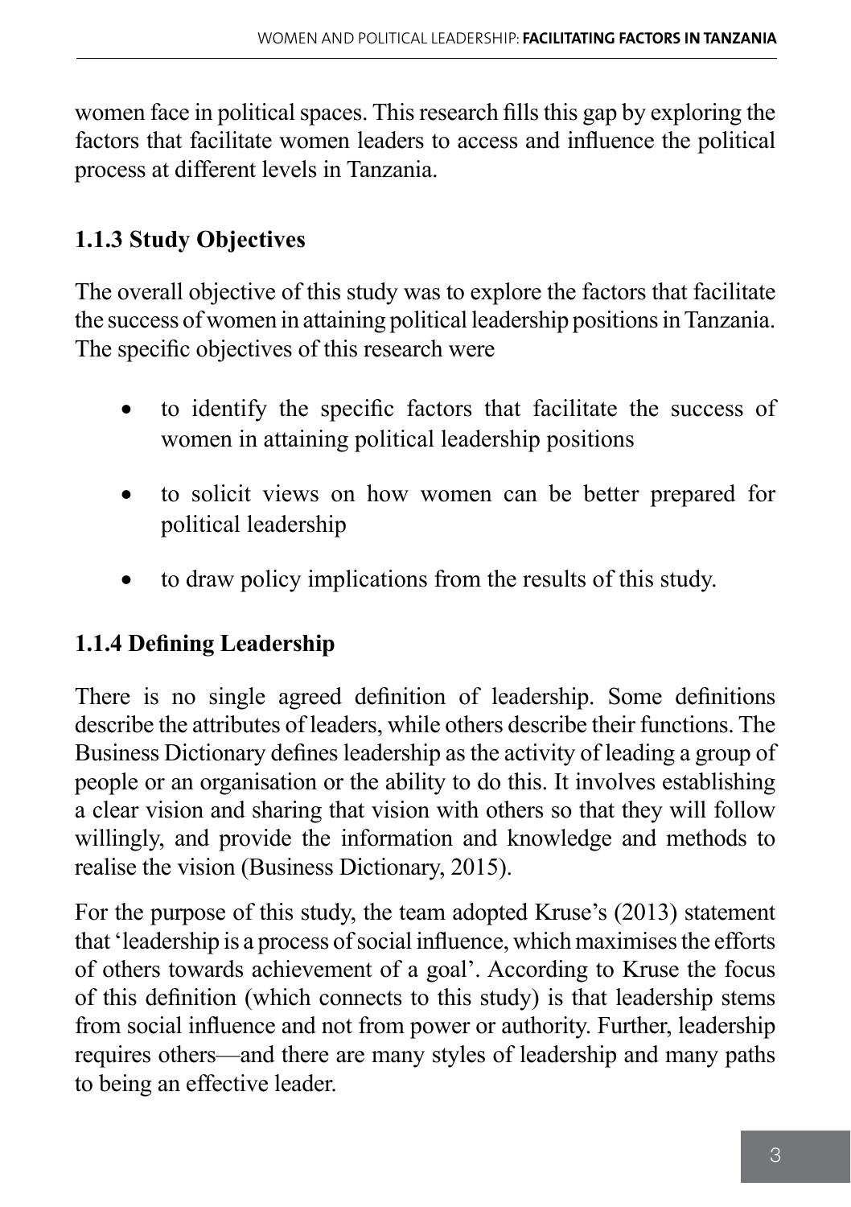women face in political spaces. This research fills this gap by exploring the factors that facilitate women leaders to access and influence the political process at different levels in Tanzania.

### 1.1.3 Study Objectives

The overall objective of this study was to explore the factors that facilitate the success of women in attaining political leadership positions in Tanzania. The specific objectives of this research were

- to identify the specific factors that facilitate the success of women in attaining political leadership positions
- to solicit views on how women can be better prepared for political leadership
- to draw policy implications from the results of this study.

### 1.1.4 Defining Leadership

There is no single agreed definition of leadership. Some definitions describe the attributes of leaders, while others describe their functions. The Business Dictionary defines leadership as the activity of leading a group of people or an organisation or the ability to do this. It involves establishing a clear vision and sharing that vision with others so that they will follow willingly, and provide the information and knowledge and methods to realise the vision (Business Dictionary, 2015).

For the purpose of this study, the team adopted Kruse's (2013) statement that 'leadership is a process of social influence, which maximises the efforts of others towards achievement of a goal'. According to Kruse the focus of this definition (which connects to this study) is that leadership stems from social influence and not from power or authority. Further, leadership requires others—and there are many styles of leadership and many paths to being an effective leader.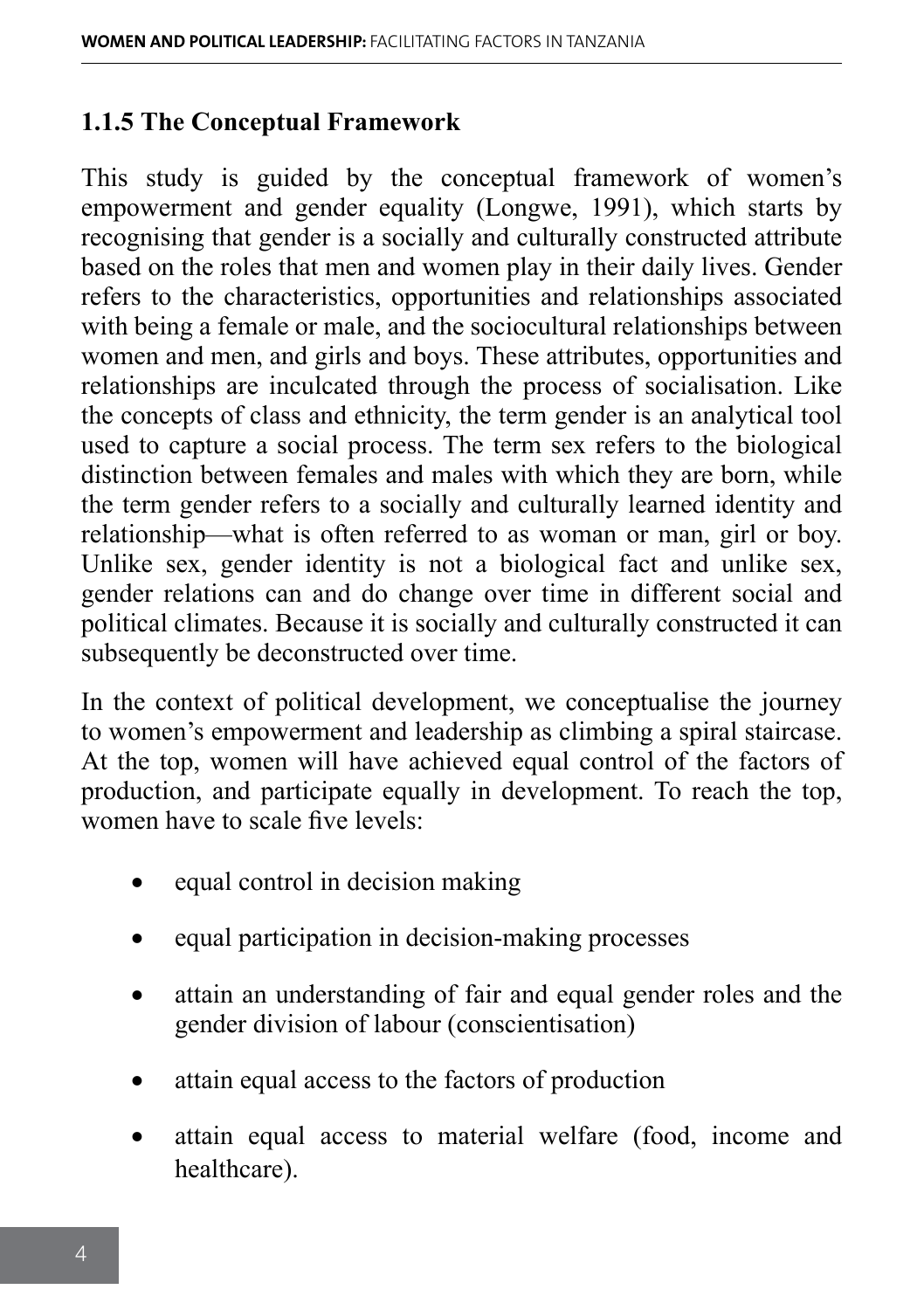### 1.1.5 The Conceptual Framework

This study is guided by the conceptual framework of women's empowerment and gender equality (Longwe, 1991), which starts by recognising that gender is a socially and culturally constructed attribute based on the roles that men and women play in their daily lives. Gender refers to the characteristics, opportunities and relationships associated with being a female or male, and the sociocultural relationships between women and men, and girls and boys. These attributes, opportunities and relationships are inculcated through the process of socialisation. Like the concepts of class and ethnicity, the term gender is an analytical tool used to capture a social process. The term sex refers to the biological distinction between females and males with which they are born, while the term gender refers to a socially and culturally learned identity and relationship—what is often referred to as woman or man, girl or boy. Unlike sex, gender identity is not a biological fact and unlike sex, gender relations can and do change over time in different social and political climates. Because it is socially and culturally constructed it can subsequently be deconstructed over time.

In the context of political development, we conceptualise the journey to women's empowerment and leadership as climbing a spiral staircase. At the top, women will have achieved equal control of the factors of production, and participate equally in development. To reach the top, women have to scale five levels:

- equal control in decision making
- equal participation in decision-making processes
- attain an understanding of fair and equal gender roles and the gender division of labour (conscientisation)
- attain equal access to the factors of production
- attain equal access to material welfare (food, income and healthcare).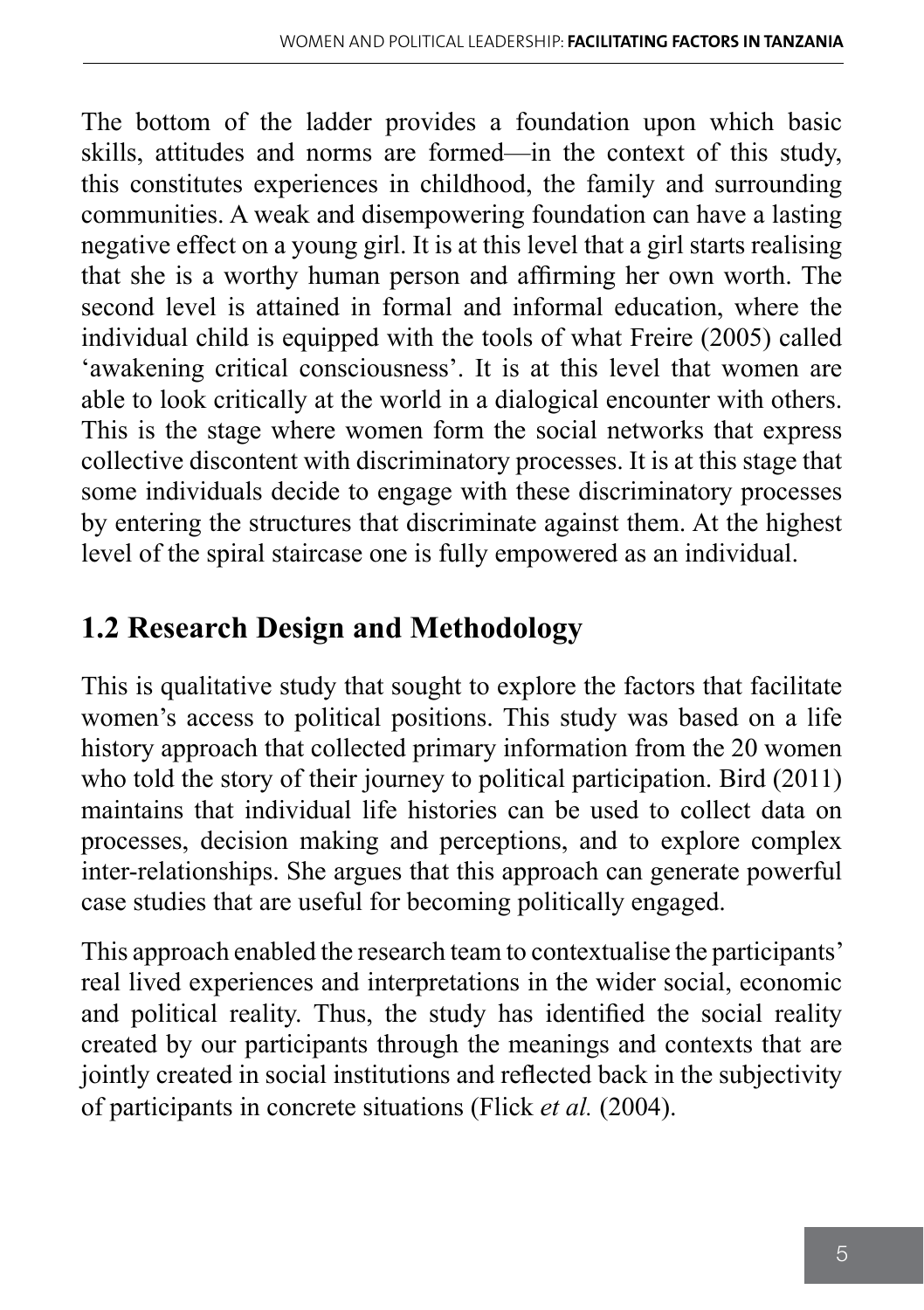The bottom of the ladder provides a foundation upon which basic skills, attitudes and norms are formed—in the context of this study, this constitutes experiences in childhood, the family and surrounding communities. A weak and disempowering foundation can have a lasting negative effect on a young girl. It is at this level that a girl starts realising that she is a worthy human person and affirming her own worth. The second level is attained in formal and informal education, where the individual child is equipped with the tools of what Freire (2005) called 'awakening critical consciousness'. It is at this level that women are able to look critically at the world in a dialogical encounter with others. This is the stage where women form the social networks that express collective discontent with discriminatory processes. It is at this stage that some individuals decide to engage with these discriminatory processes by entering the structures that discriminate against them. At the highest level of the spiral staircase one is fully empowered as an individual.

## 1.2 Research Design and Methodology

This is qualitative study that sought to explore the factors that facilitate women's access to political positions. This study was based on a life history approach that collected primary information from the 20 women who told the story of their journey to political participation. Bird (2011) maintains that individual life histories can be used to collect data on processes, decision making and perceptions, and to explore complex inter-relationships. She argues that this approach can generate powerful case studies that are useful for becoming politically engaged.

This approach enabled the research team to contextualise the participants' real lived experiences and interpretations in the wider social, economic and political reality. Thus, the study has identified the social reality created by our participants through the meanings and contexts that are jointly created in social institutions and reflected back in the subjectivity of participants in concrete situations (Flick *et al.* (2004).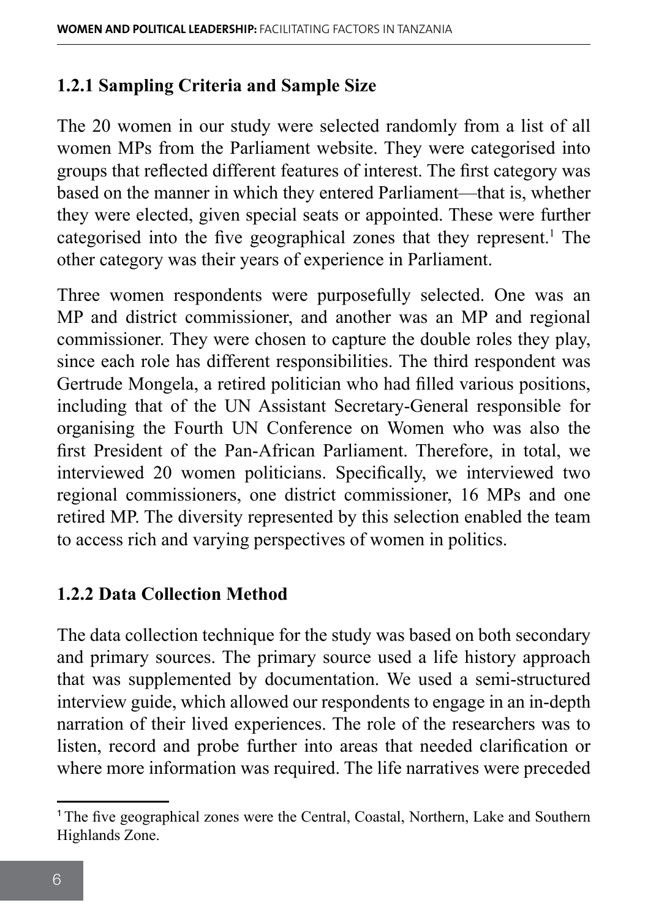### 1.2.1 Sampling Criteria and Sample Size

The 20 women in our study were selected randomly from a list of all women MPs from the Parliament website. They were categorised into groups that reflected different features of interest. The first category was based on the manner in which they entered Parliament—that is, whether they were elected, given special seats or appointed. These were further categorised into the five geographical zones that they represent.[1] The other category was their years of experience in Parliament.

Three women respondents were purposefully selected. One was an MP and district commissioner, and another was an MP and regional commissioner. They were chosen to capture the double roles they play, since each role has different responsibilities. The third respondent was Gertrude Mongela, a retired politician who had filled various positions, including that of the UN Assistant Secretary-General responsible for organising the Fourth UN Conference on Women who was also the first President of the Pan-African Parliament. Therefore, in total, we interviewed 20 women politicians. Specifically, we interviewed two regional commissioners, one district commissioner, 16 MPs and one retired MP. The diversity represented by this selection enabled the team to access rich and varying perspectives of women in politics.

### 1.2.2 Data Collection Method

The data collection technique for the study was based on both secondary and primary sources. The primary source used a life history approach that was supplemented by documentation. We used a semi-structured interview guide, which allowed our respondents to engage in an in-depth narration of their lived experiences. The role of the researchers was to listen, record and probe further into areas that needed clarification or where more information was required. The life narratives were preceded

---

[1] The five geographical zones were the Central, Coastal, Northern, Lake and Southern Highlands Zone.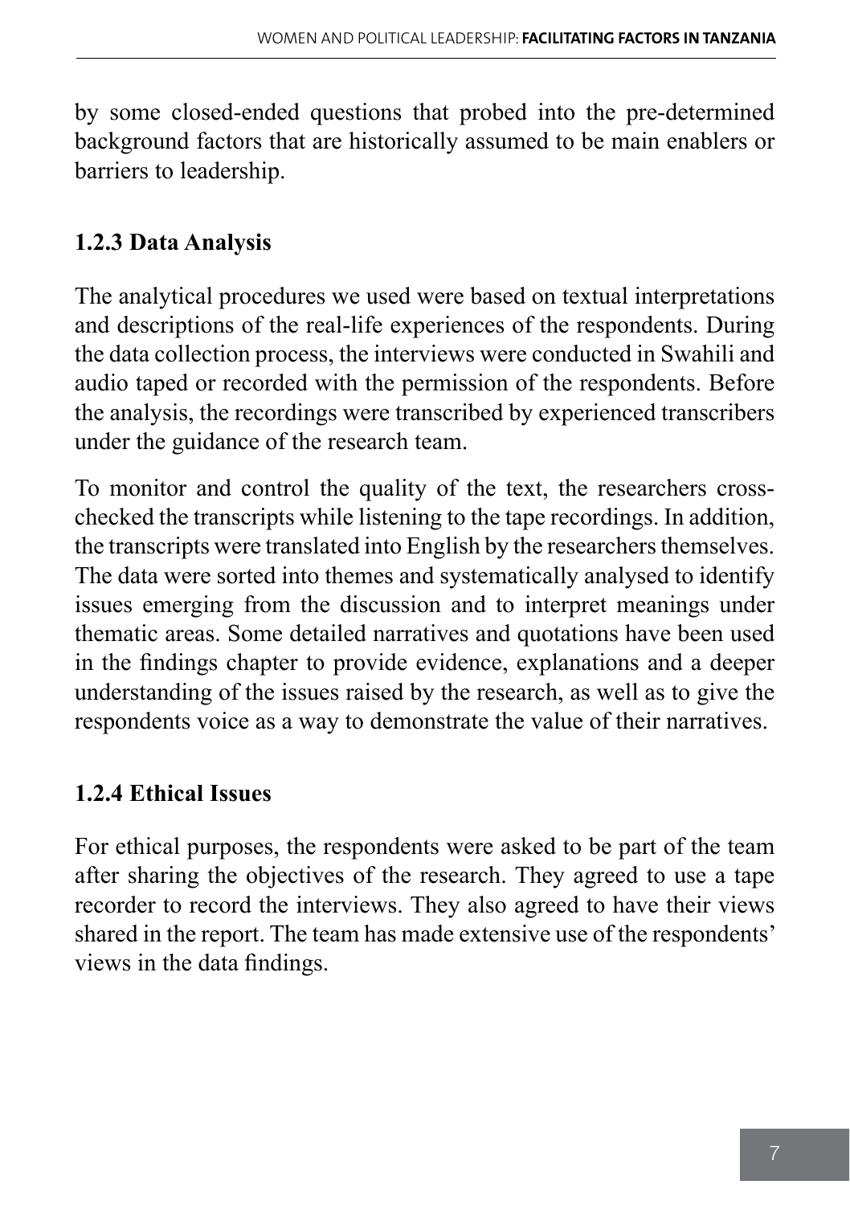by some closed-ended questions that probed into the pre-determined background factors that are historically assumed to be main enablers or barriers to leadership.

### 1.2.3 Data Analysis

The analytical procedures we used were based on textual interpretations and descriptions of the real-life experiences of the respondents. During the data collection process, the interviews were conducted in Swahili and audio taped or recorded with the permission of the respondents. Before the analysis, the recordings were transcribed by experienced transcribers under the guidance of the research team.

To monitor and control the quality of the text, the researchers cross-checked the transcripts while listening to the tape recordings. In addition, the transcripts were translated into English by the researchers themselves. The data were sorted into themes and systematically analysed to identify issues emerging from the discussion and to interpret meanings under thematic areas. Some detailed narratives and quotations have been used in the findings chapter to provide evidence, explanations and a deeper understanding of the issues raised by the research, as well as to give the respondents voice as a way to demonstrate the value of their narratives.

### 1.2.4 Ethical Issues

For ethical purposes, the respondents were asked to be part of the team after sharing the objectives of the research. They agreed to use a tape recorder to record the interviews. They also agreed to have their views shared in the report. The team has made extensive use of the respondents' views in the data findings.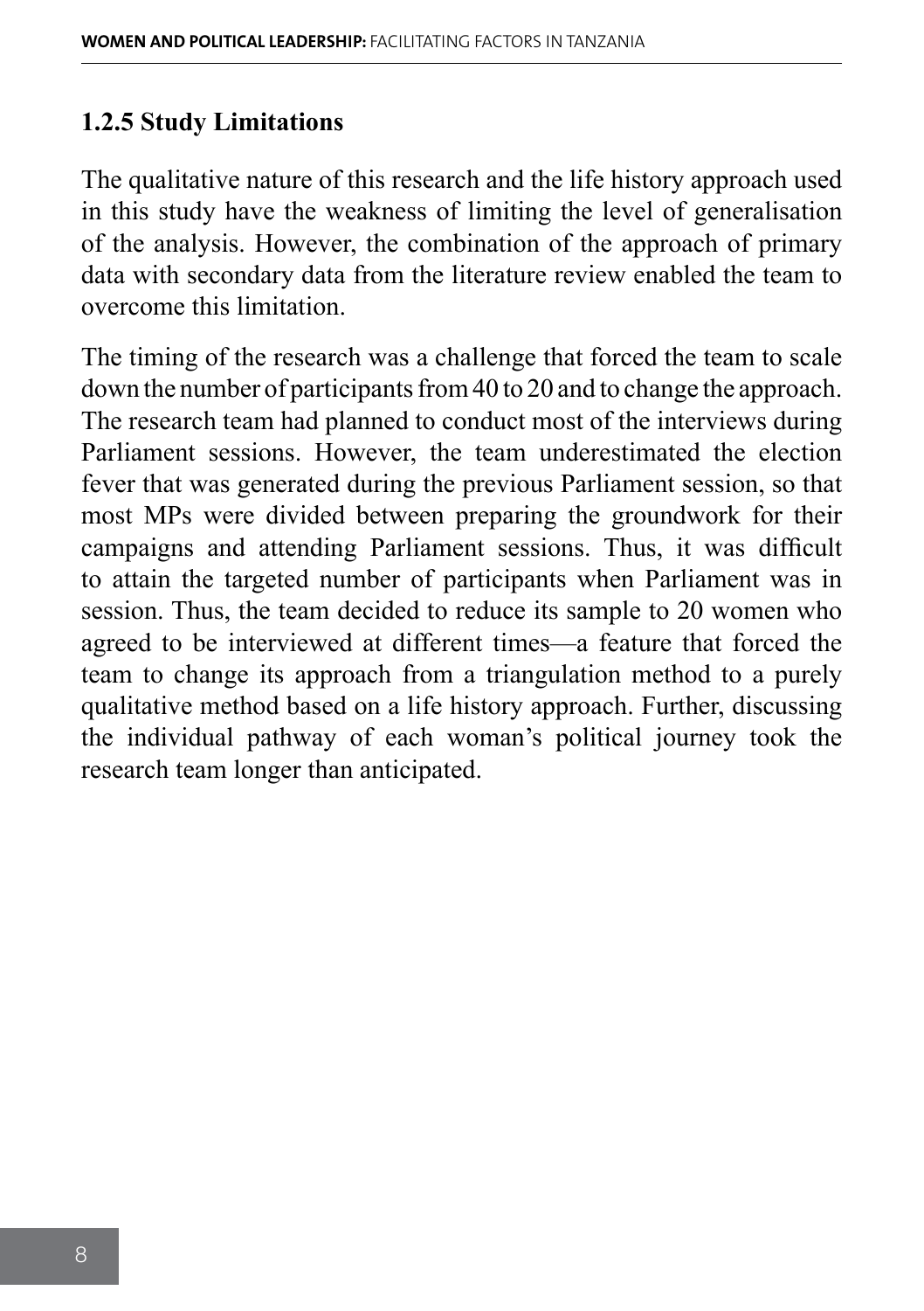### 1.2.5 Study Limitations

The qualitative nature of this research and the life history approach used in this study have the weakness of limiting the level of generalisation of the analysis. However, the combination of the approach of primary data with secondary data from the literature review enabled the team to overcome this limitation.

The timing of the research was a challenge that forced the team to scale down the number of participants from 40 to 20 and to change the approach. The research team had planned to conduct most of the interviews during Parliament sessions. However, the team underestimated the election fever that was generated during the previous Parliament session, so that most MPs were divided between preparing the groundwork for their campaigns and attending Parliament sessions. Thus, it was difficult to attain the targeted number of participants when Parliament was in session. Thus, the team decided to reduce its sample to 20 women who agreed to be interviewed at different times—a feature that forced the team to change its approach from a triangulation method to a purely qualitative method based on a life history approach. Further, discussing the individual pathway of each woman's political journey took the research team longer than anticipated.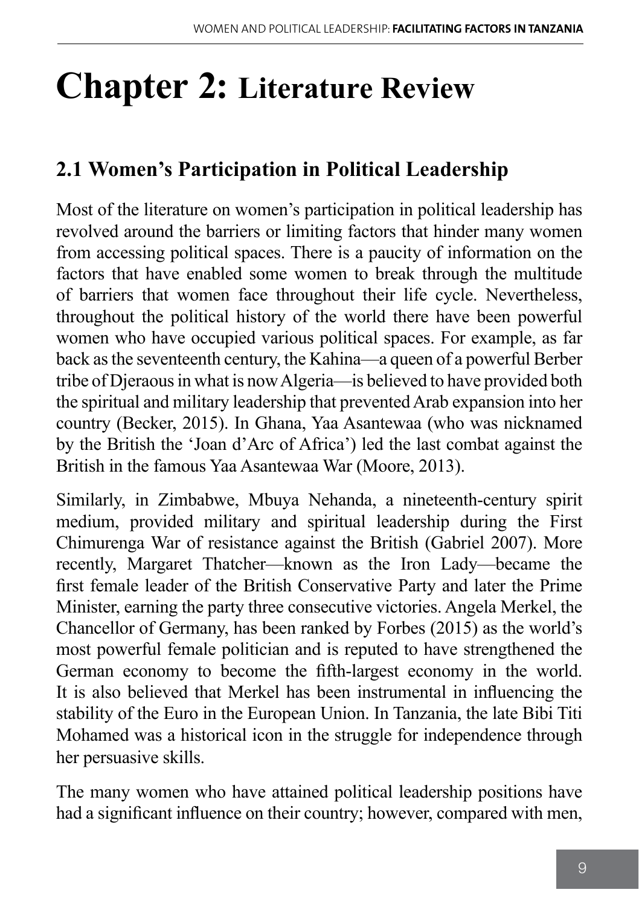# Chapter 2: Literature Review

## 2.1 Women's Participation in Political Leadership

Most of the literature on women's participation in political leadership has revolved around the barriers or limiting factors that hinder many women from accessing political spaces. There is a paucity of information on the factors that have enabled some women to break through the multitude of barriers that women face throughout their life cycle. Nevertheless, throughout the political history of the world there have been powerful women who have occupied various political spaces. For example, as far back as the seventeenth century, the Kahina—a queen of a powerful Berber tribe of Djeraous in what is now Algeria—is believed to have provided both the spiritual and military leadership that prevented Arab expansion into her country (Becker, 2015). In Ghana, Yaa Asantewaa (who was nicknamed by the British the 'Joan d'Arc of Africa') led the last combat against the British in the famous Yaa Asantewaa War (Moore, 2013).

Similarly, in Zimbabwe, Mbuya Nehanda, a nineteenth-century spirit medium, provided military and spiritual leadership during the First Chimurenga War of resistance against the British (Gabriel 2007). More recently, Margaret Thatcher—known as the Iron Lady—became the first female leader of the British Conservative Party and later the Prime Minister, earning the party three consecutive victories. Angela Merkel, the Chancellor of Germany, has been ranked by Forbes (2015) as the world's most powerful female politician and is reputed to have strengthened the German economy to become the fifth-largest economy in the world. It is also believed that Merkel has been instrumental in influencing the stability of the Euro in the European Union. In Tanzania, the late Bibi Titi Mohamed was a historical icon in the struggle for independence through her persuasive skills.

The many women who have attained political leadership positions have had a significant influence on their country; however, compared with men,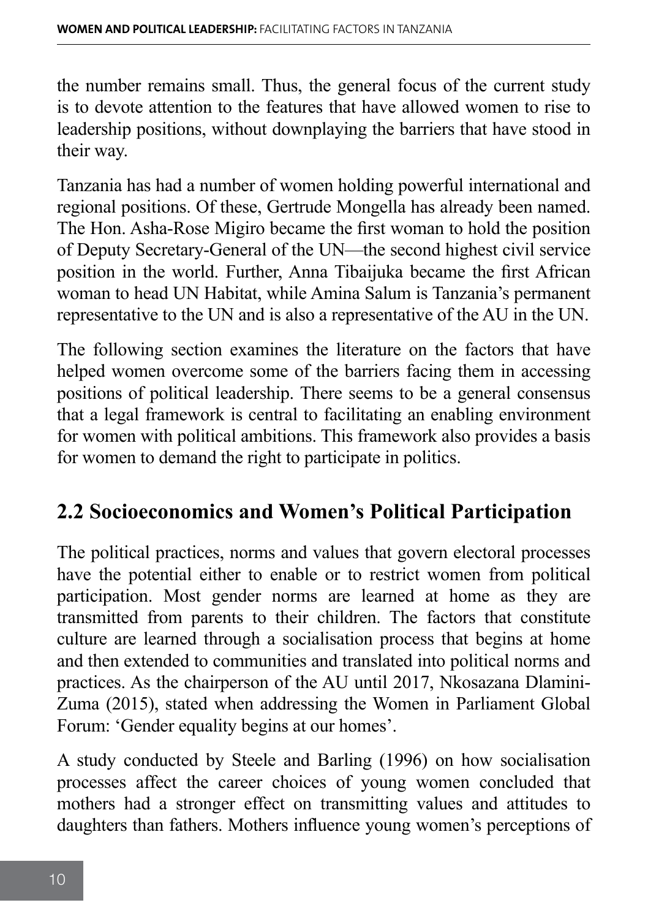the number remains small. Thus, the general focus of the current study is to devote attention to the features that have allowed women to rise to leadership positions, without downplaying the barriers that have stood in their way.

Tanzania has had a number of women holding powerful international and regional positions. Of these, Gertrude Mongella has already been named. The Hon. Asha-Rose Migiro became the first woman to hold the position of Deputy Secretary-General of the UN—the second highest civil service position in the world. Further, Anna Tibaijuka became the first African woman to head UN Habitat, while Amina Salum is Tanzania's permanent representative to the UN and is also a representative of the AU in the UN.

The following section examines the literature on the factors that have helped women overcome some of the barriers facing them in accessing positions of political leadership. There seems to be a general consensus that a legal framework is central to facilitating an enabling environment for women with political ambitions. This framework also provides a basis for women to demand the right to participate in politics.

## 2.2 Socioeconomics and Women's Political Participation

The political practices, norms and values that govern electoral processes have the potential either to enable or to restrict women from political participation. Most gender norms are learned at home as they are transmitted from parents to their children. The factors that constitute culture are learned through a socialisation process that begins at home and then extended to communities and translated into political norms and practices. As the chairperson of the AU until 2017, Nkosazana Dlamini-Zuma (2015), stated when addressing the Women in Parliament Global Forum: 'Gender equality begins at our homes'.

A study conducted by Steele and Barling (1996) on how socialisation processes affect the career choices of young women concluded that mothers had a stronger effect on transmitting values and attitudes to daughters than fathers. Mothers influence young women's perceptions of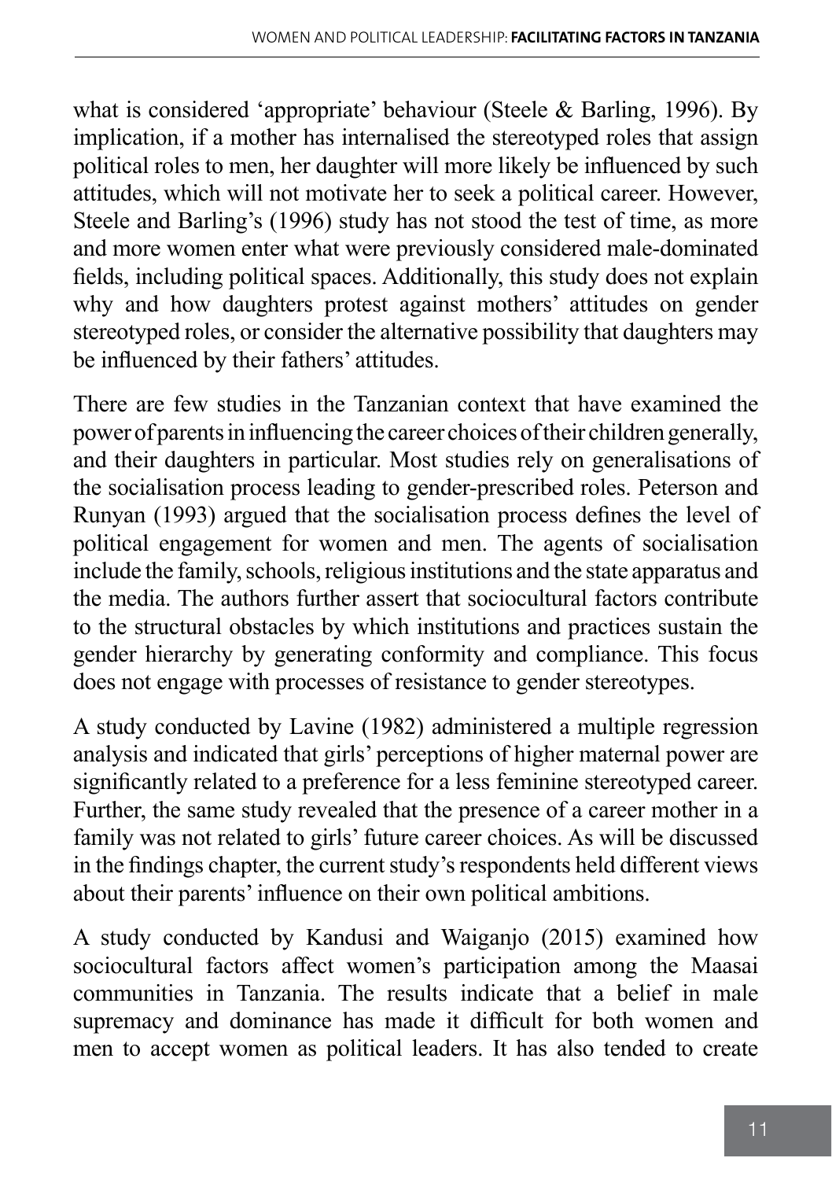what is considered 'appropriate' behaviour (Steele & Barling, 1996). By implication, if a mother has internalised the stereotyped roles that assign political roles to men, her daughter will more likely be influenced by such attitudes, which will not motivate her to seek a political career. However, Steele and Barling's (1996) study has not stood the test of time, as more and more women enter what were previously considered male-dominated fields, including political spaces. Additionally, this study does not explain why and how daughters protest against mothers' attitudes on gender stereotyped roles, or consider the alternative possibility that daughters may be influenced by their fathers' attitudes.

There are few studies in the Tanzanian context that have examined the power of parents in influencing the career choices of their children generally, and their daughters in particular. Most studies rely on generalisations of the socialisation process leading to gender-prescribed roles. Peterson and Runyan (1993) argued that the socialisation process defines the level of political engagement for women and men. The agents of socialisation include the family, schools, religious institutions and the state apparatus and the media. The authors further assert that sociocultural factors contribute to the structural obstacles by which institutions and practices sustain the gender hierarchy by generating conformity and compliance. This focus does not engage with processes of resistance to gender stereotypes.

A study conducted by Lavine (1982) administered a multiple regression analysis and indicated that girls' perceptions of higher maternal power are significantly related to a preference for a less feminine stereotyped career. Further, the same study revealed that the presence of a career mother in a family was not related to girls' future career choices. As will be discussed in the findings chapter, the current study's respondents held different views about their parents' influence on their own political ambitions.

A study conducted by Kandusi and Waiganjo (2015) examined how sociocultural factors affect women's participation among the Maasai communities in Tanzania. The results indicate that a belief in male supremacy and dominance has made it difficult for both women and men to accept women as political leaders. It has also tended to create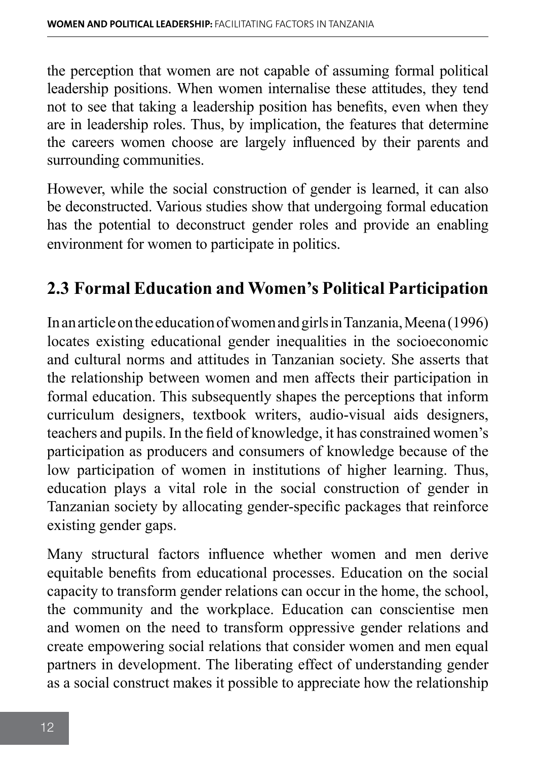the perception that women are not capable of assuming formal political leadership positions. When women internalise these attitudes, they tend not to see that taking a leadership position has benefits, even when they are in leadership roles. Thus, by implication, the features that determine the careers women choose are largely influenced by their parents and surrounding communities.

However, while the social construction of gender is learned, it can also be deconstructed. Various studies show that undergoing formal education has the potential to deconstruct gender roles and provide an enabling environment for women to participate in politics.

## 2.3 Formal Education and Women's Political Participation

In an article on the education of women and girls in Tanzania, Meena (1996) locates existing educational gender inequalities in the socioeconomic and cultural norms and attitudes in Tanzanian society. She asserts that the relationship between women and men affects their participation in formal education. This subsequently shapes the perceptions that inform curriculum designers, textbook writers, audio-visual aids designers, teachers and pupils. In the field of knowledge, it has constrained women's participation as producers and consumers of knowledge because of the low participation of women in institutions of higher learning. Thus, education plays a vital role in the social construction of gender in Tanzanian society by allocating gender-specific packages that reinforce existing gender gaps.

Many structural factors influence whether women and men derive equitable benefits from educational processes. Education on the social capacity to transform gender relations can occur in the home, the school, the community and the workplace. Education can conscientise men and women on the need to transform oppressive gender relations and create empowering social relations that consider women and men equal partners in development. The liberating effect of understanding gender as a social construct makes it possible to appreciate how the relationship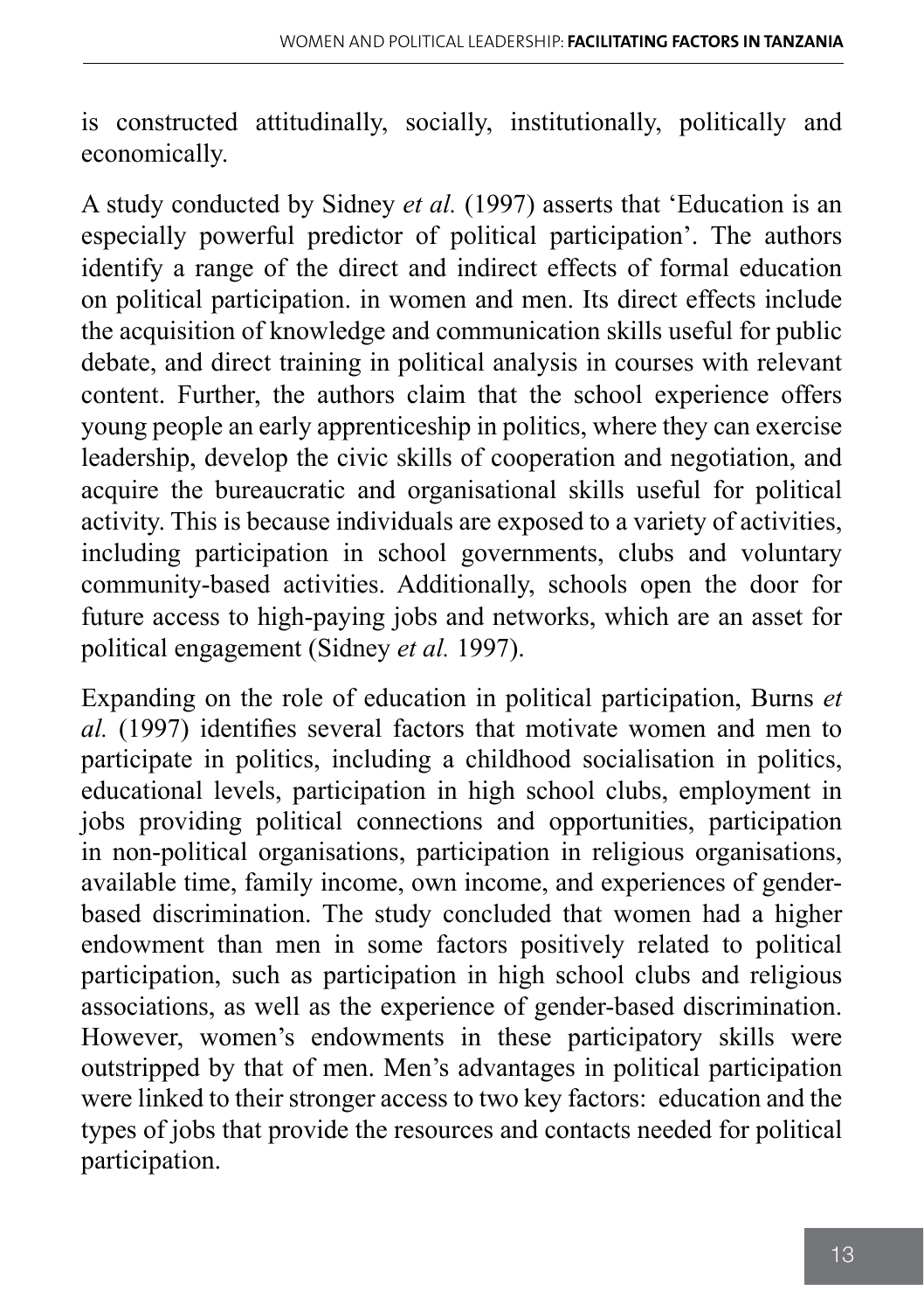is constructed attitudinally, socially, institutionally, politically and economically.

A study conducted by Sidney *et al.* (1997) asserts that 'Education is an especially powerful predictor of political participation'. The authors identify a range of the direct and indirect effects of formal education on political participation. in women and men. Its direct effects include the acquisition of knowledge and communication skills useful for public debate, and direct training in political analysis in courses with relevant content. Further, the authors claim that the school experience offers young people an early apprenticeship in politics, where they can exercise leadership, develop the civic skills of cooperation and negotiation, and acquire the bureaucratic and organisational skills useful for political activity. This is because individuals are exposed to a variety of activities, including participation in school governments, clubs and voluntary community-based activities. Additionally, schools open the door for future access to high-paying jobs and networks, which are an asset for political engagement (Sidney *et al.* 1997).

Expanding on the role of education in political participation, Burns *et al.* (1997) identifies several factors that motivate women and men to participate in politics, including a childhood socialisation in politics, educational levels, participation in high school clubs, employment in jobs providing political connections and opportunities, participation in non-political organisations, participation in religious organisations, available time, family income, own income, and experiences of gender-based discrimination. The study concluded that women had a higher endowment than men in some factors positively related to political participation, such as participation in high school clubs and religious associations, as well as the experience of gender-based discrimination. However, women's endowments in these participatory skills were outstripped by that of men. Men's advantages in political participation were linked to their stronger access to two key factors: education and the types of jobs that provide the resources and contacts needed for political participation.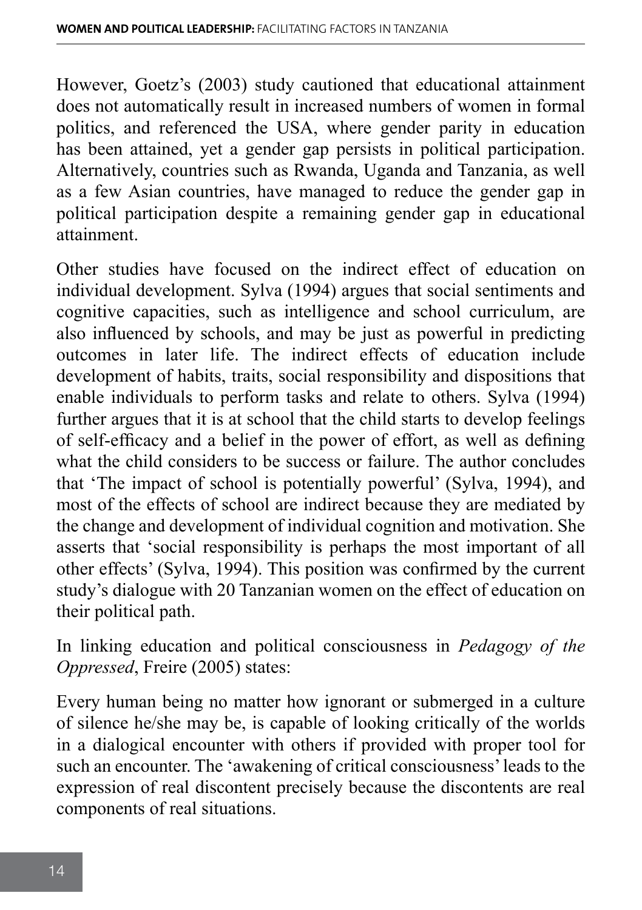However, Goetz's (2003) study cautioned that educational attainment does not automatically result in increased numbers of women in formal politics, and referenced the USA, where gender parity in education has been attained, yet a gender gap persists in political participation. Alternatively, countries such as Rwanda, Uganda and Tanzania, as well as a few Asian countries, have managed to reduce the gender gap in political participation despite a remaining gender gap in educational attainment.

Other studies have focused on the indirect effect of education on individual development. Sylva (1994) argues that social sentiments and cognitive capacities, such as intelligence and school curriculum, are also influenced by schools, and may be just as powerful in predicting outcomes in later life. The indirect effects of education include development of habits, traits, social responsibility and dispositions that enable individuals to perform tasks and relate to others. Sylva (1994) further argues that it is at school that the child starts to develop feelings of self-efficacy and a belief in the power of effort, as well as defining what the child considers to be success or failure. The author concludes that 'The impact of school is potentially powerful' (Sylva, 1994), and most of the effects of school are indirect because they are mediated by the change and development of individual cognition and motivation. She asserts that 'social responsibility is perhaps the most important of all other effects' (Sylva, 1994). This position was confirmed by the current study's dialogue with 20 Tanzanian women on the effect of education on their political path.

In linking education and political consciousness in *Pedagogy of the Oppressed*, Freire (2005) states:

Every human being no matter how ignorant or submerged in a culture of silence he/she may be, is capable of looking critically of the worlds in a dialogical encounter with others if provided with proper tool for such an encounter. The 'awakening of critical consciousness' leads to the expression of real discontent precisely because the discontents are real components of real situations.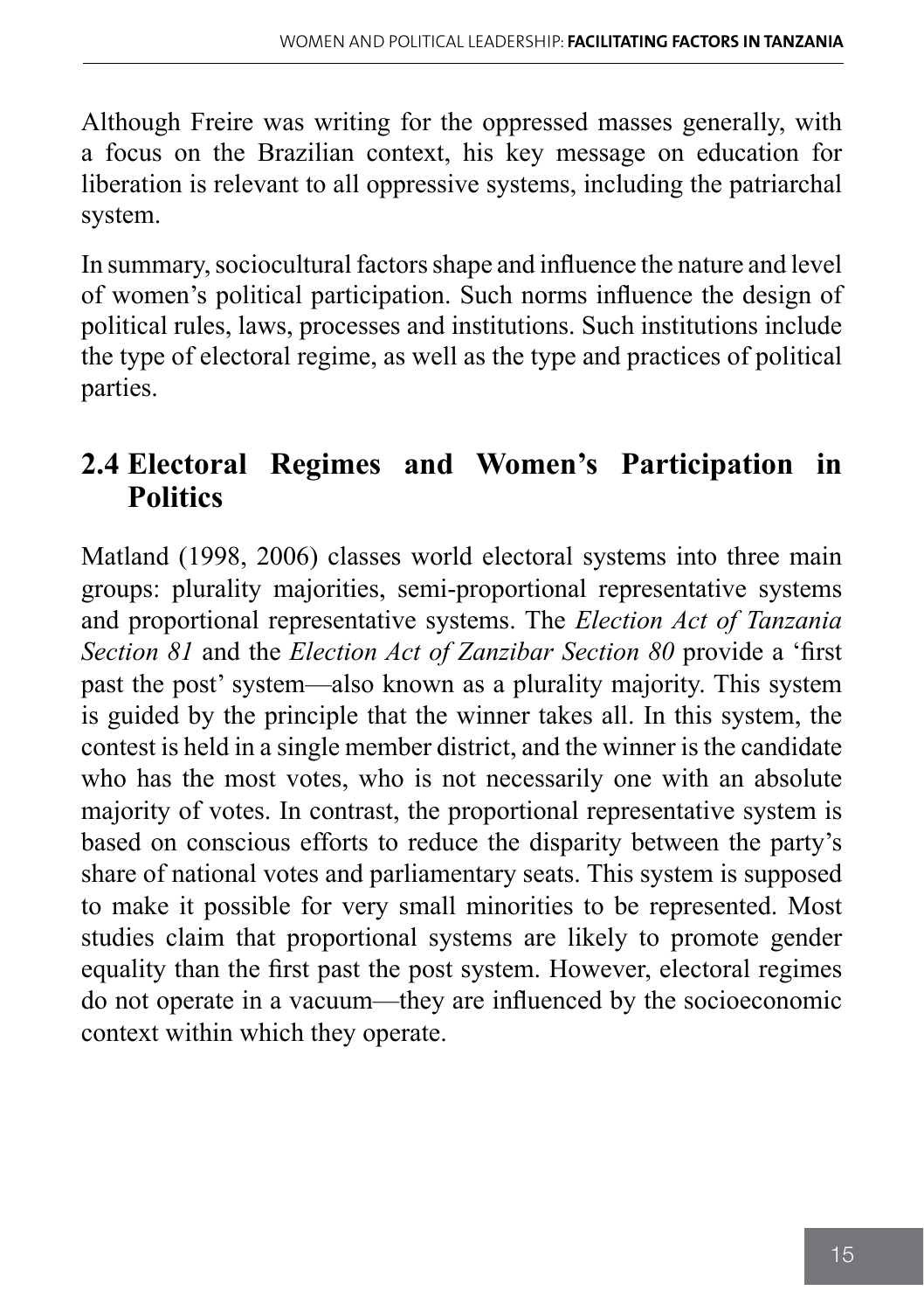Although Freire was writing for the oppressed masses generally, with a focus on the Brazilian context, his key message on education for liberation is relevant to all oppressive systems, including the patriarchal system.

In summary, sociocultural factors shape and influence the nature and level of women's political participation. Such norms influence the design of political rules, laws, processes and institutions. Such institutions include the type of electoral regime, as well as the type and practices of political parties.

## 2.4 Electoral Regimes and Women's Participation in Politics

Matland (1998, 2006) classes world electoral systems into three main groups: plurality majorities, semi-proportional representative systems and proportional representative systems. The *Election Act of Tanzania Section 81* and the *Election Act of Zanzibar Section 80* provide a 'first past the post' system—also known as a plurality majority. This system is guided by the principle that the winner takes all. In this system, the contest is held in a single member district, and the winner is the candidate who has the most votes, who is not necessarily one with an absolute majority of votes. In contrast, the proportional representative system is based on conscious efforts to reduce the disparity between the party's share of national votes and parliamentary seats. This system is supposed to make it possible for very small minorities to be represented. Most studies claim that proportional systems are likely to promote gender equality than the first past the post system. However, electoral regimes do not operate in a vacuum—they are influenced by the socioeconomic context within which they operate.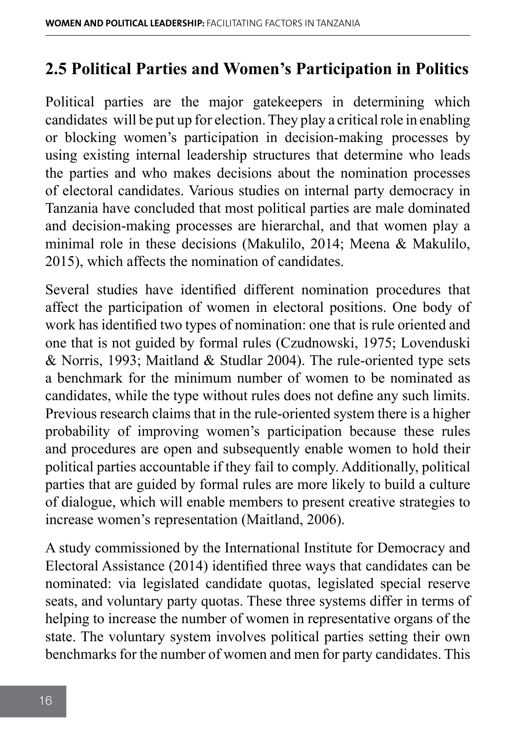## 2.5 Political Parties and Women's Participation in Politics

Political parties are the major gatekeepers in determining which candidates will be put up for election. They play a critical role in enabling or blocking women's participation in decision-making processes by using existing internal leadership structures that determine who leads the parties and who makes decisions about the nomination processes of electoral candidates. Various studies on internal party democracy in Tanzania have concluded that most political parties are male dominated and decision-making processes are hierarchal, and that women play a minimal role in these decisions (Makulilo, 2014; Meena & Makulilo, 2015), which affects the nomination of candidates.

Several studies have identified different nomination procedures that affect the participation of women in electoral positions. One body of work has identified two types of nomination: one that is rule oriented and one that is not guided by formal rules (Czudnowski, 1975; Lovenduski & Norris, 1993; Maitland & Studlar 2004). The rule-oriented type sets a benchmark for the minimum number of women to be nominated as candidates, while the type without rules does not define any such limits. Previous research claims that in the rule-oriented system there is a higher probability of improving women's participation because these rules and procedures are open and subsequently enable women to hold their political parties accountable if they fail to comply. Additionally, political parties that are guided by formal rules are more likely to build a culture of dialogue, which will enable members to present creative strategies to increase women's representation (Maitland, 2006).

A study commissioned by the International Institute for Democracy and Electoral Assistance (2014) identified three ways that candidates can be nominated: via legislated candidate quotas, legislated special reserve seats, and voluntary party quotas. These three systems differ in terms of helping to increase the number of women in representative organs of the state. The voluntary system involves political parties setting their own benchmarks for the number of women and men for party candidates. This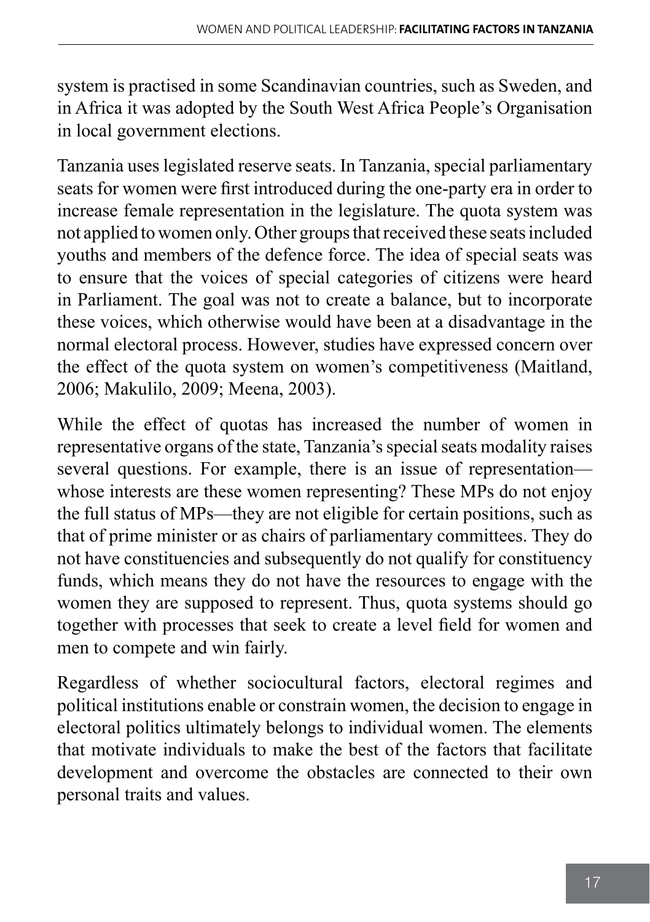system is practised in some Scandinavian countries, such as Sweden, and in Africa it was adopted by the South West Africa People's Organisation in local government elections.

Tanzania uses legislated reserve seats. In Tanzania, special parliamentary seats for women were first introduced during the one-party era in order to increase female representation in the legislature. The quota system was not applied to women only. Other groups that received these seats included youths and members of the defence force. The idea of special seats was to ensure that the voices of special categories of citizens were heard in Parliament. The goal was not to create a balance, but to incorporate these voices, which otherwise would have been at a disadvantage in the normal electoral process. However, studies have expressed concern over the effect of the quota system on women's competitiveness (Maitland, 2006; Makulilo, 2009; Meena, 2003).

While the effect of quotas has increased the number of women in representative organs of the state, Tanzania's special seats modality raises several questions. For example, there is an issue of representation—whose interests are these women representing? These MPs do not enjoy the full status of MPs—they are not eligible for certain positions, such as that of prime minister or as chairs of parliamentary committees. They do not have constituencies and subsequently do not qualify for constituency funds, which means they do not have the resources to engage with the women they are supposed to represent. Thus, quota systems should go together with processes that seek to create a level field for women and men to compete and win fairly.

Regardless of whether sociocultural factors, electoral regimes and political institutions enable or constrain women, the decision to engage in electoral politics ultimately belongs to individual women. The elements that motivate individuals to make the best of the factors that facilitate development and overcome the obstacles are connected to their own personal traits and values.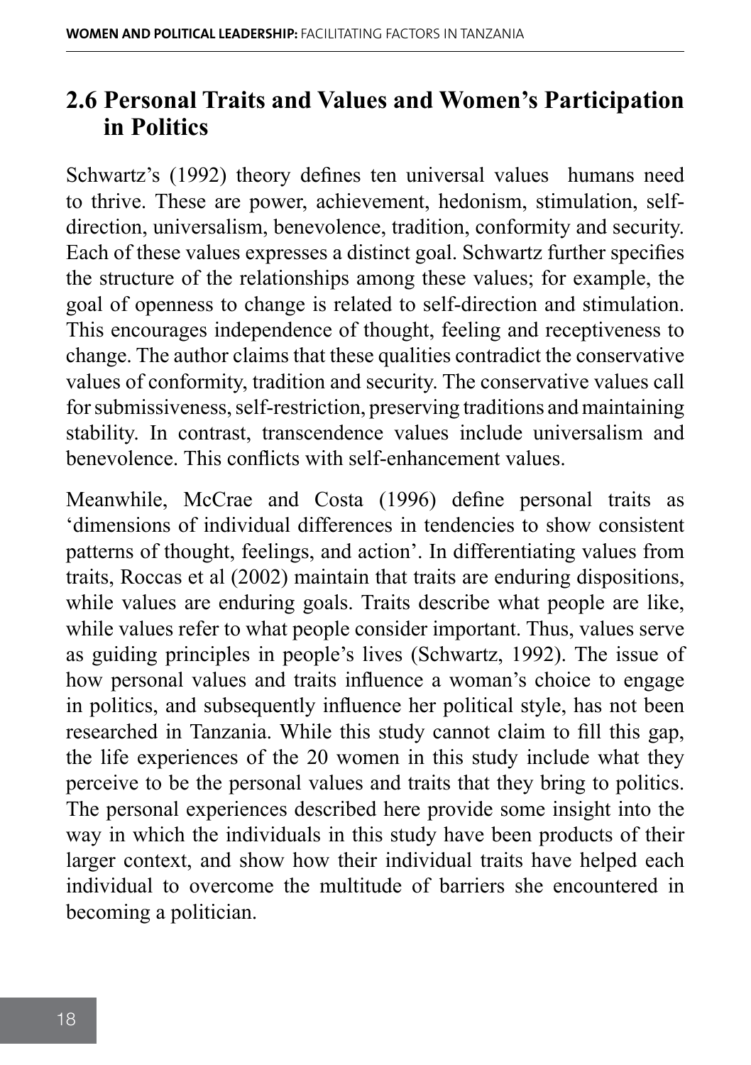## 2.6 Personal Traits and Values and Women's Participation in Politics

Schwartz's (1992) theory defines ten universal values humans need to thrive. These are power, achievement, hedonism, stimulation, self-direction, universalism, benevolence, tradition, conformity and security. Each of these values expresses a distinct goal. Schwartz further specifies the structure of the relationships among these values; for example, the goal of openness to change is related to self-direction and stimulation. This encourages independence of thought, feeling and receptiveness to change. The author claims that these qualities contradict the conservative values of conformity, tradition and security. The conservative values call for submissiveness, self-restriction, preserving traditions and maintaining stability. In contrast, transcendence values include universalism and benevolence. This conflicts with self-enhancement values.

Meanwhile, McCrae and Costa (1996) define personal traits as 'dimensions of individual differences in tendencies to show consistent patterns of thought, feelings, and action'. In differentiating values from traits, Roccas et al (2002) maintain that traits are enduring dispositions, while values are enduring goals. Traits describe what people are like, while values refer to what people consider important. Thus, values serve as guiding principles in people's lives (Schwartz, 1992). The issue of how personal values and traits influence a woman's choice to engage in politics, and subsequently influence her political style, has not been researched in Tanzania. While this study cannot claim to fill this gap, the life experiences of the 20 women in this study include what they perceive to be the personal values and traits that they bring to politics. The personal experiences described here provide some insight into the way in which the individuals in this study have been products of their larger context, and show how their individual traits have helped each individual to overcome the multitude of barriers she encountered in becoming a politician.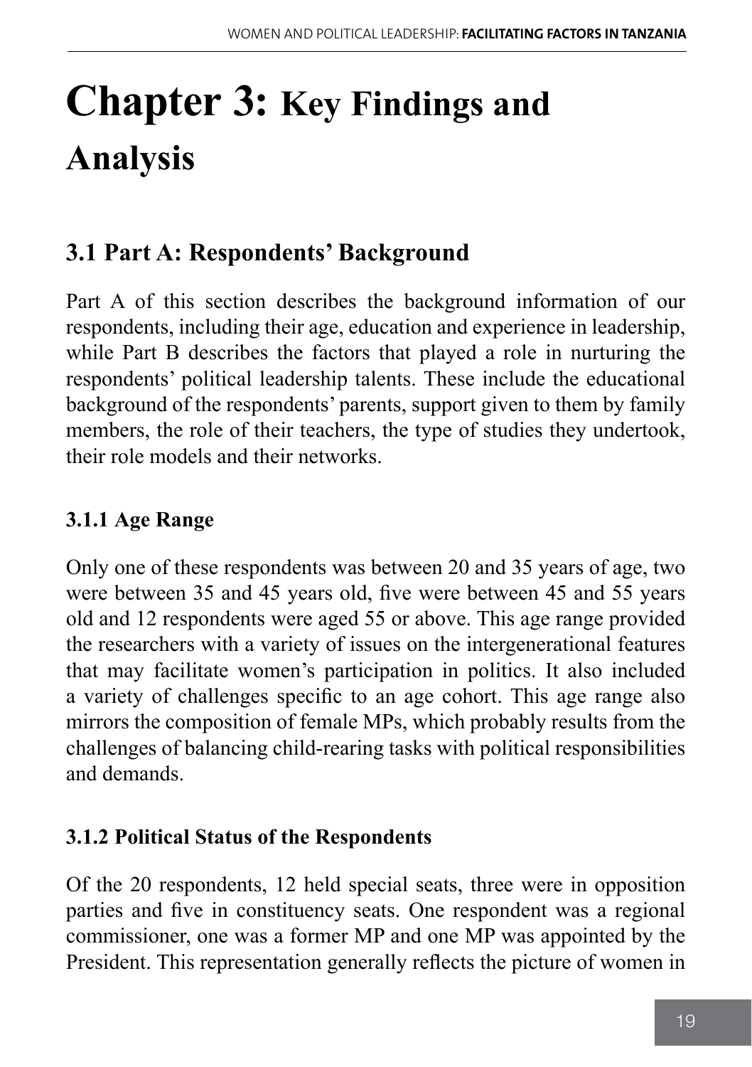# Chapter 3: Key Findings and Analysis

## 3.1 Part A: Respondents' Background

Part A of this section describes the background information of our respondents, including their age, education and experience in leadership, while Part B describes the factors that played a role in nurturing the respondents' political leadership talents. These include the educational background of the respondents' parents, support given to them by family members, the role of their teachers, the type of studies they undertook, their role models and their networks.

### 3.1.1 Age Range

Only one of these respondents was between 20 and 35 years of age, two were between 35 and 45 years old, five were between 45 and 55 years old and 12 respondents were aged 55 or above. This age range provided the researchers with a variety of issues on the intergenerational features that may facilitate women's participation in politics. It also included a variety of challenges specific to an age cohort. This age range also mirrors the composition of female MPs, which probably results from the challenges of balancing child-rearing tasks with political responsibilities and demands.

### 3.1.2 Political Status of the Respondents

Of the 20 respondents, 12 held special seats, three were in opposition parties and five in constituency seats. One respondent was a regional commissioner, one was a former MP and one MP was appointed by the President. This representation generally reflects the picture of women in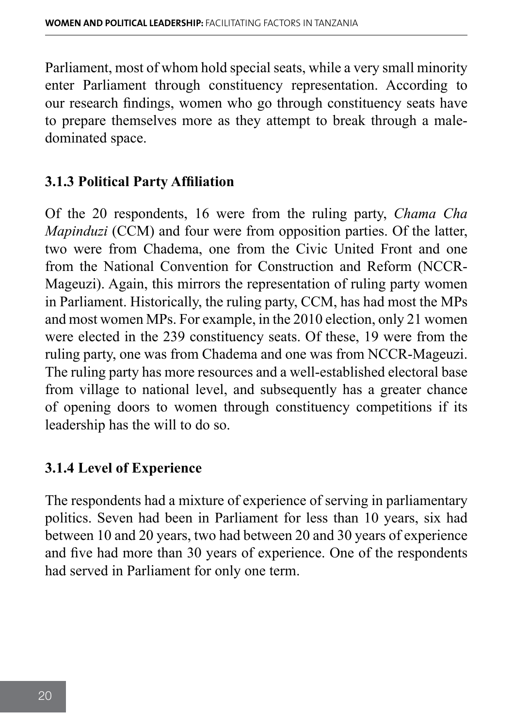Parliament, most of whom hold special seats, while a very small minority enter Parliament through constituency representation. According to our research findings, women who go through constituency seats have to prepare themselves more as they attempt to break through a male-dominated space.

### 3.1.3 Political Party Affiliation

Of the 20 respondents, 16 were from the ruling party, *Chama Cha Mapinduzi* (CCM) and four were from opposition parties. Of the latter, two were from Chadema, one from the Civic United Front and one from the National Convention for Construction and Reform (NCCR-Mageuzi). Again, this mirrors the representation of ruling party women in Parliament. Historically, the ruling party, CCM, has had most the MPs and most women MPs. For example, in the 2010 election, only 21 women were elected in the 239 constituency seats. Of these, 19 were from the ruling party, one was from Chadema and one was from NCCR-Mageuzi. The ruling party has more resources and a well-established electoral base from village to national level, and subsequently has a greater chance of opening doors to women through constituency competitions if its leadership has the will to do so.

### 3.1.4 Level of Experience

The respondents had a mixture of experience of serving in parliamentary politics. Seven had been in Parliament for less than 10 years, six had between 10 and 20 years, two had between 20 and 30 years of experience and five had more than 30 years of experience. One of the respondents had served in Parliament for only one term.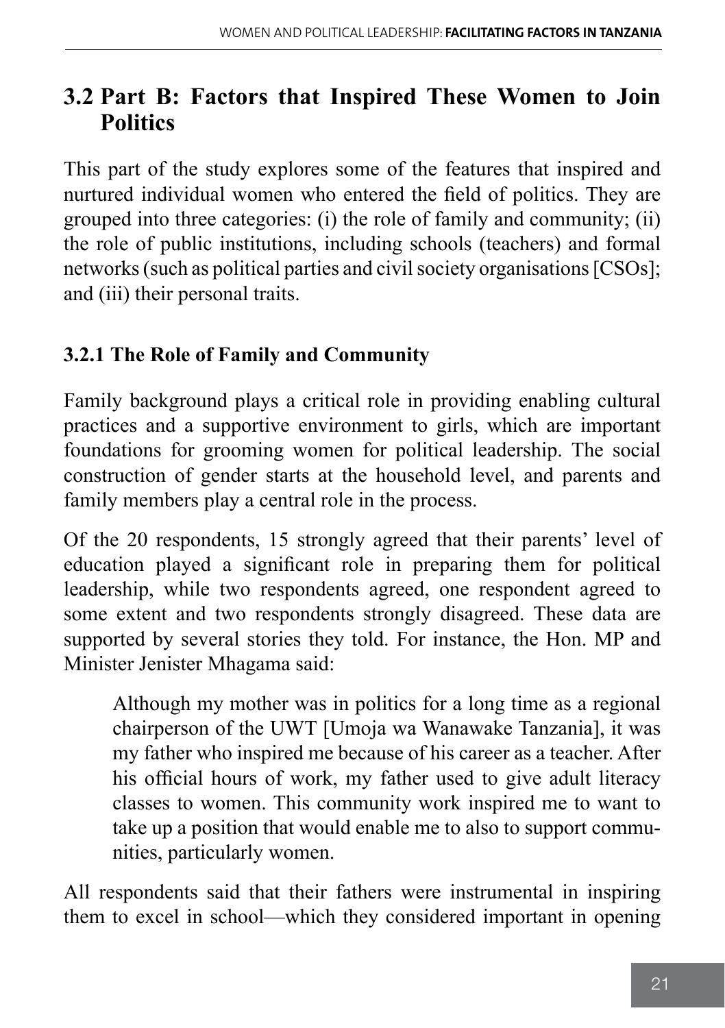## 3.2 Part B: Factors that Inspired These Women to Join Politics

This part of the study explores some of the features that inspired and nurtured individual women who entered the field of politics. They are grouped into three categories: (i) the role of family and community; (ii) the role of public institutions, including schools (teachers) and formal networks (such as political parties and civil society organisations [CSOs]; and (iii) their personal traits.

### 3.2.1 The Role of Family and Community

Family background plays a critical role in providing enabling cultural practices and a supportive environment to girls, which are important foundations for grooming women for political leadership. The social construction of gender starts at the household level, and parents and family members play a central role in the process.

Of the 20 respondents, 15 strongly agreed that their parents' level of education played a significant role in preparing them for political leadership, while two respondents agreed, one respondent agreed to some extent and two respondents strongly disagreed. These data are supported by several stories they told. For instance, the Hon. MP and Minister Jenister Mhagama said:

> Although my mother was in politics for a long time as a regional chairperson of the UWT [Umoja wa Wanawake Tanzania], it was my father who inspired me because of his career as a teacher. After his official hours of work, my father used to give adult literacy classes to women. This community work inspired me to want to take up a position that would enable me to also to support communities, particularly women.

All respondents said that their fathers were instrumental in inspiring them to excel in school—which they considered important in opening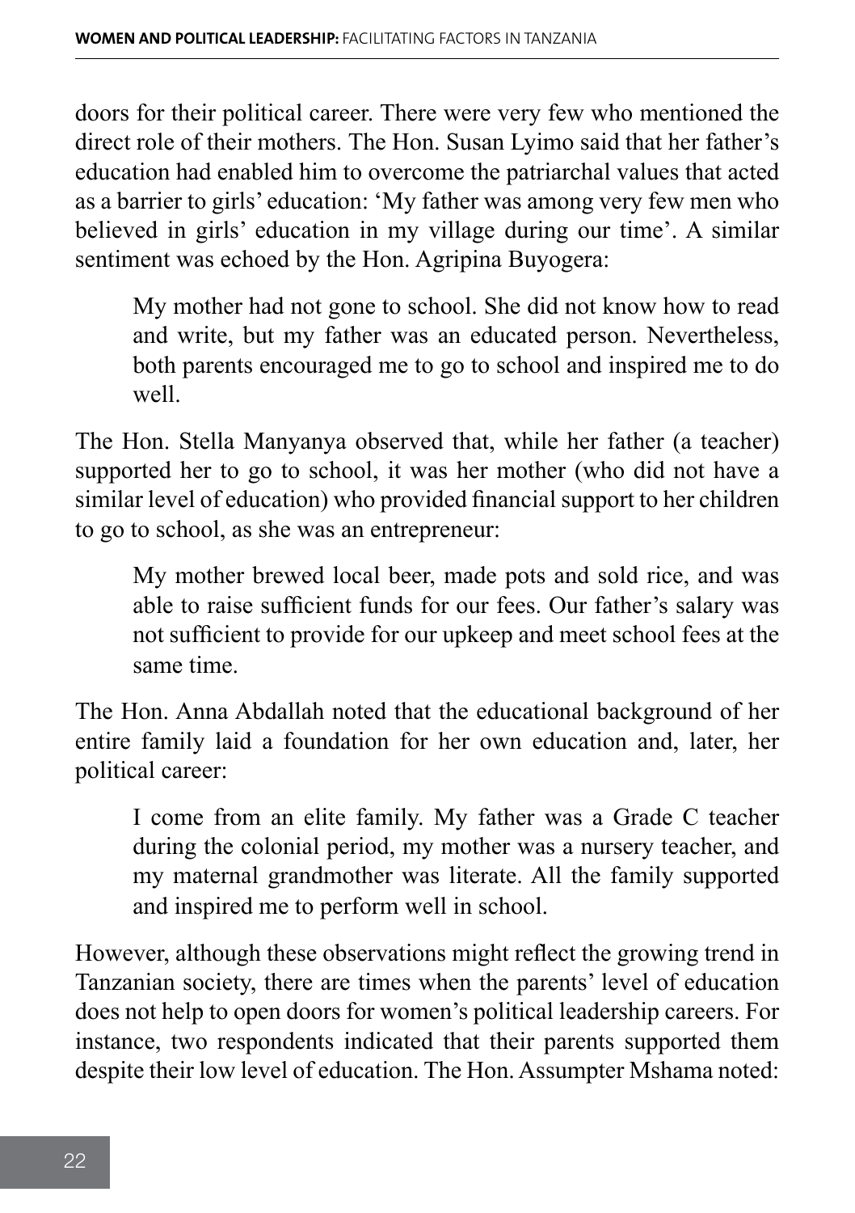doors for their political career. There were very few who mentioned the direct role of their mothers. The Hon. Susan Lyimo said that her father's education had enabled him to overcome the patriarchal values that acted as a barrier to girls' education: 'My father was among very few men who believed in girls' education in my village during our time'. A similar sentiment was echoed by the Hon. Agripina Buyogera:

> My mother had not gone to school. She did not know how to read and write, but my father was an educated person. Nevertheless, both parents encouraged me to go to school and inspired me to do well.

The Hon. Stella Manyanya observed that, while her father (a teacher) supported her to go to school, it was her mother (who did not have a similar level of education) who provided financial support to her children to go to school, as she was an entrepreneur:

> My mother brewed local beer, made pots and sold rice, and was able to raise sufficient funds for our fees. Our father's salary was not sufficient to provide for our upkeep and meet school fees at the same time.

The Hon. Anna Abdallah noted that the educational background of her entire family laid a foundation for her own education and, later, her political career:

> I come from an elite family. My father was a Grade C teacher during the colonial period, my mother was a nursery teacher, and my maternal grandmother was literate. All the family supported and inspired me to perform well in school.

However, although these observations might reflect the growing trend in Tanzanian society, there are times when the parents' level of education does not help to open doors for women's political leadership careers. For instance, two respondents indicated that their parents supported them despite their low level of education. The Hon. Assumpter Mshama noted: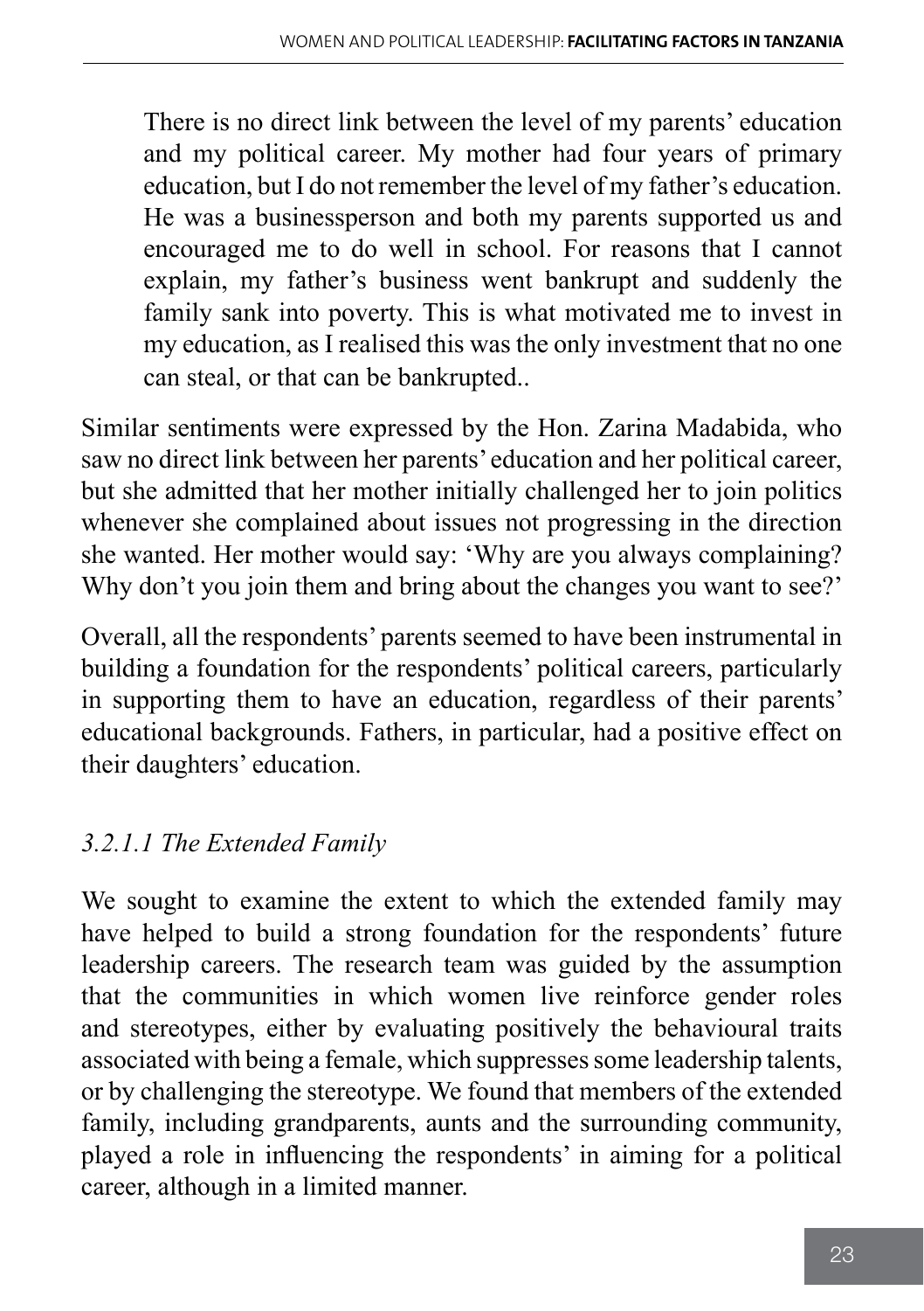> There is no direct link between the level of my parents' education and my political career. My mother had four years of primary education, but I do not remember the level of my father's education. He was a businessperson and both my parents supported us and encouraged me to do well in school. For reasons that I cannot explain, my father's business went bankrupt and suddenly the family sank into poverty. This is what motivated me to invest in my education, as I realised this was the only investment that no one can steal, or that can be bankrupted..

Similar sentiments were expressed by the Hon. Zarina Madabida, who saw no direct link between her parents' education and her political career, but she admitted that her mother initially challenged her to join politics whenever she complained about issues not progressing in the direction she wanted. Her mother would say: 'Why are you always complaining? Why don't you join them and bring about the changes you want to see?'

Overall, all the respondents' parents seemed to have been instrumental in building a foundation for the respondents' political careers, particularly in supporting them to have an education, regardless of their parents' educational backgrounds. Fathers, in particular, had a positive effect on their daughters' education.

#### *3.2.1.1 The Extended Family*

We sought to examine the extent to which the extended family may have helped to build a strong foundation for the respondents' future leadership careers. The research team was guided by the assumption that the communities in which women live reinforce gender roles and stereotypes, either by evaluating positively the behavioural traits associated with being a female, which suppresses some leadership talents, or by challenging the stereotype. We found that members of the extended family, including grandparents, aunts and the surrounding community, played a role in influencing the respondents' in aiming for a political career, although in a limited manner.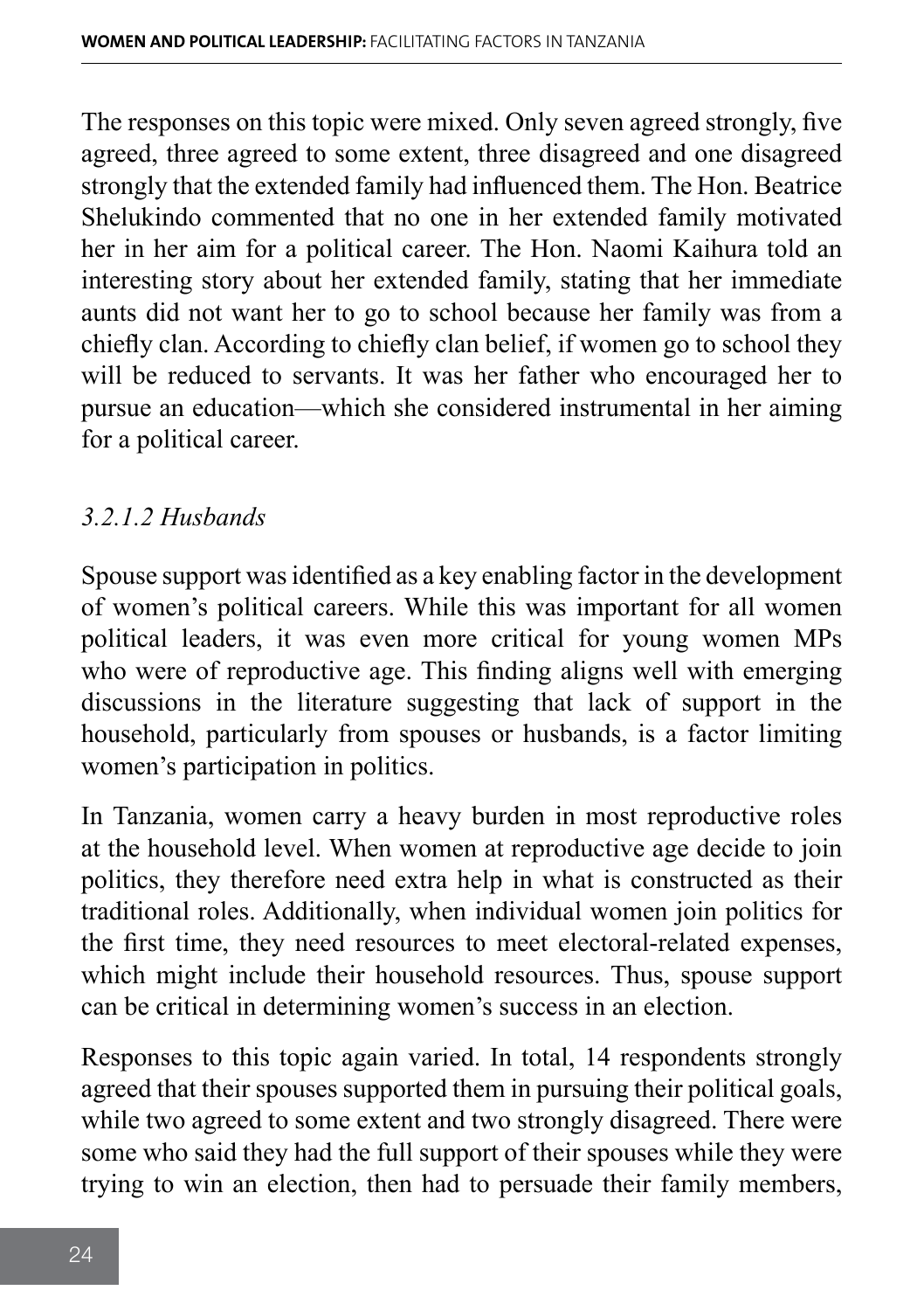The responses on this topic were mixed. Only seven agreed strongly, five agreed, three agreed to some extent, three disagreed and one disagreed strongly that the extended family had influenced them. The Hon. Beatrice Shelukindo commented that no one in her extended family motivated her in her aim for a political career. The Hon. Naomi Kaihura told an interesting story about her extended family, stating that her immediate aunts did not want her to go to school because her family was from a chiefly clan. According to chiefly clan belief, if women go to school they will be reduced to servants. It was her father who encouraged her to pursue an education—which she considered instrumental in her aiming for a political career.

*3.2.1.2 Husbands*

Spouse support was identified as a key enabling factor in the development of women's political careers. While this was important for all women political leaders, it was even more critical for young women MPs who were of reproductive age. This finding aligns well with emerging discussions in the literature suggesting that lack of support in the household, particularly from spouses or husbands, is a factor limiting women's participation in politics.

In Tanzania, women carry a heavy burden in most reproductive roles at the household level. When women at reproductive age decide to join politics, they therefore need extra help in what is constructed as their traditional roles. Additionally, when individual women join politics for the first time, they need resources to meet electoral-related expenses, which might include their household resources. Thus, spouse support can be critical in determining women's success in an election.

Responses to this topic again varied. In total, 14 respondents strongly agreed that their spouses supported them in pursuing their political goals, while two agreed to some extent and two strongly disagreed. There were some who said they had the full support of their spouses while they were trying to win an election, then had to persuade their family members,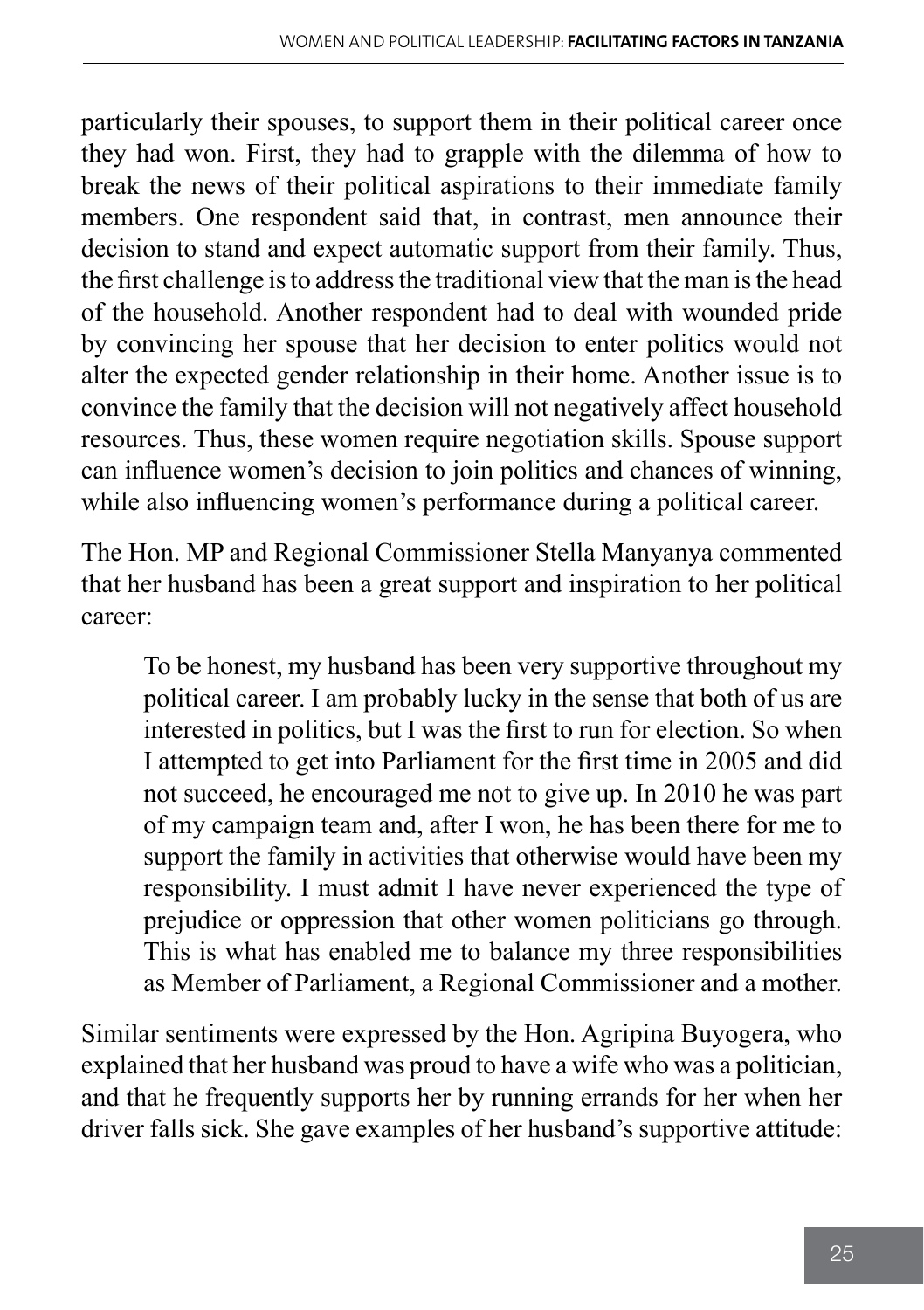particularly their spouses, to support them in their political career once they had won. First, they had to grapple with the dilemma of how to break the news of their political aspirations to their immediate family members. One respondent said that, in contrast, men announce their decision to stand and expect automatic support from their family. Thus, the first challenge is to address the traditional view that the man is the head of the household. Another respondent had to deal with wounded pride by convincing her spouse that her decision to enter politics would not alter the expected gender relationship in their home. Another issue is to convince the family that the decision will not negatively affect household resources. Thus, these women require negotiation skills. Spouse support can influence women's decision to join politics and chances of winning, while also influencing women's performance during a political career.

The Hon. MP and Regional Commissioner Stella Manyanya commented that her husband has been a great support and inspiration to her political career:

> To be honest, my husband has been very supportive throughout my political career. I am probably lucky in the sense that both of us are interested in politics, but I was the first to run for election. So when I attempted to get into Parliament for the first time in 2005 and did not succeed, he encouraged me not to give up. In 2010 he was part of my campaign team and, after I won, he has been there for me to support the family in activities that otherwise would have been my responsibility. I must admit I have never experienced the type of prejudice or oppression that other women politicians go through. This is what has enabled me to balance my three responsibilities as Member of Parliament, a Regional Commissioner and a mother.

Similar sentiments were expressed by the Hon. Agripina Buyogera, who explained that her husband was proud to have a wife who was a politician, and that he frequently supports her by running errands for her when her driver falls sick. She gave examples of her husband's supportive attitude: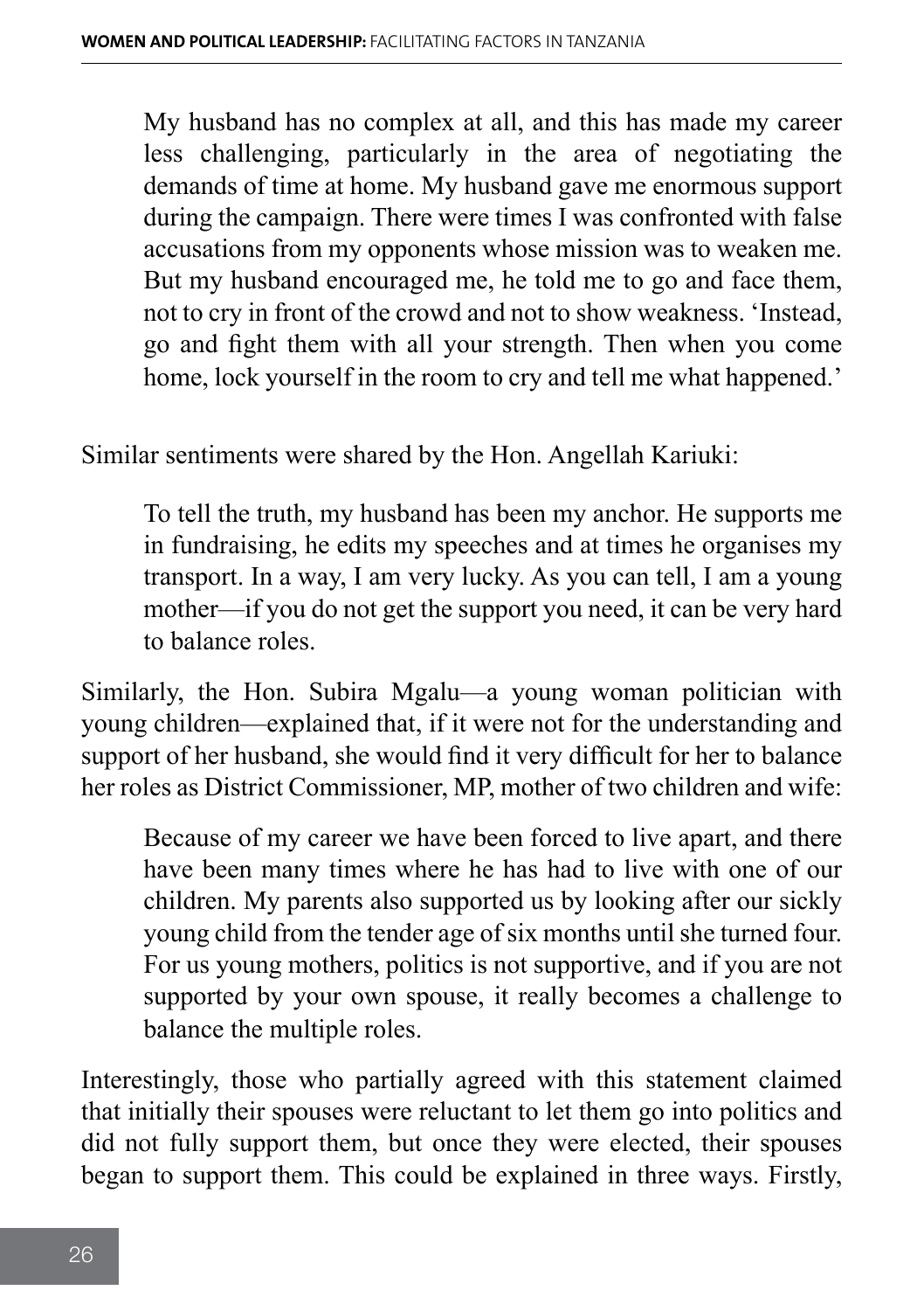> My husband has no complex at all, and this has made my career less challenging, particularly in the area of negotiating the demands of time at home. My husband gave me enormous support during the campaign. There were times I was confronted with false accusations from my opponents whose mission was to weaken me. But my husband encouraged me, he told me to go and face them, not to cry in front of the crowd and not to show weakness. 'Instead, go and fight them with all your strength. Then when you come home, lock yourself in the room to cry and tell me what happened.'

Similar sentiments were shared by the Hon. Angellah Kariuki:

> To tell the truth, my husband has been my anchor. He supports me in fundraising, he edits my speeches and at times he organises my transport. In a way, I am very lucky. As you can tell, I am a young mother—if you do not get the support you need, it can be very hard to balance roles.

Similarly, the Hon. Subira Mgalu—a young woman politician with young children—explained that, if it were not for the understanding and support of her husband, she would find it very difficult for her to balance her roles as District Commissioner, MP, mother of two children and wife:

> Because of my career we have been forced to live apart, and there have been many times where he has had to live with one of our children. My parents also supported us by looking after our sickly young child from the tender age of six months until she turned four. For us young mothers, politics is not supportive, and if you are not supported by your own spouse, it really becomes a challenge to balance the multiple roles.

Interestingly, those who partially agreed with this statement claimed that initially their spouses were reluctant to let them go into politics and did not fully support them, but once they were elected, their spouses began to support them. This could be explained in three ways. Firstly,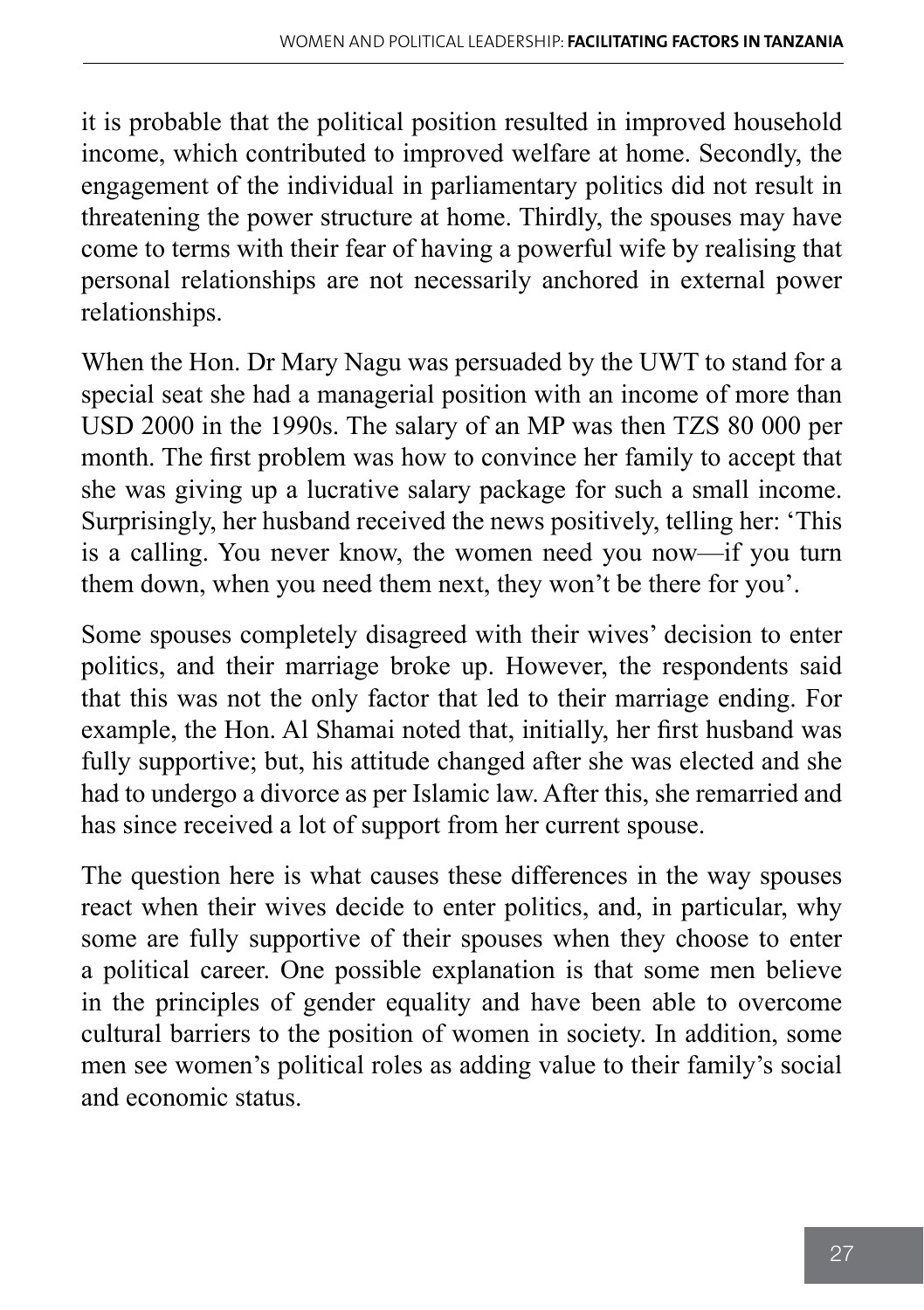it is probable that the political position resulted in improved household income, which contributed to improved welfare at home. Secondly, the engagement of the individual in parliamentary politics did not result in threatening the power structure at home. Thirdly, the spouses may have come to terms with their fear of having a powerful wife by realising that personal relationships are not necessarily anchored in external power relationships.

When the Hon. Dr Mary Nagu was persuaded by the UWT to stand for a special seat she had a managerial position with an income of more than USD 2000 in the 1990s. The salary of an MP was then TZS 80 000 per month. The first problem was how to convince her family to accept that she was giving up a lucrative salary package for such a small income. Surprisingly, her husband received the news positively, telling her: 'This is a calling. You never know, the women need you now—if you turn them down, when you need them next, they won't be there for you'.

Some spouses completely disagreed with their wives' decision to enter politics, and their marriage broke up. However, the respondents said that this was not the only factor that led to their marriage ending. For example, the Hon. Al Shamai noted that, initially, her first husband was fully supportive; but, his attitude changed after she was elected and she had to undergo a divorce as per Islamic law. After this, she remarried and has since received a lot of support from her current spouse.

The question here is what causes these differences in the way spouses react when their wives decide to enter politics, and, in particular, why some are fully supportive of their spouses when they choose to enter a political career. One possible explanation is that some men believe in the principles of gender equality and have been able to overcome cultural barriers to the position of women in society. In addition, some men see women's political roles as adding value to their family's social and economic status.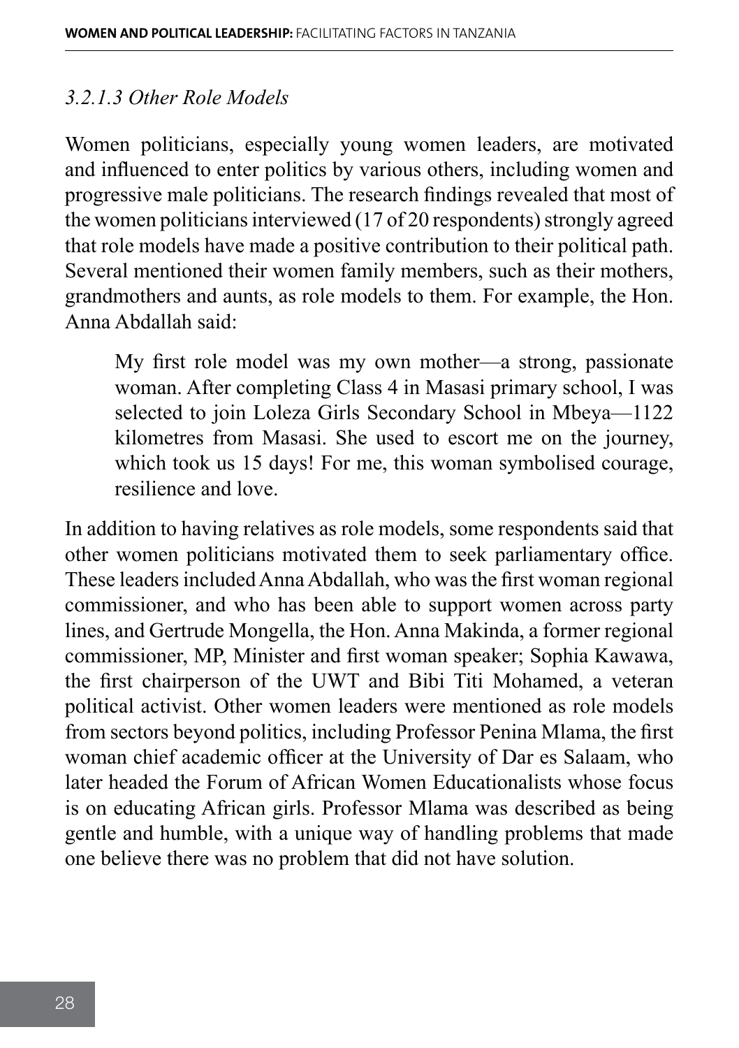#### *3.2.1.3 Other Role Models*

Women politicians, especially young women leaders, are motivated and influenced to enter politics by various others, including women and progressive male politicians. The research findings revealed that most of the women politicians interviewed (17 of 20 respondents) strongly agreed that role models have made a positive contribution to their political path. Several mentioned their women family members, such as their mothers, grandmothers and aunts, as role models to them. For example, the Hon. Anna Abdallah said:

> My first role model was my own mother—a strong, passionate woman. After completing Class 4 in Masasi primary school, I was selected to join Loleza Girls Secondary School in Mbeya—1122 kilometres from Masasi. She used to escort me on the journey, which took us 15 days! For me, this woman symbolised courage, resilience and love.

In addition to having relatives as role models, some respondents said that other women politicians motivated them to seek parliamentary office. These leaders included Anna Abdallah, who was the first woman regional commissioner, and who has been able to support women across party lines, and Gertrude Mongella, the Hon. Anna Makinda, a former regional commissioner, MP, Minister and first woman speaker; Sophia Kawawa, the first chairperson of the UWT and Bibi Titi Mohamed, a veteran political activist. Other women leaders were mentioned as role models from sectors beyond politics, including Professor Penina Mlama, the first woman chief academic officer at the University of Dar es Salaam, who later headed the Forum of African Women Educationalists whose focus is on educating African girls. Professor Mlama was described as being gentle and humble, with a unique way of handling problems that made one believe there was no problem that did not have solution.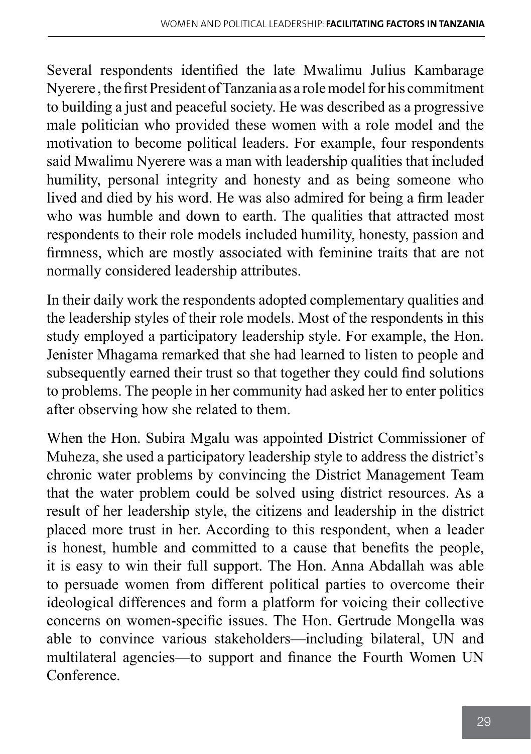Several respondents identified the late Mwalimu Julius Kambarage Nyerere , the first President of Tanzania as a role model for his commitment to building a just and peaceful society. He was described as a progressive male politician who provided these women with a role model and the motivation to become political leaders. For example, four respondents said Mwalimu Nyerere was a man with leadership qualities that included humility, personal integrity and honesty and as being someone who lived and died by his word. He was also admired for being a firm leader who was humble and down to earth. The qualities that attracted most respondents to their role models included humility, honesty, passion and firmness, which are mostly associated with feminine traits that are not normally considered leadership attributes.

In their daily work the respondents adopted complementary qualities and the leadership styles of their role models. Most of the respondents in this study employed a participatory leadership style. For example, the Hon. Jenister Mhagama remarked that she had learned to listen to people and subsequently earned their trust so that together they could find solutions to problems. The people in her community had asked her to enter politics after observing how she related to them.

When the Hon. Subira Mgalu was appointed District Commissioner of Muheza, she used a participatory leadership style to address the district's chronic water problems by convincing the District Management Team that the water problem could be solved using district resources. As a result of her leadership style, the citizens and leadership in the district placed more trust in her. According to this respondent, when a leader is honest, humble and committed to a cause that benefits the people, it is easy to win their full support. The Hon. Anna Abdallah was able to persuade women from different political parties to overcome their ideological differences and form a platform for voicing their collective concerns on women-specific issues. The Hon. Gertrude Mongella was able to convince various stakeholders—including bilateral, UN and multilateral agencies—to support and finance the Fourth Women UN Conference.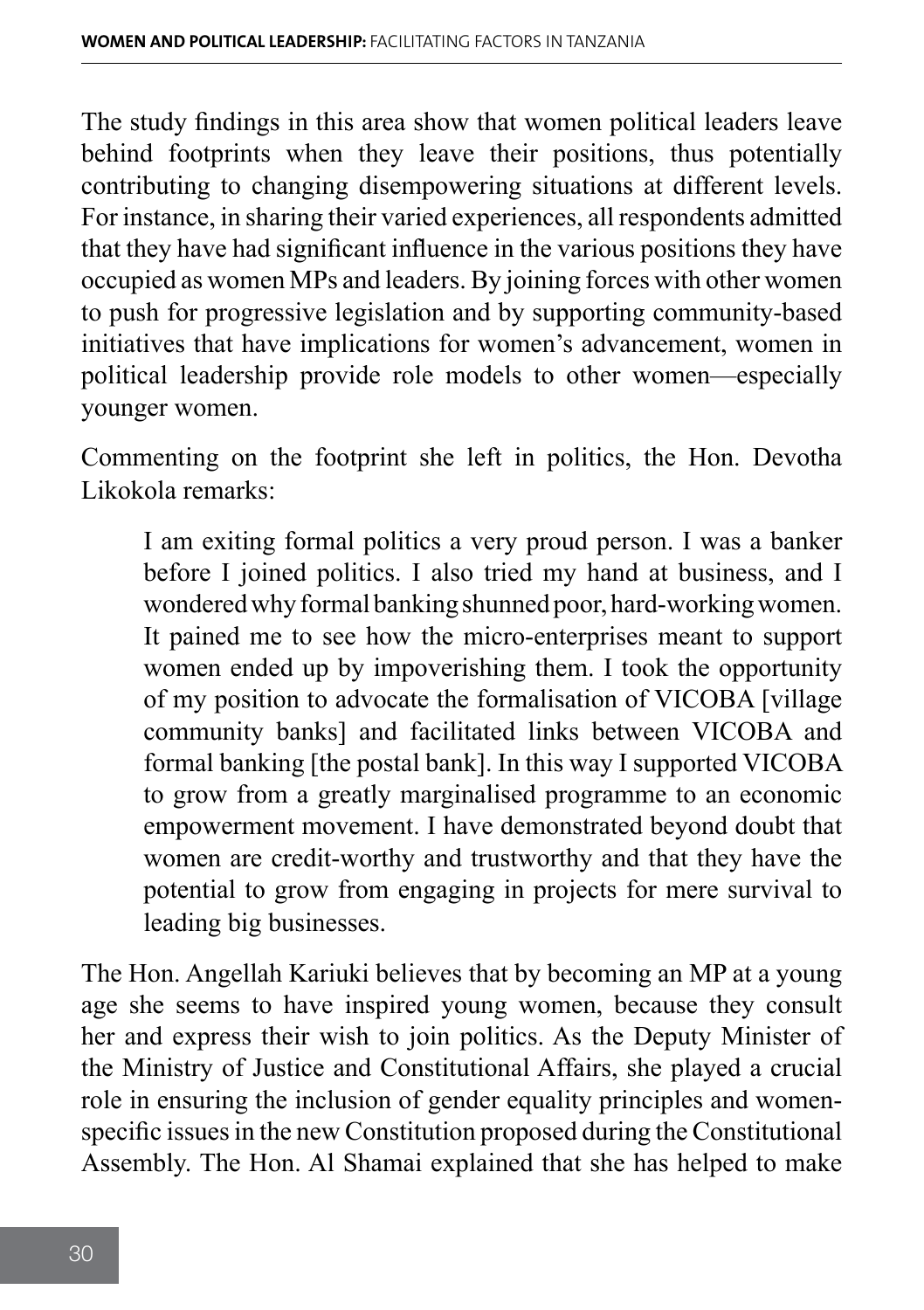The study findings in this area show that women political leaders leave behind footprints when they leave their positions, thus potentially contributing to changing disempowering situations at different levels. For instance, in sharing their varied experiences, all respondents admitted that they have had significant influence in the various positions they have occupied as women MPs and leaders. By joining forces with other women to push for progressive legislation and by supporting community-based initiatives that have implications for women's advancement, women in political leadership provide role models to other women—especially younger women.

Commenting on the footprint she left in politics, the Hon. Devotha Likokola remarks:

> I am exiting formal politics a very proud person. I was a banker before I joined politics. I also tried my hand at business, and I wondered why formal banking shunned poor, hard-working women. It pained me to see how the micro-enterprises meant to support women ended up by impoverishing them. I took the opportunity of my position to advocate the formalisation of VICOBA [village community banks] and facilitated links between VICOBA and formal banking [the postal bank]. In this way I supported VICOBA to grow from a greatly marginalised programme to an economic empowerment movement. I have demonstrated beyond doubt that women are credit-worthy and trustworthy and that they have the potential to grow from engaging in projects for mere survival to leading big businesses.

The Hon. Angellah Kariuki believes that by becoming an MP at a young age she seems to have inspired young women, because they consult her and express their wish to join politics. As the Deputy Minister of the Ministry of Justice and Constitutional Affairs, she played a crucial role in ensuring the inclusion of gender equality principles and women-specific issues in the new Constitution proposed during the Constitutional Assembly. The Hon. Al Shamai explained that she has helped to make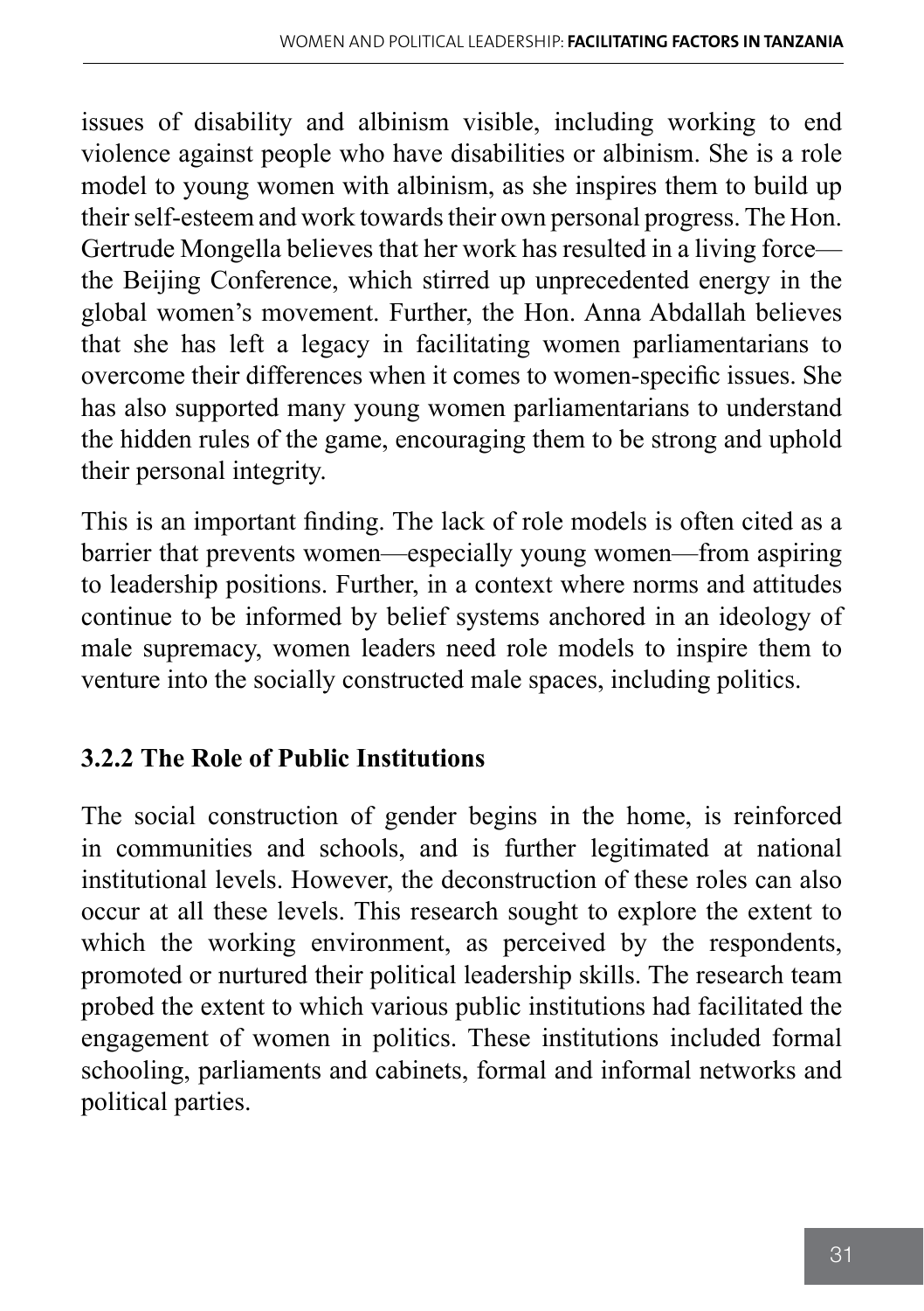issues of disability and albinism visible, including working to end violence against people who have disabilities or albinism. She is a role model to young women with albinism, as she inspires them to build up their self-esteem and work towards their own personal progress. The Hon. Gertrude Mongella believes that her work has resulted in a living force—the Beijing Conference, which stirred up unprecedented energy in the global women's movement. Further, the Hon. Anna Abdallah believes that she has left a legacy in facilitating women parliamentarians to overcome their differences when it comes to women-specific issues. She has also supported many young women parliamentarians to understand the hidden rules of the game, encouraging them to be strong and uphold their personal integrity.

This is an important finding. The lack of role models is often cited as a barrier that prevents women—especially young women—from aspiring to leadership positions. Further, in a context where norms and attitudes continue to be informed by belief systems anchored in an ideology of male supremacy, women leaders need role models to inspire them to venture into the socially constructed male spaces, including politics.

### 3.2.2 The Role of Public Institutions

The social construction of gender begins in the home, is reinforced in communities and schools, and is further legitimated at national institutional levels. However, the deconstruction of these roles can also occur at all these levels. This research sought to explore the extent to which the working environment, as perceived by the respondents, promoted or nurtured their political leadership skills. The research team probed the extent to which various public institutions had facilitated the engagement of women in politics. These institutions included formal schooling, parliaments and cabinets, formal and informal networks and political parties.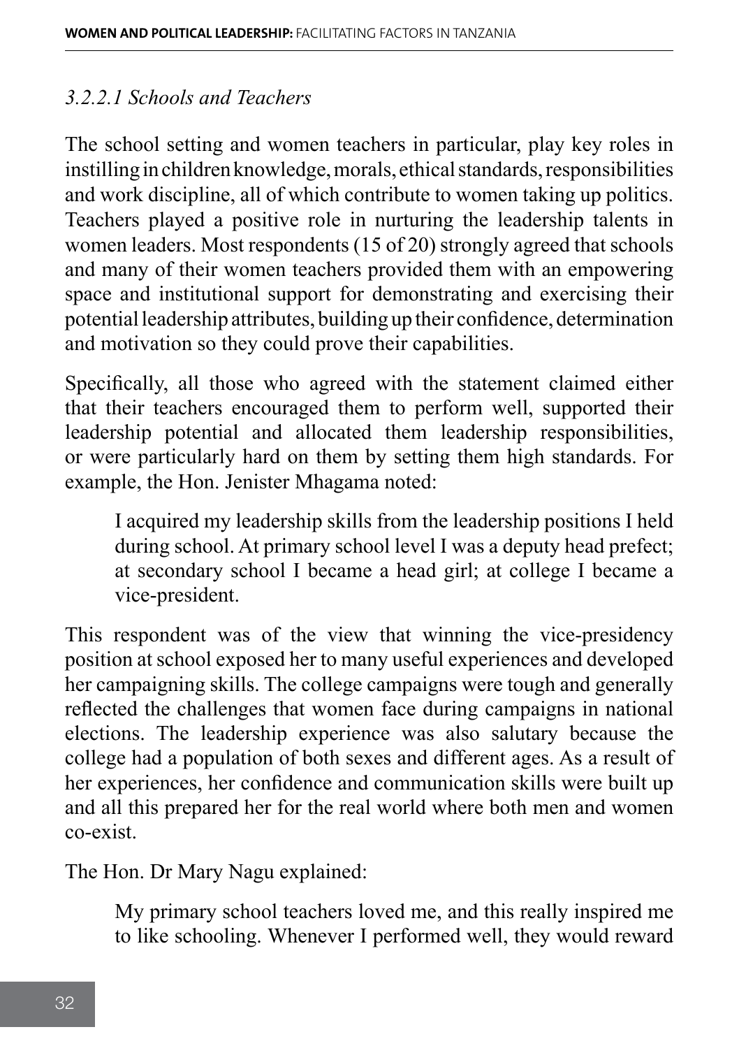#### *3.2.2.1 Schools and Teachers*

The school setting and women teachers in particular, play key roles in instilling in children knowledge, morals, ethical standards, responsibilities and work discipline, all of which contribute to women taking up politics. Teachers played a positive role in nurturing the leadership talents in women leaders. Most respondents (15 of 20) strongly agreed that schools and many of their women teachers provided them with an empowering space and institutional support for demonstrating and exercising their potential leadership attributes, building up their confidence, determination and motivation so they could prove their capabilities.

Specifically, all those who agreed with the statement claimed either that their teachers encouraged them to perform well, supported their leadership potential and allocated them leadership responsibilities, or were particularly hard on them by setting them high standards. For example, the Hon. Jenister Mhagama noted:

> I acquired my leadership skills from the leadership positions I held during school. At primary school level I was a deputy head prefect; at secondary school I became a head girl; at college I became a vice-president.

This respondent was of the view that winning the vice-presidency position at school exposed her to many useful experiences and developed her campaigning skills. The college campaigns were tough and generally reflected the challenges that women face during campaigns in national elections. The leadership experience was also salutary because the college had a population of both sexes and different ages. As a result of her experiences, her confidence and communication skills were built up and all this prepared her for the real world where both men and women co-exist.

The Hon. Dr Mary Nagu explained:

> My primary school teachers loved me, and this really inspired me to like schooling. Whenever I performed well, they would reward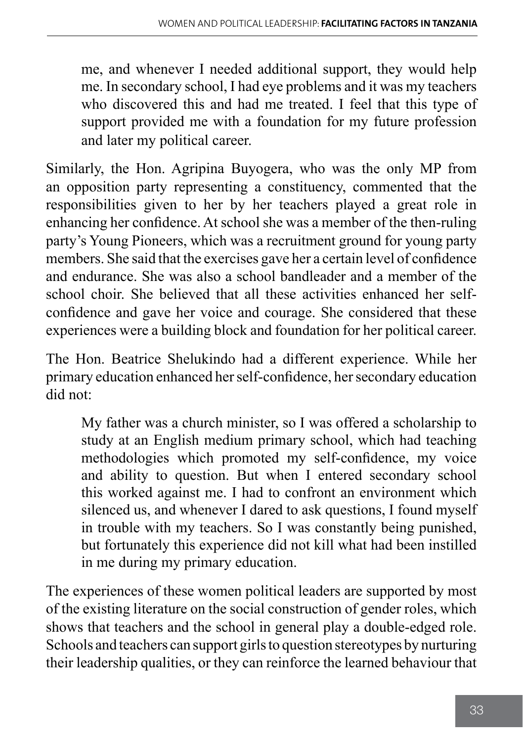> me, and whenever I needed additional support, they would help me. In secondary school, I had eye problems and it was my teachers who discovered this and had me treated. I feel that this type of support provided me with a foundation for my future profession and later my political career.

Similarly, the Hon. Agripina Buyogera, who was the only MP from an opposition party representing a constituency, commented that the responsibilities given to her by her teachers played a great role in enhancing her confidence. At school she was a member of the then-ruling party's Young Pioneers, which was a recruitment ground for young party members. She said that the exercises gave her a certain level of confidence and endurance. She was also a school bandleader and a member of the school choir. She believed that all these activities enhanced her self-confidence and gave her voice and courage. She considered that these experiences were a building block and foundation for her political career.

The Hon. Beatrice Shelukindo had a different experience. While her primary education enhanced her self-confidence, her secondary education did not:

> My father was a church minister, so I was offered a scholarship to study at an English medium primary school, which had teaching methodologies which promoted my self-confidence, my voice and ability to question. But when I entered secondary school this worked against me. I had to confront an environment which silenced us, and whenever I dared to ask questions, I found myself in trouble with my teachers. So I was constantly being punished, but fortunately this experience did not kill what had been instilled in me during my primary education.

The experiences of these women political leaders are supported by most of the existing literature on the social construction of gender roles, which shows that teachers and the school in general play a double-edged role. Schools and teachers can support girls to question stereotypes by nurturing their leadership qualities, or they can reinforce the learned behaviour that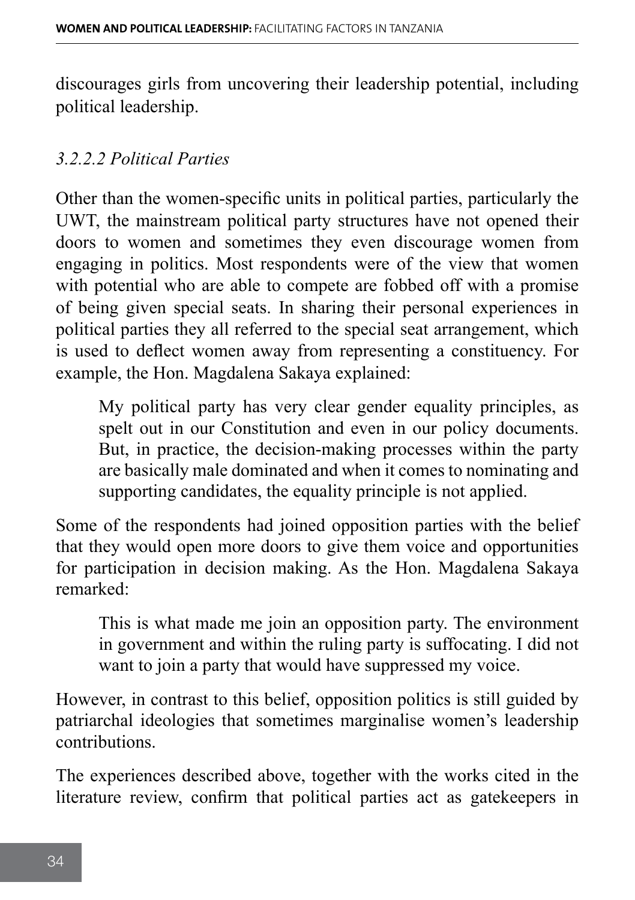discourages girls from uncovering their leadership potential, including political leadership.

#### *3.2.2.2 Political Parties*

Other than the women-specific units in political parties, particularly the UWT, the mainstream political party structures have not opened their doors to women and sometimes they even discourage women from engaging in politics. Most respondents were of the view that women with potential who are able to compete are fobbed off with a promise of being given special seats. In sharing their personal experiences in political parties they all referred to the special seat arrangement, which is used to deflect women away from representing a constituency. For example, the Hon. Magdalena Sakaya explained:

> My political party has very clear gender equality principles, as spelt out in our Constitution and even in our policy documents. But, in practice, the decision-making processes within the party are basically male dominated and when it comes to nominating and supporting candidates, the equality principle is not applied.

Some of the respondents had joined opposition parties with the belief that they would open more doors to give them voice and opportunities for participation in decision making. As the Hon. Magdalena Sakaya remarked:

> This is what made me join an opposition party. The environment in government and within the ruling party is suffocating. I did not want to join a party that would have suppressed my voice.

However, in contrast to this belief, opposition politics is still guided by patriarchal ideologies that sometimes marginalise women's leadership contributions.

The experiences described above, together with the works cited in the literature review, confirm that political parties act as gatekeepers in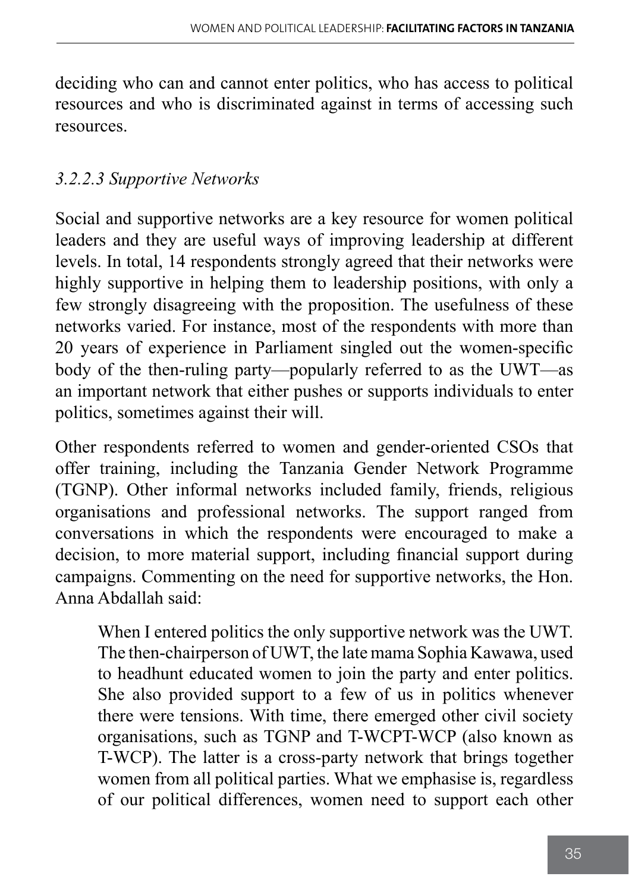deciding who can and cannot enter politics, who has access to political resources and who is discriminated against in terms of accessing such resources.

#### *3.2.2.3 Supportive Networks*

Social and supportive networks are a key resource for women political leaders and they are useful ways of improving leadership at different levels. In total, 14 respondents strongly agreed that their networks were highly supportive in helping them to leadership positions, with only a few strongly disagreeing with the proposition. The usefulness of these networks varied. For instance, most of the respondents with more than 20 years of experience in Parliament singled out the women-specific body of the then-ruling party—popularly referred to as the UWT—as an important network that either pushes or supports individuals to enter politics, sometimes against their will.

Other respondents referred to women and gender-oriented CSOs that offer training, including the Tanzania Gender Network Programme (TGNP). Other informal networks included family, friends, religious organisations and professional networks. The support ranged from conversations in which the respondents were encouraged to make a decision, to more material support, including financial support during campaigns. Commenting on the need for supportive networks, the Hon. Anna Abdallah said:

> When I entered politics the only supportive network was the UWT. The then-chairperson of UWT, the late mama Sophia Kawawa, used to headhunt educated women to join the party and enter politics. She also provided support to a few of us in politics whenever there were tensions. With time, there emerged other civil society organisations, such as TGNP and T-WCPT-WCP (also known as T-WCP). The latter is a cross-party network that brings together women from all political parties. What we emphasise is, regardless of our political differences, women need to support each other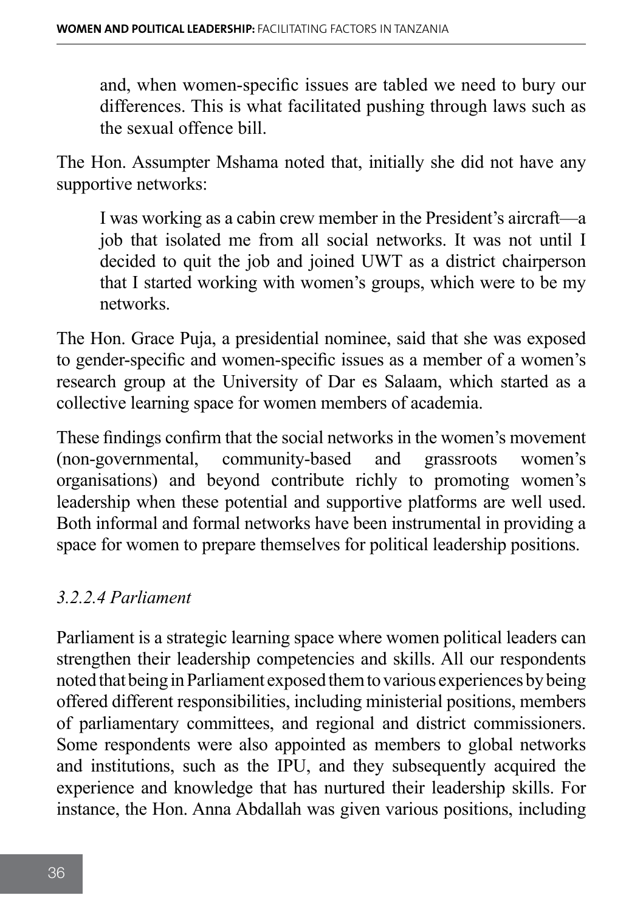> and, when women-specific issues are tabled we need to bury our differences. This is what facilitated pushing through laws such as the sexual offence bill.

The Hon. Assumpter Mshama noted that, initially she did not have any supportive networks:

> I was working as a cabin crew member in the President's aircraft—a job that isolated me from all social networks. It was not until I decided to quit the job and joined UWT as a district chairperson that I started working with women's groups, which were to be my networks.

The Hon. Grace Puja, a presidential nominee, said that she was exposed to gender-specific and women-specific issues as a member of a women's research group at the University of Dar es Salaam, which started as a collective learning space for women members of academia.

These findings confirm that the social networks in the women's movement (non-governmental, community-based and grassroots women's organisations) and beyond contribute richly to promoting women's leadership when these potential and supportive platforms are well used. Both informal and formal networks have been instrumental in providing a space for women to prepare themselves for political leadership positions.

#### *3.2.2.4 Parliament*

Parliament is a strategic learning space where women political leaders can strengthen their leadership competencies and skills. All our respondents noted that being in Parliament exposed them to various experiences by being offered different responsibilities, including ministerial positions, members of parliamentary committees, and regional and district commissioners. Some respondents were also appointed as members to global networks and institutions, such as the IPU, and they subsequently acquired the experience and knowledge that has nurtured their leadership skills. For instance, the Hon. Anna Abdallah was given various positions, including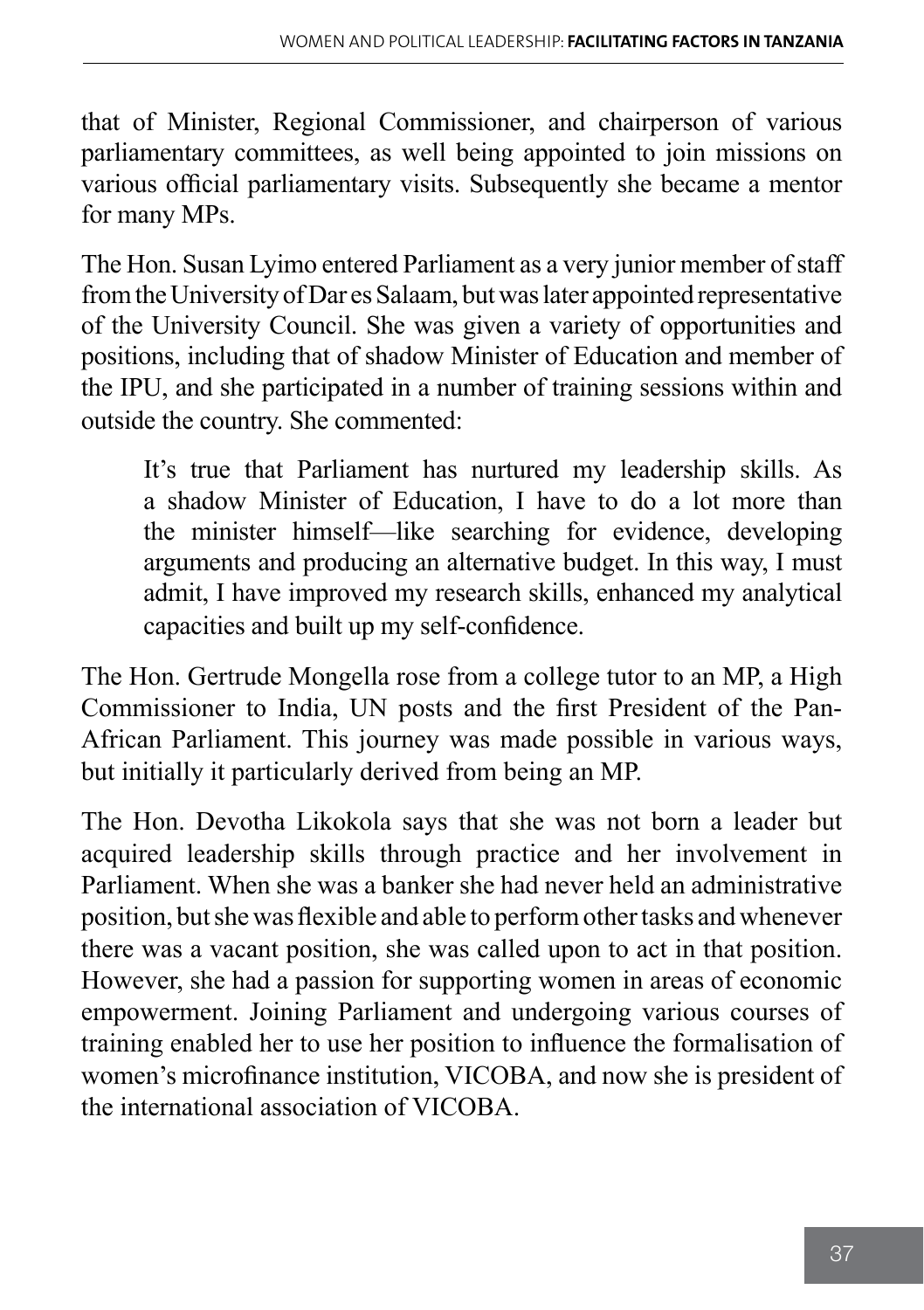that of Minister, Regional Commissioner, and chairperson of various parliamentary committees, as well being appointed to join missions on various official parliamentary visits. Subsequently she became a mentor for many MPs.

The Hon. Susan Lyimo entered Parliament as a very junior member of staff from the University of Dar es Salaam, but was later appointed representative of the University Council. She was given a variety of opportunities and positions, including that of shadow Minister of Education and member of the IPU, and she participated in a number of training sessions within and outside the country. She commented:

> It's true that Parliament has nurtured my leadership skills. As a shadow Minister of Education, I have to do a lot more than the minister himself—like searching for evidence, developing arguments and producing an alternative budget. In this way, I must admit, I have improved my research skills, enhanced my analytical capacities and built up my self-confidence.

The Hon. Gertrude Mongella rose from a college tutor to an MP, a High Commissioner to India, UN posts and the first President of the Pan-African Parliament. This journey was made possible in various ways, but initially it particularly derived from being an MP.

The Hon. Devotha Likokola says that she was not born a leader but acquired leadership skills through practice and her involvement in Parliament. When she was a banker she had never held an administrative position, but she was flexible and able to perform other tasks and whenever there was a vacant position, she was called upon to act in that position. However, she had a passion for supporting women in areas of economic empowerment. Joining Parliament and undergoing various courses of training enabled her to use her position to influence the formalisation of women's microfinance institution, VICOBA, and now she is president of the international association of VICOBA.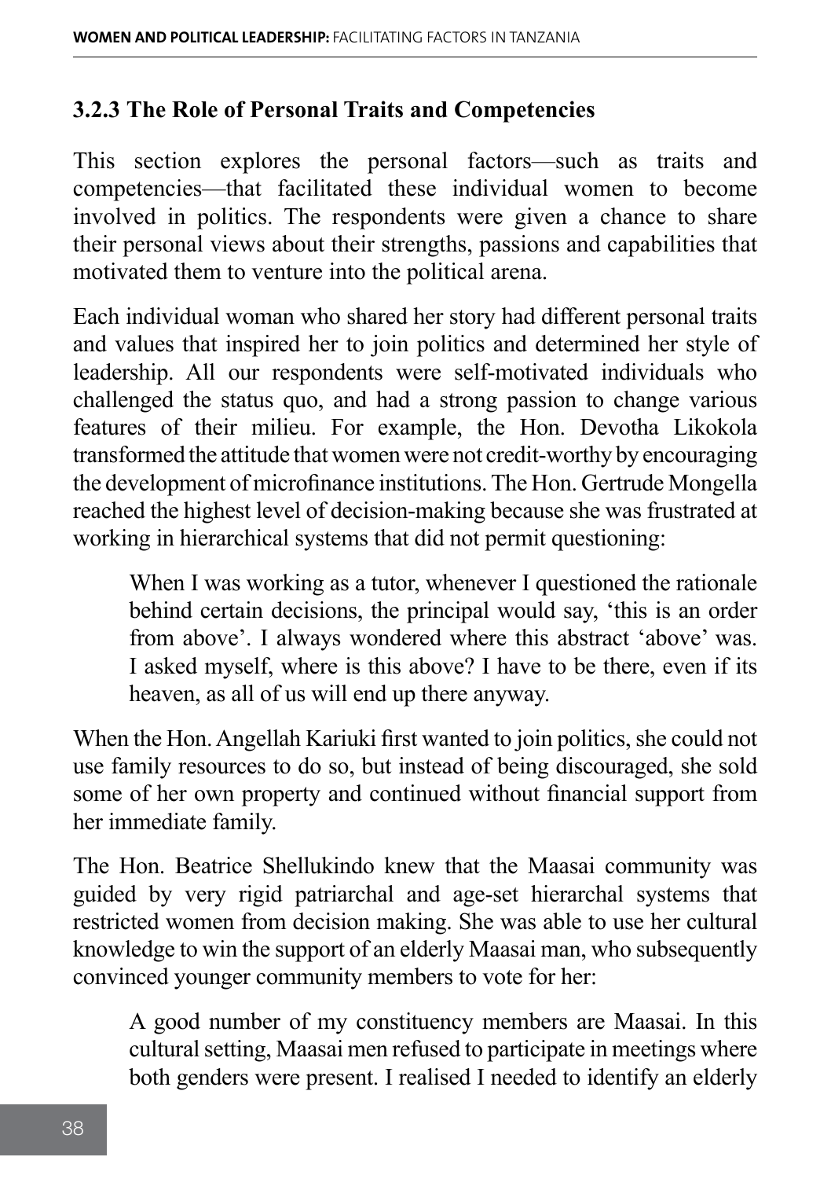### 3.2.3 The Role of Personal Traits and Competencies

This section explores the personal factors—such as traits and competencies—that facilitated these individual women to become involved in politics. The respondents were given a chance to share their personal views about their strengths, passions and capabilities that motivated them to venture into the political arena.

Each individual woman who shared her story had different personal traits and values that inspired her to join politics and determined her style of leadership. All our respondents were self-motivated individuals who challenged the status quo, and had a strong passion to change various features of their milieu. For example, the Hon. Devotha Likokola transformed the attitude that women were not credit-worthy by encouraging the development of microfinance institutions. The Hon. Gertrude Mongella reached the highest level of decision-making because she was frustrated at working in hierarchical systems that did not permit questioning:

> When I was working as a tutor, whenever I questioned the rationale behind certain decisions, the principal would say, 'this is an order from above'. I always wondered where this abstract 'above' was. I asked myself, where is this above? I have to be there, even if its heaven, as all of us will end up there anyway.

When the Hon. Angellah Kariuki first wanted to join politics, she could not use family resources to do so, but instead of being discouraged, she sold some of her own property and continued without financial support from her immediate family.

The Hon. Beatrice Shellukindo knew that the Maasai community was guided by very rigid patriarchal and age-set hierarchal systems that restricted women from decision making. She was able to use her cultural knowledge to win the support of an elderly Maasai man, who subsequently convinced younger community members to vote for her:

> A good number of my constituency members are Maasai. In this cultural setting, Maasai men refused to participate in meetings where both genders were present. I realised I needed to identify an elderly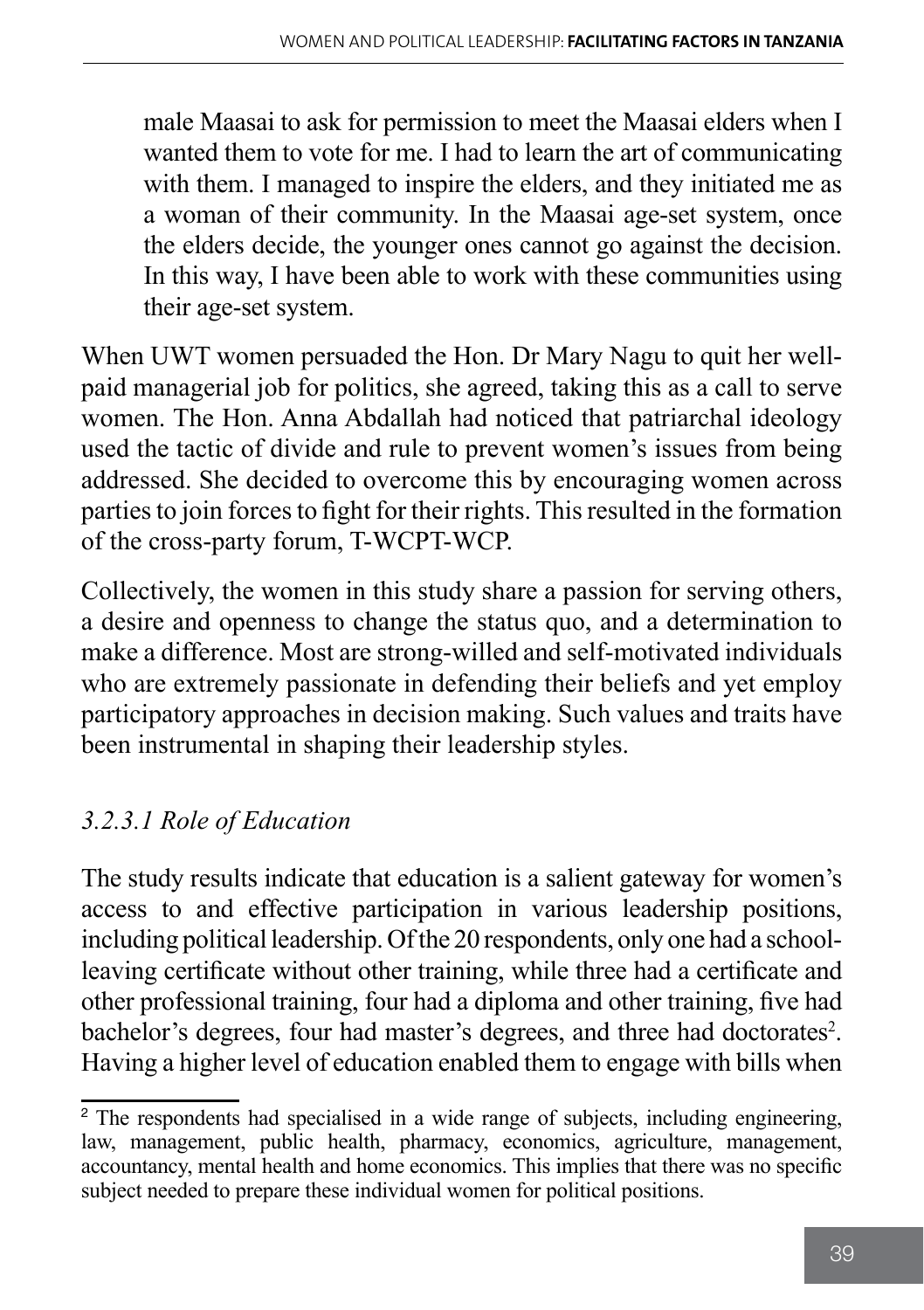> male Maasai to ask for permission to meet the Maasai elders when I wanted them to vote for me. I had to learn the art of communicating with them. I managed to inspire the elders, and they initiated me as a woman of their community. In the Maasai age-set system, once the elders decide, the younger ones cannot go against the decision. In this way, I have been able to work with these communities using their age-set system.

When UWT women persuaded the Hon. Dr Mary Nagu to quit her well-paid managerial job for politics, she agreed, taking this as a call to serve women. The Hon. Anna Abdallah had noticed that patriarchal ideology used the tactic of divide and rule to prevent women's issues from being addressed. She decided to overcome this by encouraging women across parties to join forces to fight for their rights. This resulted in the formation of the cross-party forum, T-WCPT-WCP.

Collectively, the women in this study share a passion for serving others, a desire and openness to change the status quo, and a determination to make a difference. Most are strong-willed and self-motivated individuals who are extremely passionate in defending their beliefs and yet employ participatory approaches in decision making. Such values and traits have been instrumental in shaping their leadership styles.

#### *3.2.3.1 Role of Education*

The study results indicate that education is a salient gateway for women's access to and effective participation in various leadership positions, including political leadership. Of the 20 respondents, only one had a school-leaving certificate without other training, while three had a certificate and other professional training, four had a diploma and other training, five had bachelor's degrees, four had master's degrees, and three had doctorates[2]. Having a higher level of education enabled them to engage with bills when

[2] The respondents had specialised in a wide range of subjects, including engineering, law, management, public health, pharmacy, economics, agriculture, management, accountancy, mental health and home economics. This implies that there was no specific subject needed to prepare these individual women for political positions.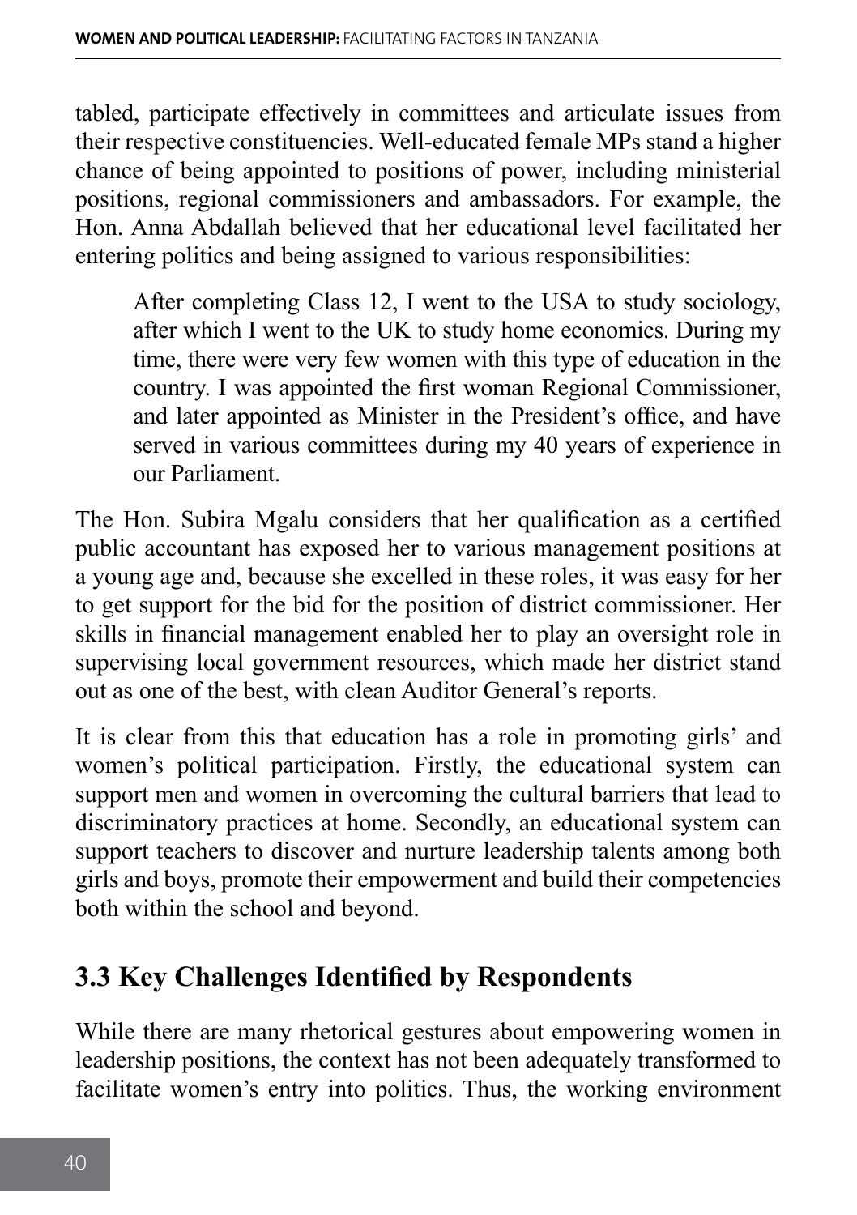tabled, participate effectively in committees and articulate issues from their respective constituencies. Well-educated female MPs stand a higher chance of being appointed to positions of power, including ministerial positions, regional commissioners and ambassadors. For example, the Hon. Anna Abdallah believed that her educational level facilitated her entering politics and being assigned to various responsibilities:

> After completing Class 12, I went to the USA to study sociology, after which I went to the UK to study home economics. During my time, there were very few women with this type of education in the country. I was appointed the first woman Regional Commissioner, and later appointed as Minister in the President's office, and have served in various committees during my 40 years of experience in our Parliament.

The Hon. Subira Mgalu considers that her qualification as a certified public accountant has exposed her to various management positions at a young age and, because she excelled in these roles, it was easy for her to get support for the bid for the position of district commissioner. Her skills in financial management enabled her to play an oversight role in supervising local government resources, which made her district stand out as one of the best, with clean Auditor General's reports.

It is clear from this that education has a role in promoting girls' and women's political participation. Firstly, the educational system can support men and women in overcoming the cultural barriers that lead to discriminatory practices at home. Secondly, an educational system can support teachers to discover and nurture leadership talents among both girls and boys, promote their empowerment and build their competencies both within the school and beyond.

## 3.3 Key Challenges Identified by Respondents

While there are many rhetorical gestures about empowering women in leadership positions, the context has not been adequately transformed to facilitate women's entry into politics. Thus, the working environment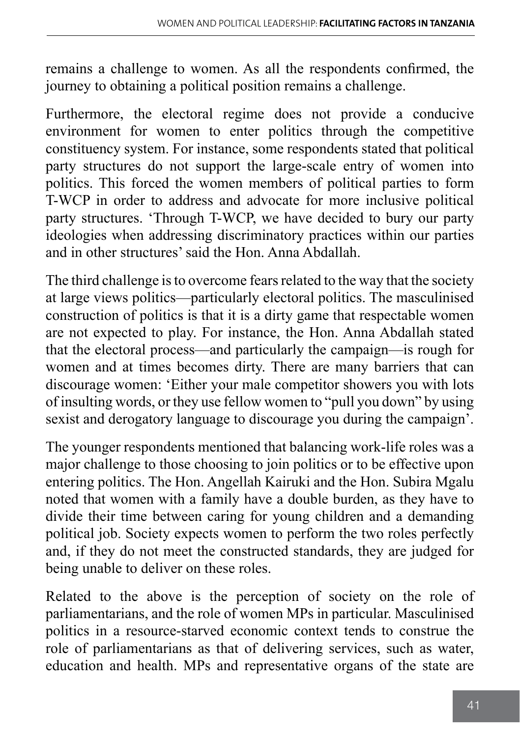remains a challenge to women. As all the respondents confirmed, the journey to obtaining a political position remains a challenge.

Furthermore, the electoral regime does not provide a conducive environment for women to enter politics through the competitive constituency system. For instance, some respondents stated that political party structures do not support the large-scale entry of women into politics. This forced the women members of political parties to form T-WCP in order to address and advocate for more inclusive political party structures. 'Through T-WCP, we have decided to bury our party ideologies when addressing discriminatory practices within our parties and in other structures' said the Hon. Anna Abdallah.

The third challenge is to overcome fears related to the way that the society at large views politics—particularly electoral politics. The masculinised construction of politics is that it is a dirty game that respectable women are not expected to play. For instance, the Hon. Anna Abdallah stated that the electoral process—and particularly the campaign—is rough for women and at times becomes dirty. There are many barriers that can discourage women: 'Either your male competitor showers you with lots of insulting words, or they use fellow women to "pull you down" by using sexist and derogatory language to discourage you during the campaign'.

The younger respondents mentioned that balancing work-life roles was a major challenge to those choosing to join politics or to be effective upon entering politics. The Hon. Angellah Kairuki and the Hon. Subira Mgalu noted that women with a family have a double burden, as they have to divide their time between caring for young children and a demanding political job. Society expects women to perform the two roles perfectly and, if they do not meet the constructed standards, they are judged for being unable to deliver on these roles.

Related to the above is the perception of society on the role of parliamentarians, and the role of women MPs in particular. Masculinised politics in a resource-starved economic context tends to construe the role of parliamentarians as that of delivering services, such as water, education and health. MPs and representative organs of the state are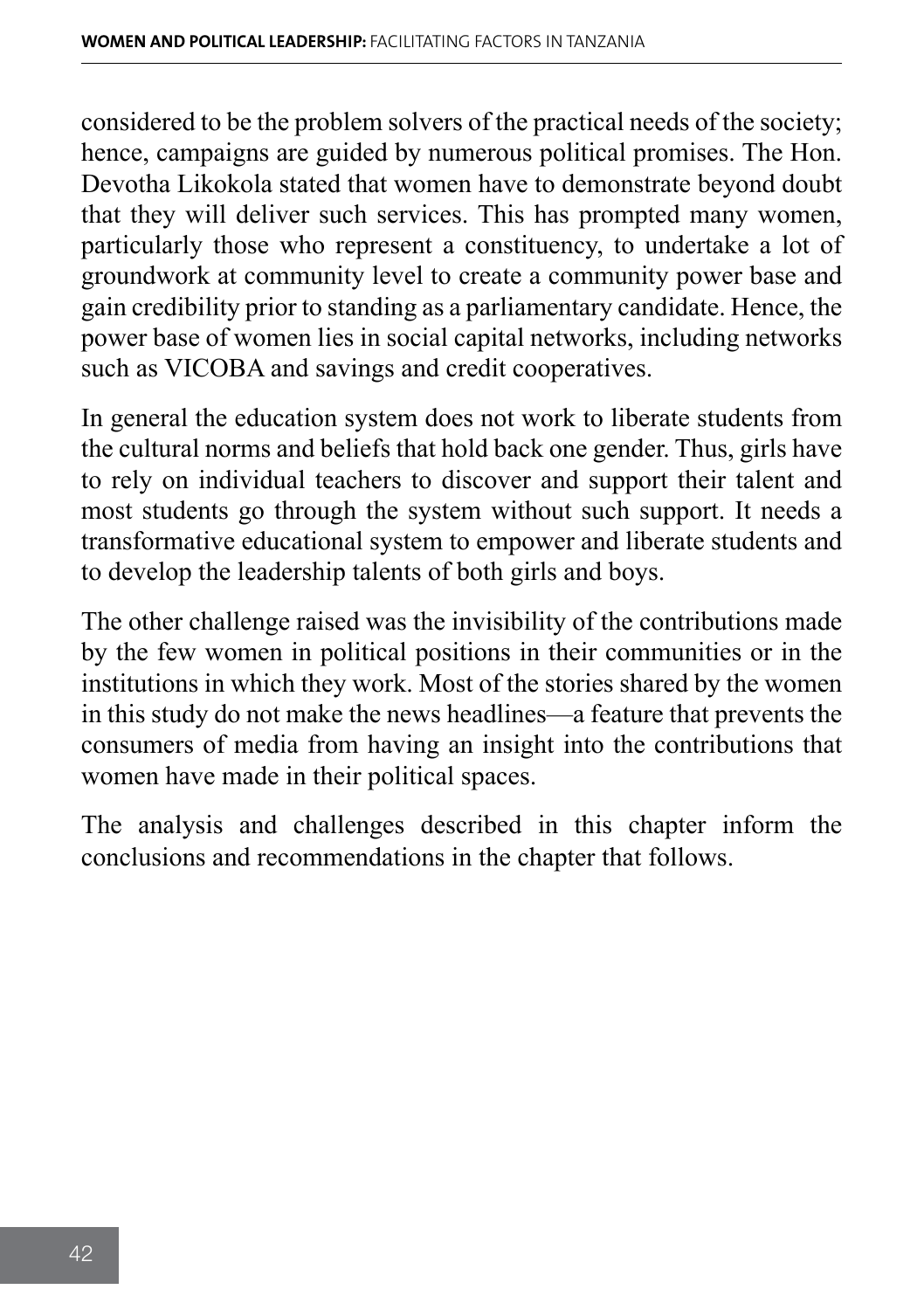considered to be the problem solvers of the practical needs of the society; hence, campaigns are guided by numerous political promises. The Hon. Devotha Likokola stated that women have to demonstrate beyond doubt that they will deliver such services. This has prompted many women, particularly those who represent a constituency, to undertake a lot of groundwork at community level to create a community power base and gain credibility prior to standing as a parliamentary candidate. Hence, the power base of women lies in social capital networks, including networks such as VICOBA and savings and credit cooperatives.

In general the education system does not work to liberate students from the cultural norms and beliefs that hold back one gender. Thus, girls have to rely on individual teachers to discover and support their talent and most students go through the system without such support. It needs a transformative educational system to empower and liberate students and to develop the leadership talents of both girls and boys.

The other challenge raised was the invisibility of the contributions made by the few women in political positions in their communities or in the institutions in which they work. Most of the stories shared by the women in this study do not make the news headlines—a feature that prevents the consumers of media from having an insight into the contributions that women have made in their political spaces.

The analysis and challenges described in this chapter inform the conclusions and recommendations in the chapter that follows.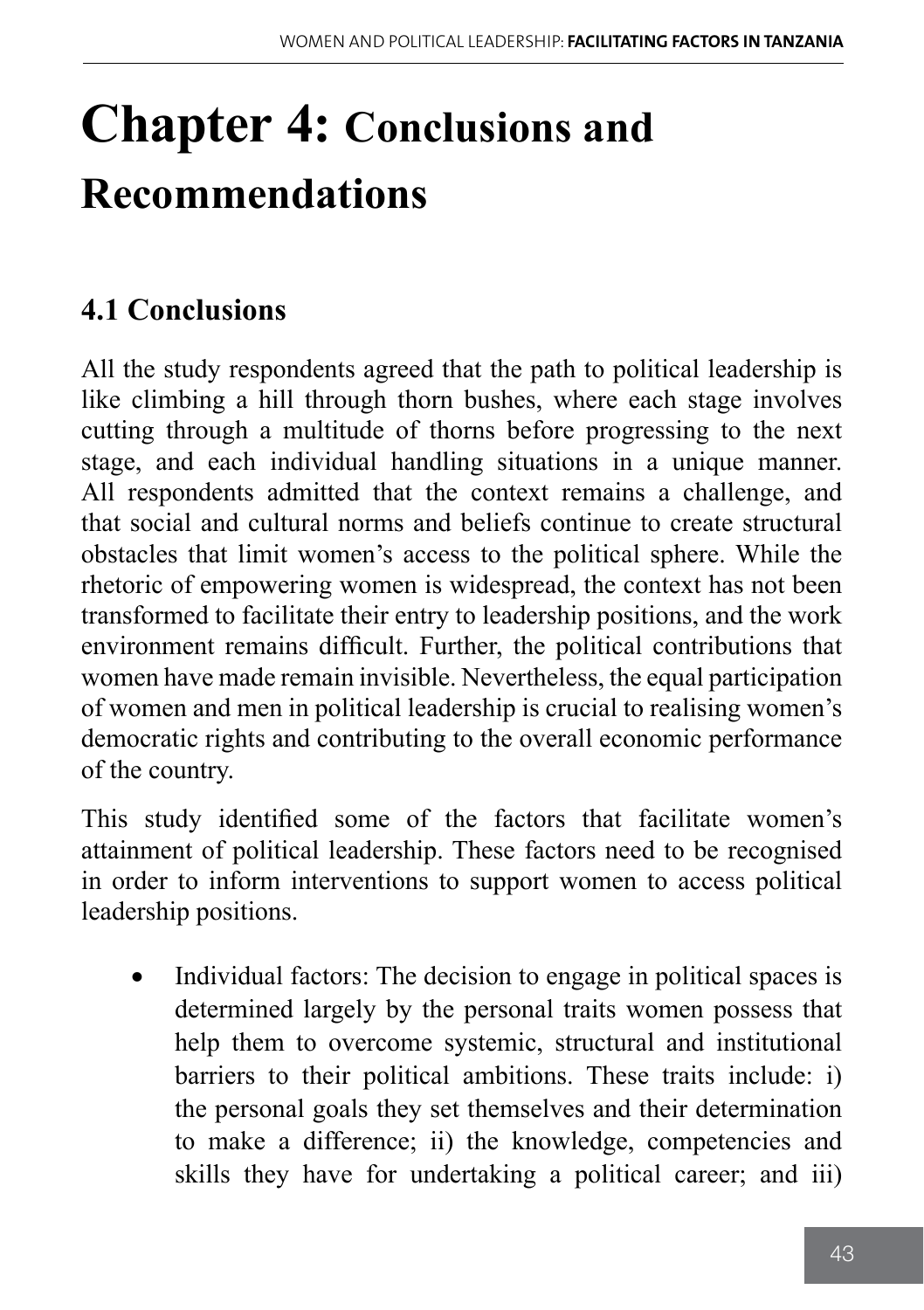# Chapter 4: Conclusions and Recommendations

## 4.1 Conclusions

All the study respondents agreed that the path to political leadership is like climbing a hill through thorn bushes, where each stage involves cutting through a multitude of thorns before progressing to the next stage, and each individual handling situations in a unique manner. All respondents admitted that the context remains a challenge, and that social and cultural norms and beliefs continue to create structural obstacles that limit women's access to the political sphere. While the rhetoric of empowering women is widespread, the context has not been transformed to facilitate their entry to leadership positions, and the work environment remains difficult. Further, the political contributions that women have made remain invisible. Nevertheless, the equal participation of women and men in political leadership is crucial to realising women's democratic rights and contributing to the overall economic performance of the country.

This study identified some of the factors that facilitate women's attainment of political leadership. These factors need to be recognised in order to inform interventions to support women to access political leadership positions.

- Individual factors: The decision to engage in political spaces is determined largely by the personal traits women possess that help them to overcome systemic, structural and institutional barriers to their political ambitions. These traits include: i) the personal goals they set themselves and their determination to make a difference; ii) the knowledge, competencies and skills they have for undertaking a political career; and iii)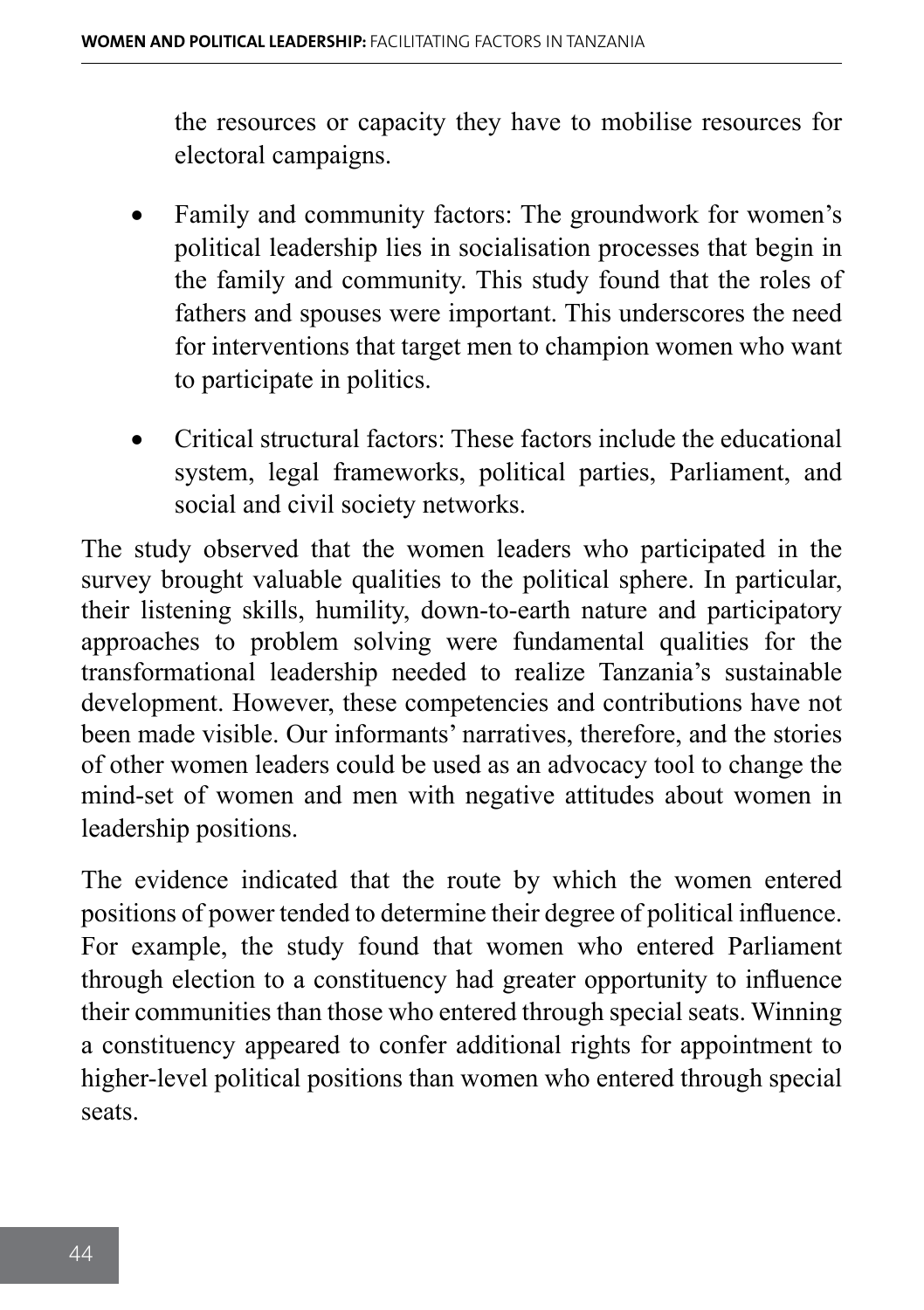the resources or capacity they have to mobilise resources for electoral campaigns.

- Family and community factors: The groundwork for women's political leadership lies in socialisation processes that begin in the family and community. This study found that the roles of fathers and spouses were important. This underscores the need for interventions that target men to champion women who want to participate in politics.
- Critical structural factors: These factors include the educational system, legal frameworks, political parties, Parliament, and social and civil society networks.

The study observed that the women leaders who participated in the survey brought valuable qualities to the political sphere. In particular, their listening skills, humility, down-to-earth nature and participatory approaches to problem solving were fundamental qualities for the transformational leadership needed to realize Tanzania's sustainable development. However, these competencies and contributions have not been made visible. Our informants' narratives, therefore, and the stories of other women leaders could be used as an advocacy tool to change the mind-set of women and men with negative attitudes about women in leadership positions.

The evidence indicated that the route by which the women entered positions of power tended to determine their degree of political influence. For example, the study found that women who entered Parliament through election to a constituency had greater opportunity to influence their communities than those who entered through special seats. Winning a constituency appeared to confer additional rights for appointment to higher-level political positions than women who entered through special seats.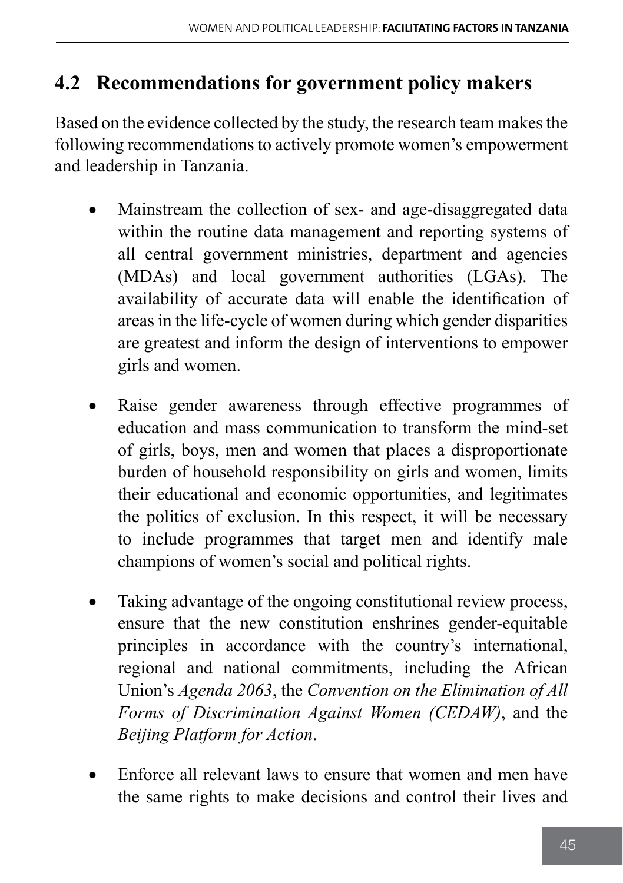## 4.2 Recommendations for government policy makers

Based on the evidence collected by the study, the research team makes the following recommendations to actively promote women's empowerment and leadership in Tanzania.

- Mainstream the collection of sex- and age-disaggregated data within the routine data management and reporting systems of all central government ministries, department and agencies (MDAs) and local government authorities (LGAs). The availability of accurate data will enable the identification of areas in the life-cycle of women during which gender disparities are greatest and inform the design of interventions to empower girls and women.

- Raise gender awareness through effective programmes of education and mass communication to transform the mind-set of girls, boys, men and women that places a disproportionate burden of household responsibility on girls and women, limits their educational and economic opportunities, and legitimates the politics of exclusion. In this respect, it will be necessary to include programmes that target men and identify male champions of women's social and political rights.

- Taking advantage of the ongoing constitutional review process, ensure that the new constitution enshrines gender-equitable principles in accordance with the country's international, regional and national commitments, including the African Union's *Agenda 2063*, the *Convention on the Elimination of All Forms of Discrimination Against Women (CEDAW)*, and the *Beijing Platform for Action*.

- Enforce all relevant laws to ensure that women and men have the same rights to make decisions and control their lives and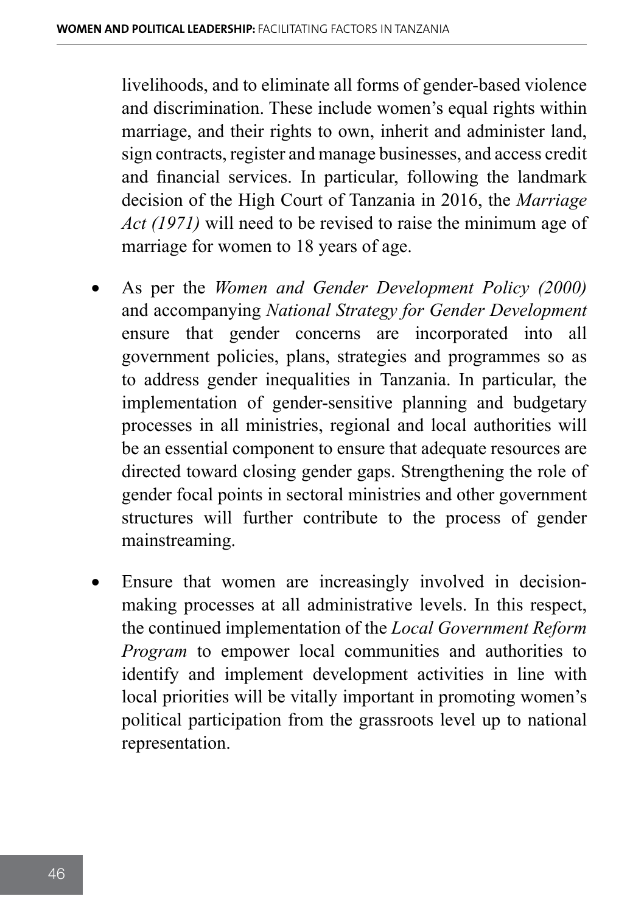livelihoods, and to eliminate all forms of gender-based violence and discrimination. These include women's equal rights within marriage, and their rights to own, inherit and administer land, sign contracts, register and manage businesses, and access credit and financial services. In particular, following the landmark decision of the High Court of Tanzania in 2016, the *Marriage Act (1971)* will need to be revised to raise the minimum age of marriage for women to 18 years of age.

- As per the *Women and Gender Development Policy (2000)* and accompanying *National Strategy for Gender Development* ensure that gender concerns are incorporated into all government policies, plans, strategies and programmes so as to address gender inequalities in Tanzania. In particular, the implementation of gender-sensitive planning and budgetary processes in all ministries, regional and local authorities will be an essential component to ensure that adequate resources are directed toward closing gender gaps. Strengthening the role of gender focal points in sectoral ministries and other government structures will further contribute to the process of gender mainstreaming.

- Ensure that women are increasingly involved in decision-making processes at all administrative levels. In this respect, the continued implementation of the *Local Government Reform Program* to empower local communities and authorities to identify and implement development activities in line with local priorities will be vitally important in promoting women's political participation from the grassroots level up to national representation.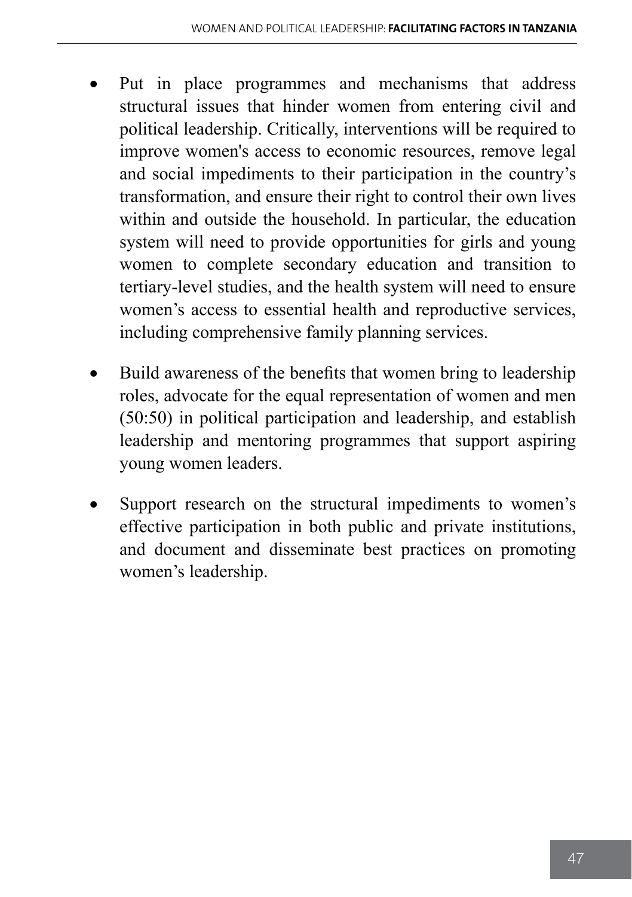- Put in place programmes and mechanisms that address structural issues that hinder women from entering civil and political leadership. Critically, interventions will be required to improve women's access to economic resources, remove legal and social impediments to their participation in the country's transformation, and ensure their right to control their own lives within and outside the household. In particular, the education system will need to provide opportunities for girls and young women to complete secondary education and transition to tertiary-level studies, and the health system will need to ensure women's access to essential health and reproductive services, including comprehensive family planning services.

- Build awareness of the benefits that women bring to leadership roles, advocate for the equal representation of women and men (50:50) in political participation and leadership, and establish leadership and mentoring programmes that support aspiring young women leaders.

- Support research on the structural impediments to women's effective participation in both public and private institutions, and document and disseminate best practices on promoting women's leadership.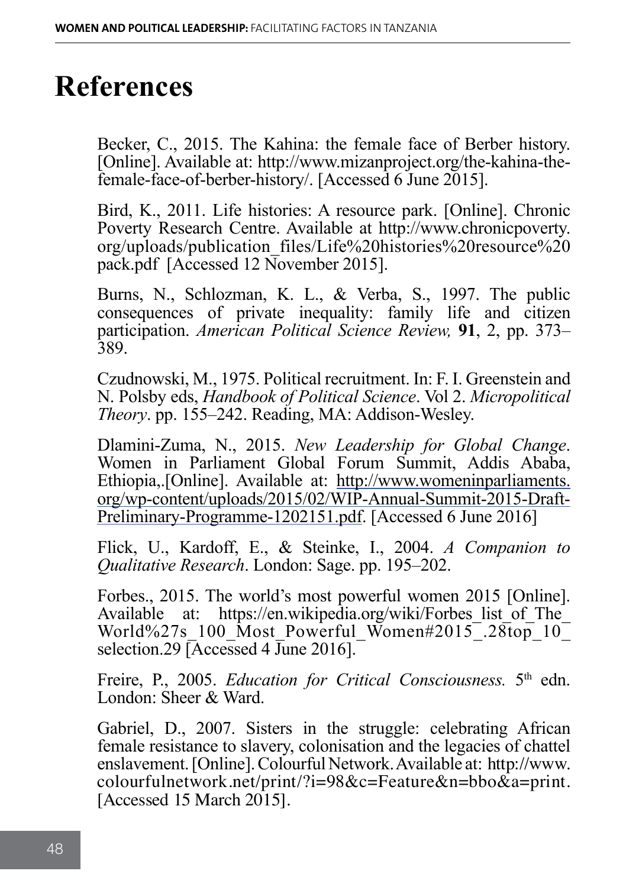# References

Becker, C., 2015. The Kahina: the female face of Berber history. [Online]. Available at: http://www.mizanproject.org/the-kahina-the-female-face-of-berber-history/. [Accessed 6 June 2015].

Bird, K., 2011. Life histories: A resource park. [Online]. Chronic Poverty Research Centre. Available at http://www.chronicpoverty.org/uploads/publication_files/Life%20histories%20resource%20pack.pdf [Accessed 12 November 2015].

Burns, N., Schlozman, K. L., & Verba, S., 1997. The public consequences of private inequality: family life and citizen participation. *American Political Science Review,* **91**, 2, pp. 373–389.

Czudnowski, M., 1975. Political recruitment. In: F. I. Greenstein and N. Polsby eds, *Handbook of Political Science*. Vol 2. *Micropolitical Theory*. pp. 155–242. Reading, MA: Addison-Wesley.

Dlamini-Zuma, N., 2015. *New Leadership for Global Change*. Women in Parliament Global Forum Summit, Addis Ababa, Ethiopia,.[Online]. Available at: http://www.womeninparliaments.org/wp-content/uploads/2015/02/WIP-Annual-Summit-2015-Draft-Preliminary-Programme-1202151.pdf. [Accessed 6 June 2016]

Flick, U., Kardoff, E., & Steinke, I., 2004. *A Companion to Qualitative Research*. London: Sage. pp. 195–202.

Forbes., 2015. The world's most powerful women 2015 [Online]. Available at: https://en.wikipedia.org/wiki/Forbes_list_of_The_World%27s_100_Most_Powerful_Women#2015_.28top_10_selection.29 [Accessed 4 June 2016].

Freire, P., 2005. *Education for Critical Consciousness.* 5th edn. London: Sheer & Ward.

Gabriel, D., 2007. Sisters in the struggle: celebrating African female resistance to slavery, colonisation and the legacies of chattel enslavement. [Online]. Colourful Network. Available at: http://www.colourfulnetwork.net/print/?i=98&c=Feature&n=bbo&a=print. [Accessed 15 March 2015].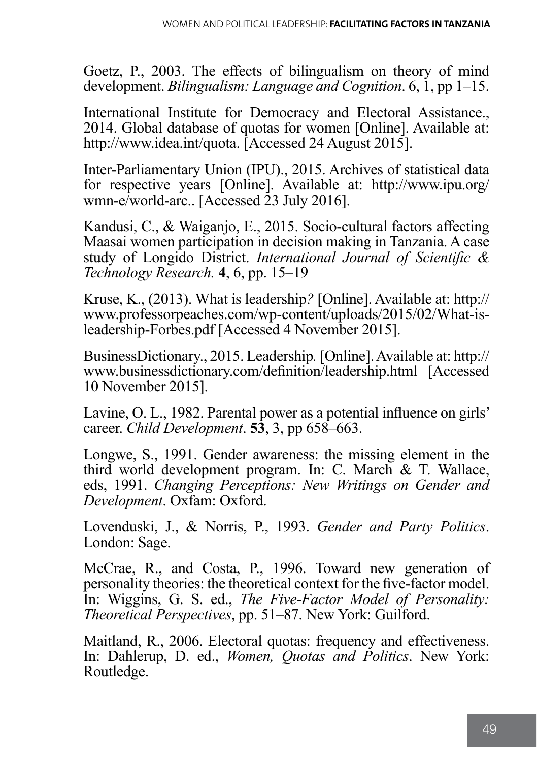Goetz, P., 2003. The effects of bilingualism on theory of mind development. *Bilingualism: Language and Cognition*. 6, 1, pp 1–15.

International Institute for Democracy and Electoral Assistance., 2014. Global database of quotas for women [Online]. Available at: http://www.idea.int/quota. [Accessed 24 August 2015].

Inter-Parliamentary Union (IPU)., 2015. Archives of statistical data for respective years [Online]. Available at: http://www.ipu.org/wmn-e/world-arc.. [Accessed 23 July 2016].

Kandusi, C., & Waiganjo, E., 2015. Socio-cultural factors affecting Maasai women participation in decision making in Tanzania. A case study of Longido District. *International Journal of Scientific & Technology Research.* **4**, 6, pp. 15–19

Kruse, K., (2013). What is leadership*?* [Online]. Available at: http://www.professorpeaches.com/wp-content/uploads/2015/02/What-is-leadership-Forbes.pdf [Accessed 4 November 2015].

BusinessDictionary., 2015. Leadership*.* [Online]. Available at: http://www.businessdictionary.com/definition/leadership.html [Accessed 10 November 2015].

Lavine, O. L., 1982. Parental power as a potential influence on girls' career. *Child Development*. **53**, 3, pp 658–663.

Longwe, S., 1991. Gender awareness: the missing element in the third world development program. In: C. March & T. Wallace, eds, 1991. *Changing Perceptions: New Writings on Gender and Development*. Oxfam: Oxford.

Lovenduski, J., & Norris, P., 1993. *Gender and Party Politics*. London: Sage.

McCrae, R., and Costa, P., 1996. Toward new generation of personality theories: the theoretical context for the five-factor model. In: Wiggins, G. S. ed., *The Five-Factor Model of Personality: Theoretical Perspectives*, pp. 51–87. New York: Guilford.

Maitland, R., 2006. Electoral quotas: frequency and effectiveness. In: Dahlerup, D. ed., *Women, Quotas and Politics*. New York: Routledge.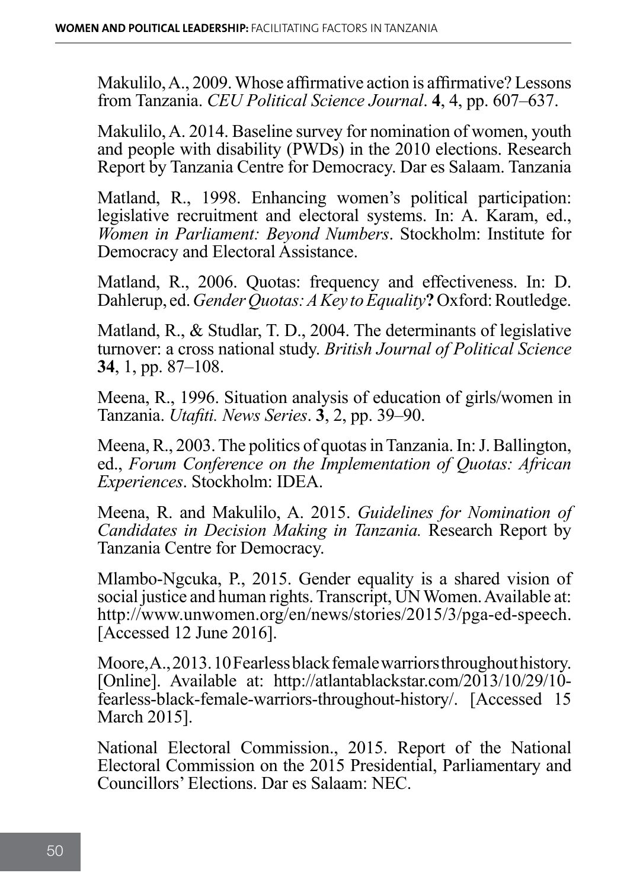Makulilo, A., 2009. Whose affirmative action is affirmative? Lessons from Tanzania. *CEU Political Science Journal*. **4**, 4, pp. 607–637.

Makulilo, A. 2014. Baseline survey for nomination of women, youth and people with disability (PWDs) in the 2010 elections. Research Report by Tanzania Centre for Democracy. Dar es Salaam. Tanzania

Matland, R., 1998. Enhancing women's political participation: legislative recruitment and electoral systems. In: A. Karam, ed., *Women in Parliament: Beyond Numbers*. Stockholm: Institute for Democracy and Electoral Assistance.

Matland, R., 2006. Quotas: frequency and effectiveness. In: D. Dahlerup, ed. *Gender Quotas: A Key to Equality***?** Oxford: Routledge.

Matland, R., & Studlar, T. D., 2004. The determinants of legislative turnover: a cross national study. *British Journal of Political Science* **34**, 1, pp. 87–108.

Meena, R., 1996. Situation analysis of education of girls/women in Tanzania. *Utafiti. News Series*. **3**, 2, pp. 39–90.

Meena, R., 2003. The politics of quotas in Tanzania. In: J. Ballington, ed., *Forum Conference on the Implementation of Quotas: African Experiences*. Stockholm: IDEA.

Meena, R. and Makulilo, A. 2015. *Guidelines for Nomination of Candidates in Decision Making in Tanzania.* Research Report by Tanzania Centre for Democracy.

Mlambo-Ngcuka, P., 2015. Gender equality is a shared vision of social justice and human rights. Transcript, UN Women. Available at: http://www.unwomen.org/en/news/stories/2015/3/pga-ed-speech. [Accessed 12 June 2016].

Moore, A., 2013. 10 Fearless black female warriors throughout history. [Online]. Available at: http://atlantablackstar.com/2013/10/29/10-fearless-black-female-warriors-throughout-history/. [Accessed 15 March 2015].

National Electoral Commission., 2015. Report of the National Electoral Commission on the 2015 Presidential, Parliamentary and Councillors' Elections. Dar es Salaam: NEC.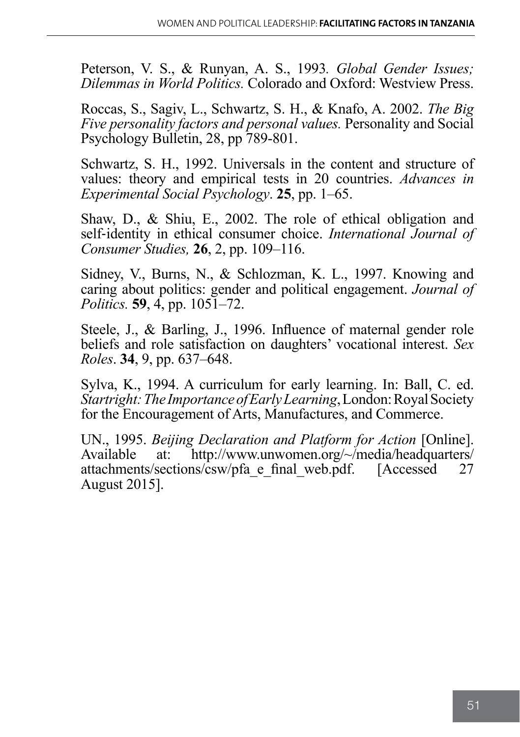Peterson, V. S., & Runyan, A. S., 1993. *Global Gender Issues; Dilemmas in World Politics.* Colorado and Oxford: Westview Press.

Roccas, S., Sagiv, L., Schwartz, S. H., & Knafo, A. 2002. *The Big Five personality factors and personal values.* Personality and Social Psychology Bulletin, 28, pp 789-801.

Schwartz, S. H., 1992. Universals in the content and structure of values: theory and empirical tests in 20 countries. *Advances in Experimental Social Psychology*. **25**, pp. 1–65.

Shaw, D., & Shiu, E., 2002. The role of ethical obligation and self-identity in ethical consumer choice. *International Journal of Consumer Studies,* **26**, 2, pp. 109–116.

Sidney, V., Burns, N., & Schlozman, K. L., 1997. Knowing and caring about politics: gender and political engagement. *Journal of Politics.* **59**, 4, pp. 1051–72.

Steele, J., & Barling, J., 1996. Influence of maternal gender role beliefs and role satisfaction on daughters' vocational interest. *Sex Roles*. **34**, 9, pp. 637–648.

Sylva, K., 1994. A curriculum for early learning. In: Ball, C. ed. *Startright: The Importance of Early Learning*, London: Royal Society for the Encouragement of Arts, Manufactures, and Commerce.

UN., 1995. *Beijing Declaration and Platform for Action* [Online]. Available at: http://www.unwomen.org/~/media/headquarters/attachments/sections/csw/pfa_e_final_web.pdf. [Accessed 27 August 2015].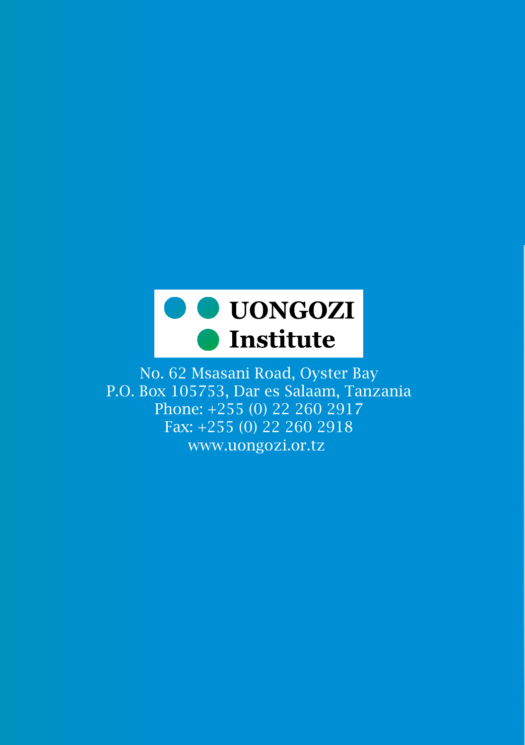**UONGOZI Institute**

No. 62 Msasani Road, Oyster Bay
P.O. Box 105753, Dar es Salaam, Tanzania
Phone: +255 (0) 22 260 2917
Fax: +255 (0) 22 260 2918
www.uongozi.or.tz